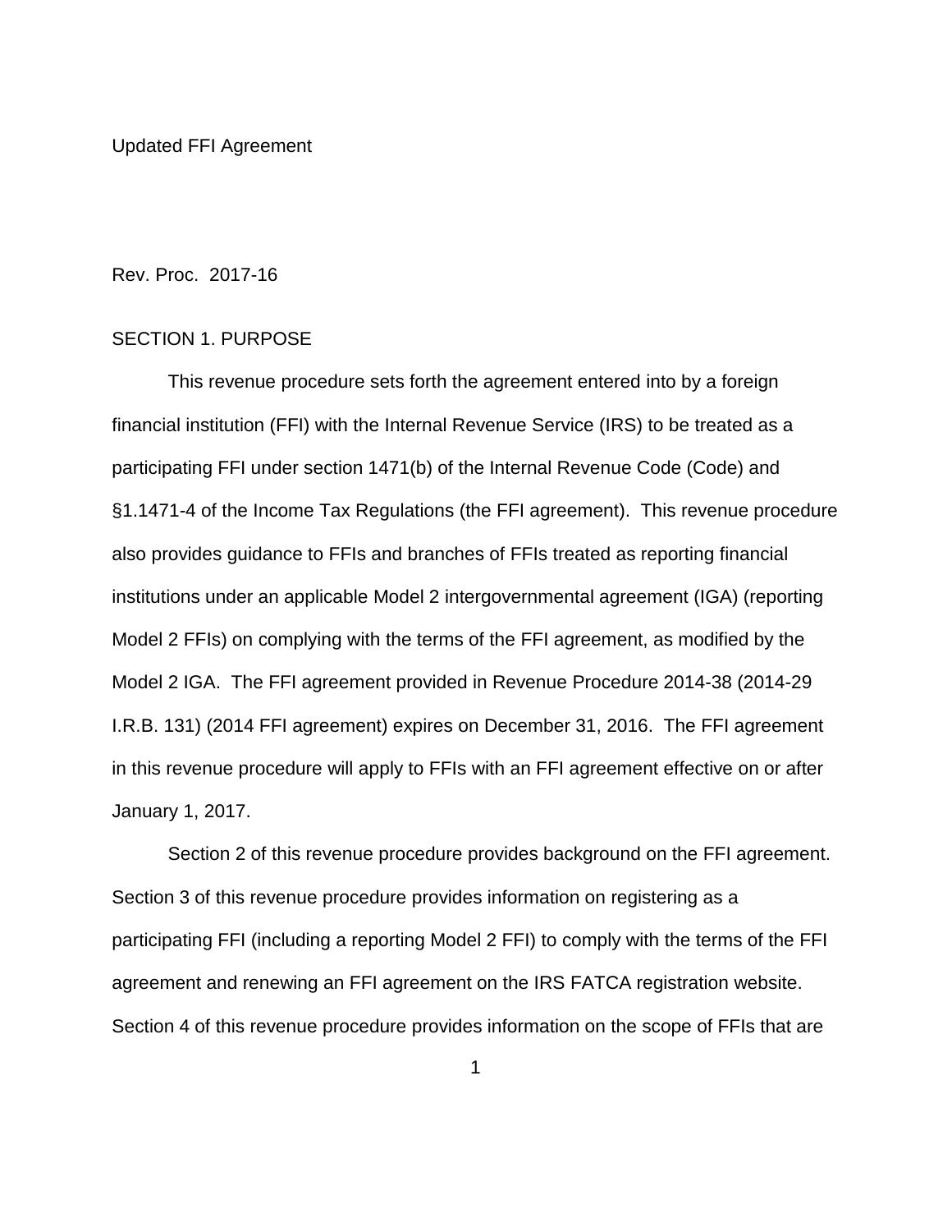Updated FFI Agreement

Rev. Proc. 2017-16

## SECTION 1. PURPOSE

This revenue procedure sets forth the agreement entered into by a foreign financial institution (FFI) with the Internal Revenue Service (IRS) to be treated as a participating FFI under section 1471(b) of the Internal Revenue Code (Code) and §1.1471-4 of the Income Tax Regulations (the FFI agreement). This revenue procedure also provides guidance to FFIs and branches of FFIs treated as reporting financial institutions under an applicable Model 2 intergovernmental agreement (IGA) (reporting Model 2 FFIs) on complying with the terms of the FFI agreement, as modified by the Model 2 IGA. The FFI agreement provided in Revenue Procedure 2014-38 (2014-29 I.R.B. 131) (2014 FFI agreement) expires on December 31, 2016. The FFI agreement in this revenue procedure will apply to FFIs with an FFI agreement effective on or after January 1, 2017.

Section 2 of this revenue procedure provides background on the FFI agreement. Section 3 of this revenue procedure provides information on registering as a participating FFI (including a reporting Model 2 FFI) to comply with the terms of the FFI agreement and renewing an FFI agreement on the IRS FATCA registration website. Section 4 of this revenue procedure provides information on the scope of FFIs that are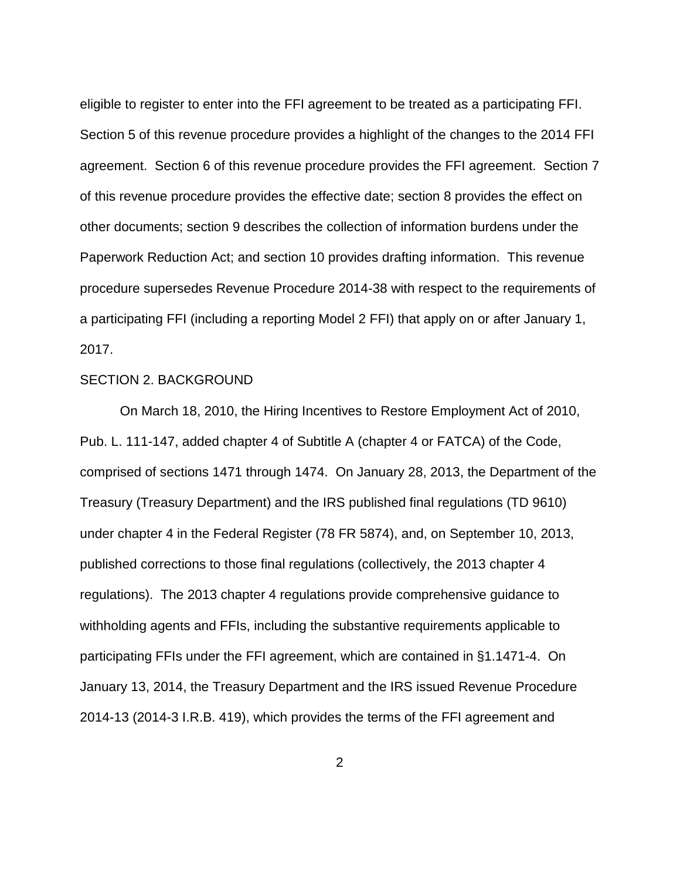eligible to register to enter into the FFI agreement to be treated as a participating FFI. Section 5 of this revenue procedure provides a highlight of the changes to the 2014 FFI agreement. Section 6 of this revenue procedure provides the FFI agreement. Section 7 of this revenue procedure provides the effective date; section 8 provides the effect on other documents; section 9 describes the collection of information burdens under the Paperwork Reduction Act; and section 10 provides drafting information. This revenue procedure supersedes Revenue Procedure 2014-38 with respect to the requirements of a participating FFI (including a reporting Model 2 FFI) that apply on or after January 1, 2017.

SECTION 2. BACKGROUND

On March 18, 2010, the Hiring Incentives to Restore Employment Act of 2010, Pub. L. 111-147, added chapter 4 of Subtitle A (chapter 4 or FATCA) of the Code, comprised of sections 1471 through 1474. On January 28, 2013, the Department of the Treasury (Treasury Department) and the IRS published final regulations (TD 9610) under chapter 4 in the Federal Register (78 FR 5874), and, on September 10, 2013, published corrections to those final regulations (collectively, the 2013 chapter 4 regulations). The 2013 chapter 4 regulations provide comprehensive guidance to withholding agents and FFIs, including the substantive requirements applicable to participating FFIs under the FFI agreement, which are contained in §1.1471-4. On January 13, 2014, the Treasury Department and the IRS issued Revenue Procedure 2014-13 (2014-3 I.R.B. 419), which provides the terms of the FFI agreement and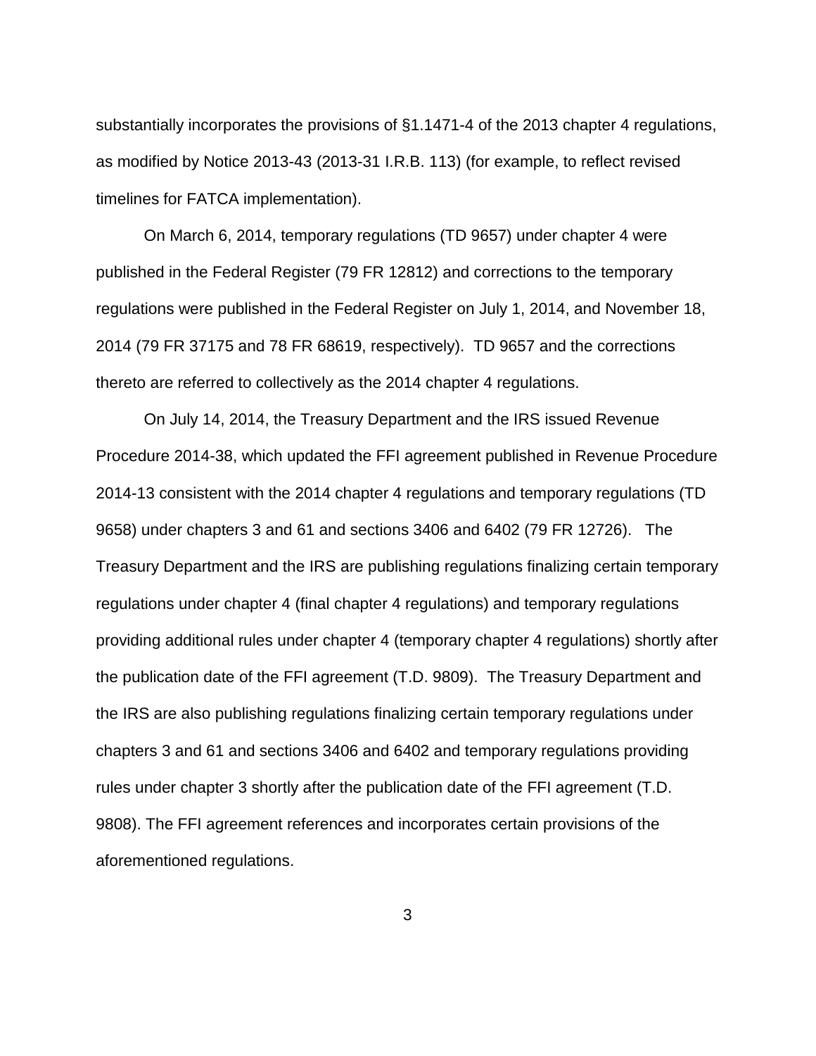substantially incorporates the provisions of §1.1471-4 of the 2013 chapter 4 regulations, as modified by Notice 2013-43 (2013-31 I.R.B. 113) (for example, to reflect revised timelines for FATCA implementation).

On March 6, 2014, temporary regulations (TD 9657) under chapter 4 were published in the Federal Register (79 FR 12812) and corrections to the temporary regulations were published in the Federal Register on July 1, 2014, and November 18, 2014 (79 FR 37175 and 78 FR 68619, respectively). TD 9657 and the corrections thereto are referred to collectively as the 2014 chapter 4 regulations.

On July 14, 2014, the Treasury Department and the IRS issued Revenue Procedure 2014-38, which updated the FFI agreement published in Revenue Procedure 2014-13 consistent with the 2014 chapter 4 regulations and temporary regulations (TD 9658) under chapters 3 and 61 and sections 3406 and 6402 (79 FR 12726). The Treasury Department and the IRS are publishing regulations finalizing certain temporary regulations under chapter 4 (final chapter 4 regulations) and temporary regulations providing additional rules under chapter 4 (temporary chapter 4 regulations) shortly after the publication date of the FFI agreement (T.D. 9809). The Treasury Department and the IRS are also publishing regulations finalizing certain temporary regulations under chapters 3 and 61 and sections 3406 and 6402 and temporary regulations providing rules under chapter 3 shortly after the publication date of the FFI agreement (T.D. 9808). The FFI agreement references and incorporates certain provisions of the aforementioned regulations.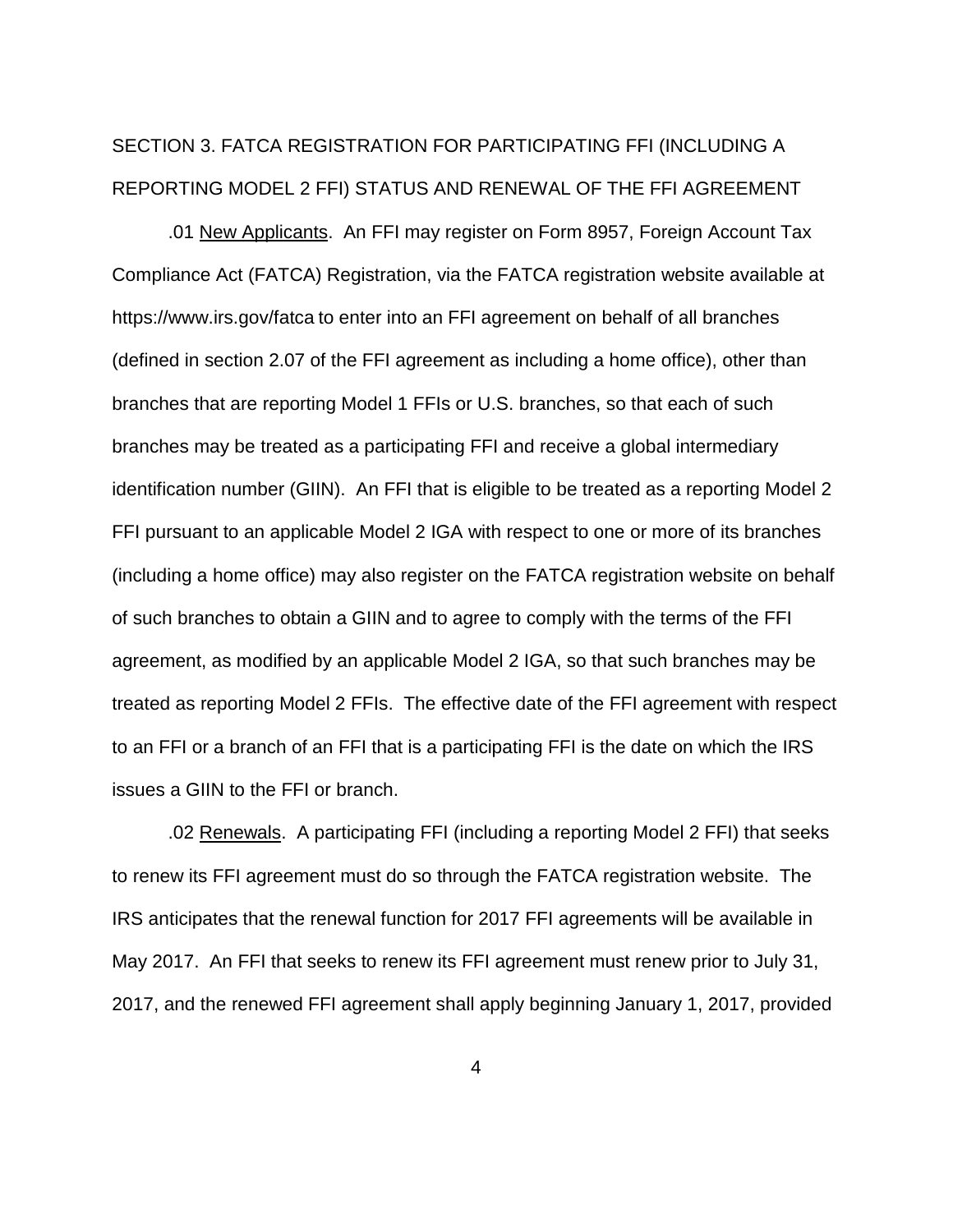## SECTION 3. FATCA REGISTRATION FOR PARTICIPATING FFI (INCLUDING A REPORTING MODEL 2 FFI) STATUS AND RENEWAL OF THE FFI AGREEMENT

.01 New Applicants. An FFI may register on Form 8957, Foreign Account Tax Compliance Act (FATCA) Registration, via the FATCA registration website available at https://www.irs.gov/fatca to enter into an FFI agreement on behalf of all branches (defined in section 2.07 of the FFI agreement as including a home office), other than branches that are reporting Model 1 FFIs or U.S. branches, so that each of such branches may be treated as a participating FFI and receive a global intermediary identification number (GIIN). An FFI that is eligible to be treated as a reporting Model 2 FFI pursuant to an applicable Model 2 IGA with respect to one or more of its branches (including a home office) may also register on the FATCA registration website on behalf of such branches to obtain a GIIN and to agree to comply with the terms of the FFI agreement, as modified by an applicable Model 2 IGA, so that such branches may be treated as reporting Model 2 FFIs. The effective date of the FFI agreement with respect to an FFI or a branch of an FFI that is a participating FFI is the date on which the IRS issues a GIIN to the FFI or branch.

.02 Renewals. A participating FFI (including a reporting Model 2 FFI) that seeks to renew its FFI agreement must do so through the FATCA registration website. The IRS anticipates that the renewal function for 2017 FFI agreements will be available in May 2017. An FFI that seeks to renew its FFI agreement must renew prior to July 31, 2017, and the renewed FFI agreement shall apply beginning January 1, 2017, provided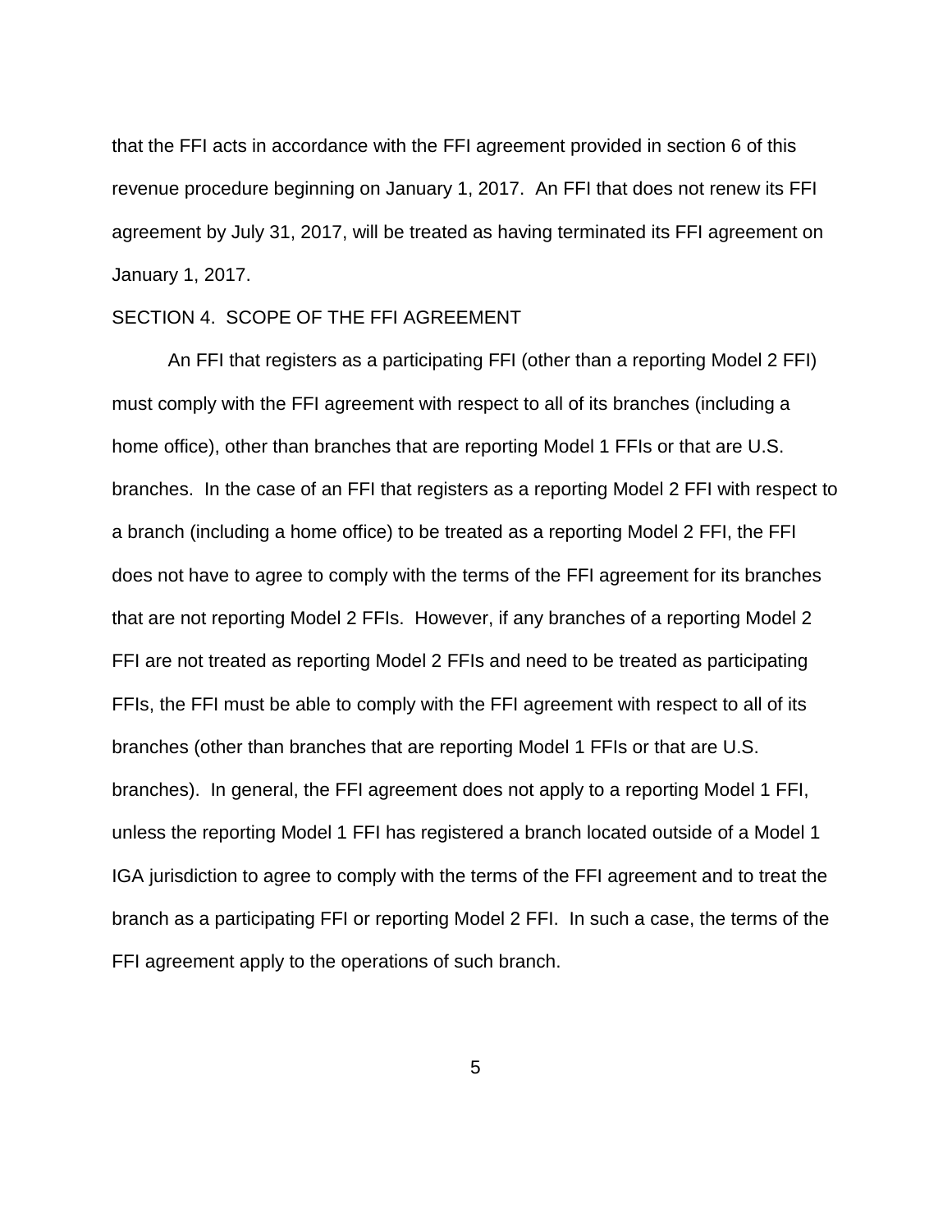that the FFI acts in accordance with the FFI agreement provided in section 6 of this revenue procedure beginning on January 1, 2017. An FFI that does not renew its FFI agreement by July 31, 2017, will be treated as having terminated its FFI agreement on January 1, 2017.

## SECTION 4. SCOPE OF THE FFI AGREEMENT

An FFI that registers as a participating FFI (other than a reporting Model 2 FFI) must comply with the FFI agreement with respect to all of its branches (including a home office), other than branches that are reporting Model 1 FFIs or that are U.S. branches. In the case of an FFI that registers as a reporting Model 2 FFI with respect to a branch (including a home office) to be treated as a reporting Model 2 FFI, the FFI does not have to agree to comply with the terms of the FFI agreement for its branches that are not reporting Model 2 FFIs. However, if any branches of a reporting Model 2 FFI are not treated as reporting Model 2 FFIs and need to be treated as participating FFIs, the FFI must be able to comply with the FFI agreement with respect to all of its branches (other than branches that are reporting Model 1 FFIs or that are U.S. branches). In general, the FFI agreement does not apply to a reporting Model 1 FFI, unless the reporting Model 1 FFI has registered a branch located outside of a Model 1 IGA jurisdiction to agree to comply with the terms of the FFI agreement and to treat the branch as a participating FFI or reporting Model 2 FFI. In such a case, the terms of the FFI agreement apply to the operations of such branch.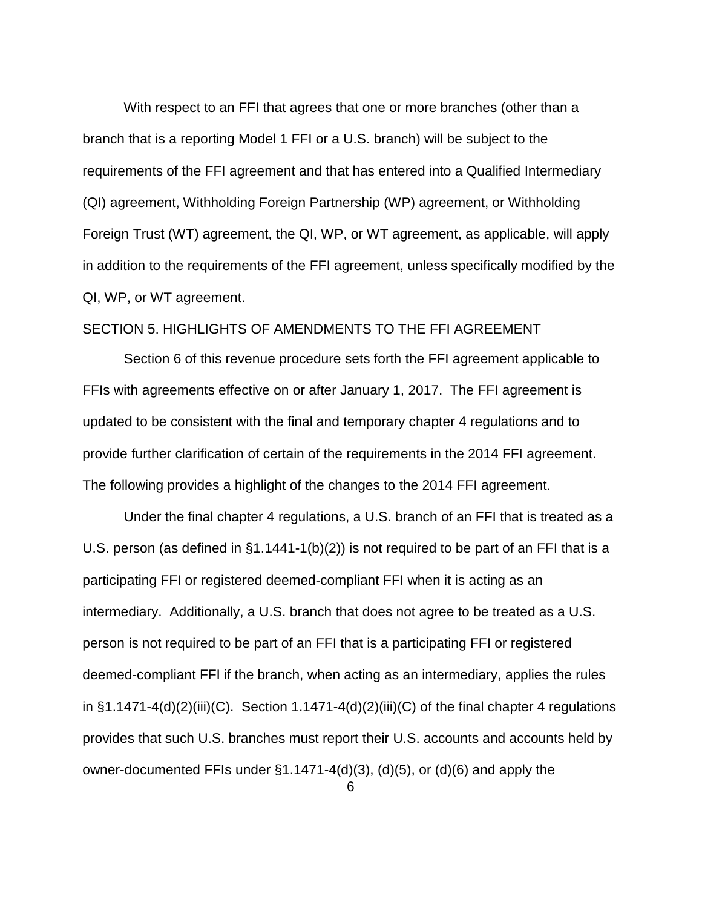With respect to an FFI that agrees that one or more branches (other than a branch that is a reporting Model 1 FFI or a U.S. branch) will be subject to the requirements of the FFI agreement and that has entered into a Qualified Intermediary (QI) agreement, Withholding Foreign Partnership (WP) agreement, or Withholding Foreign Trust (WT) agreement, the QI, WP, or WT agreement, as applicable, will apply in addition to the requirements of the FFI agreement, unless specifically modified by the QI, WP, or WT agreement.

## SECTION 5. HIGHLIGHTS OF AMENDMENTS TO THE FFI AGREEMENT

Section 6 of this revenue procedure sets forth the FFI agreement applicable to FFIs with agreements effective on or after January 1, 2017. The FFI agreement is updated to be consistent with the final and temporary chapter 4 regulations and to provide further clarification of certain of the requirements in the 2014 FFI agreement. The following provides a highlight of the changes to the 2014 FFI agreement.

Under the final chapter 4 regulations, a U.S. branch of an FFI that is treated as a U.S. person (as defined in §1.1441-1(b)(2)) is not required to be part of an FFI that is a participating FFI or registered deemed-compliant FFI when it is acting as an intermediary. Additionally, a U.S. branch that does not agree to be treated as a U.S. person is not required to be part of an FFI that is a participating FFI or registered deemed-compliant FFI if the branch, when acting as an intermediary, applies the rules in §1.1471-4(d)(2)(iii)(C). Section 1.1471-4(d)(2)(iii)(C) of the final chapter 4 regulations provides that such U.S. branches must report their U.S. accounts and accounts held by owner-documented FFIs under §1.1471-4(d)(3), (d)(5), or (d)(6) and apply the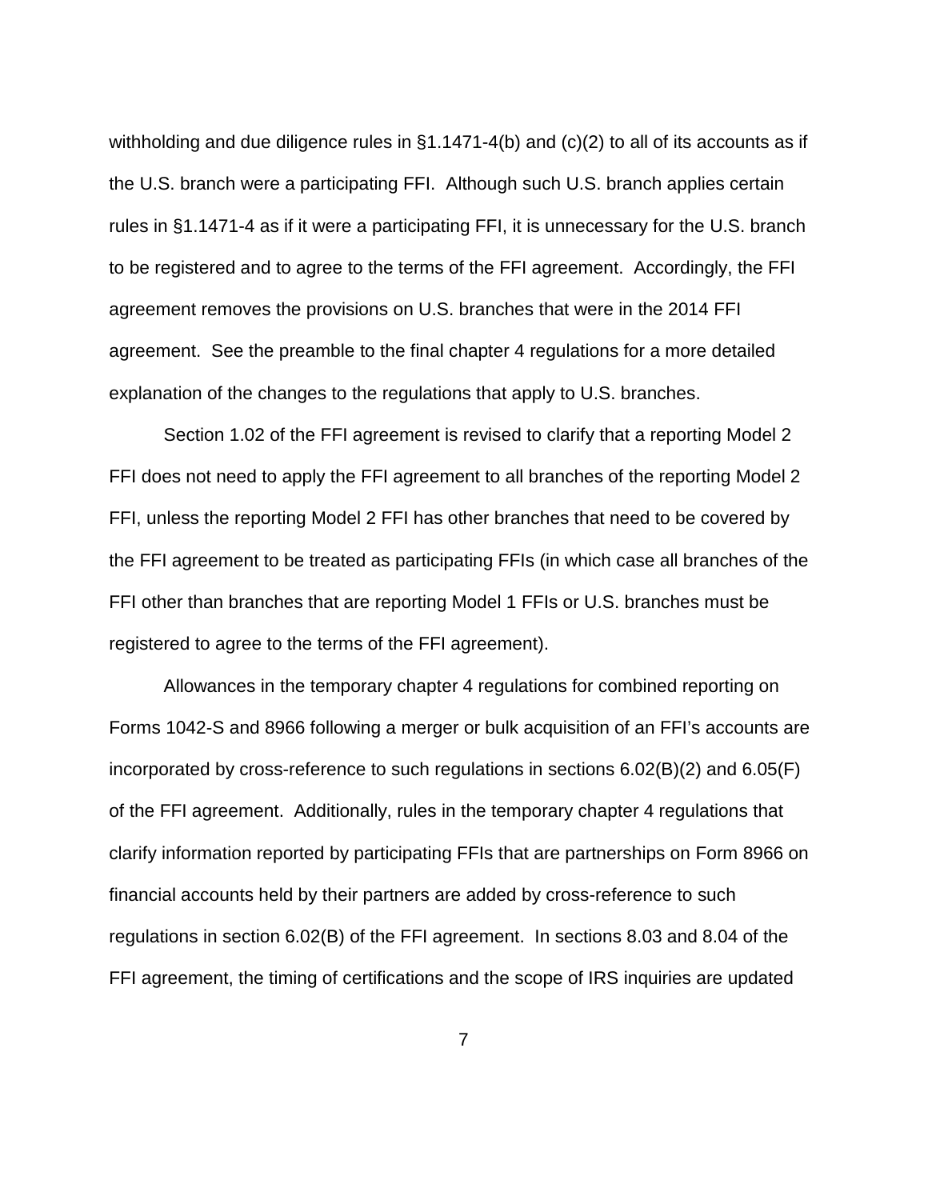withholding and due diligence rules in §1.1471-4(b) and (c)(2) to all of its accounts as if the U.S. branch were a participating FFI. Although such U.S. branch applies certain rules in §1.1471-4 as if it were a participating FFI, it is unnecessary for the U.S. branch to be registered and to agree to the terms of the FFI agreement. Accordingly, the FFI agreement removes the provisions on U.S. branches that were in the 2014 FFI agreement. See the preamble to the final chapter 4 regulations for a more detailed explanation of the changes to the regulations that apply to U.S. branches.

Section 1.02 of the FFI agreement is revised to clarify that a reporting Model 2 FFI does not need to apply the FFI agreement to all branches of the reporting Model 2 FFI, unless the reporting Model 2 FFI has other branches that need to be covered by the FFI agreement to be treated as participating FFIs (in which case all branches of the FFI other than branches that are reporting Model 1 FFIs or U.S. branches must be registered to agree to the terms of the FFI agreement).

Allowances in the temporary chapter 4 regulations for combined reporting on Forms 1042-S and 8966 following a merger or bulk acquisition of an FFI's accounts are incorporated by cross-reference to such regulations in sections 6.02(B)(2) and 6.05(F) of the FFI agreement. Additionally, rules in the temporary chapter 4 regulations that clarify information reported by participating FFIs that are partnerships on Form 8966 on financial accounts held by their partners are added by cross-reference to such regulations in section 6.02(B) of the FFI agreement. In sections 8.03 and 8.04 of the FFI agreement, the timing of certifications and the scope of IRS inquiries are updated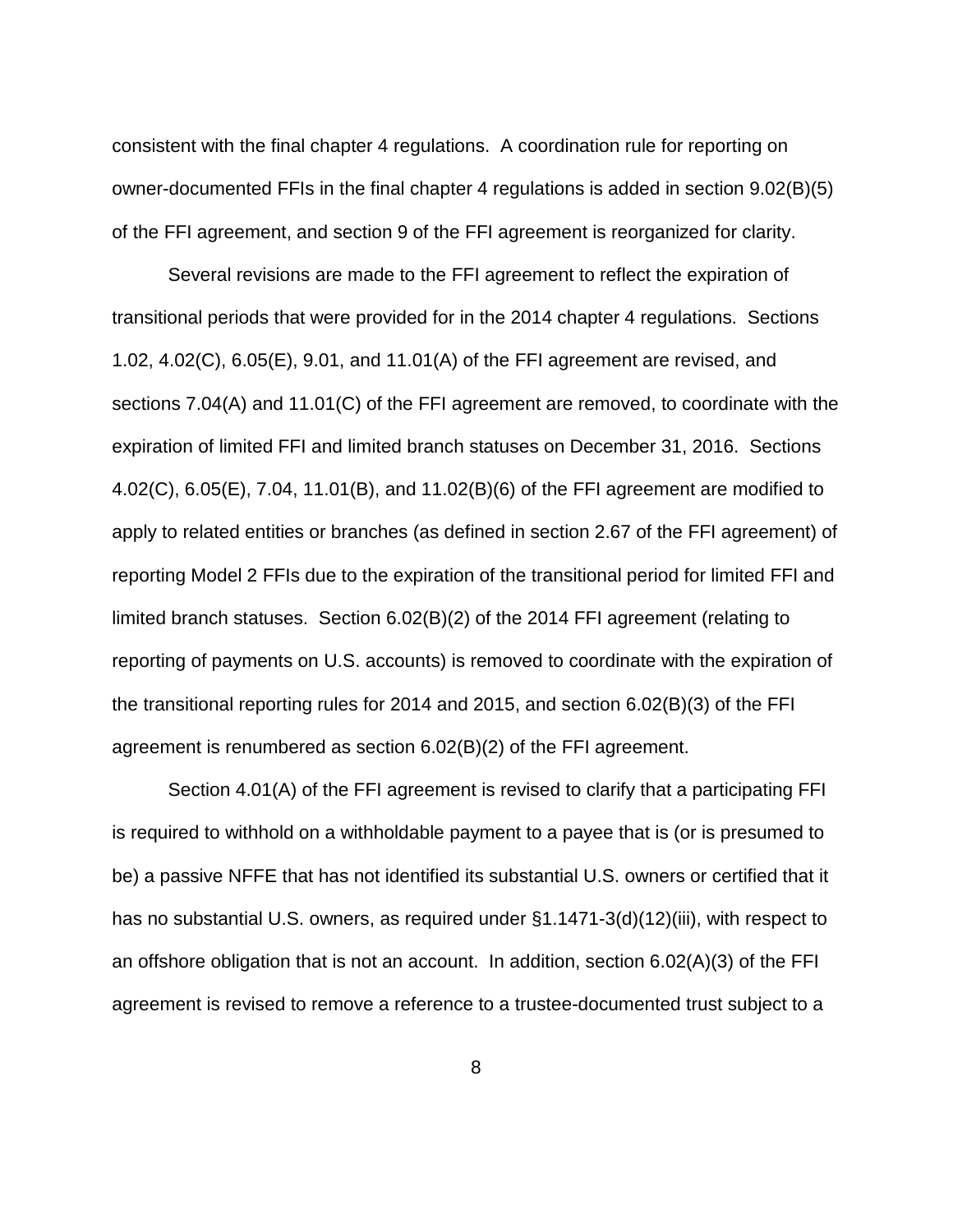consistent with the final chapter 4 regulations. A coordination rule for reporting on owner-documented FFIs in the final chapter 4 regulations is added in section 9.02(B)(5) of the FFI agreement, and section 9 of the FFI agreement is reorganized for clarity.

Several revisions are made to the FFI agreement to reflect the expiration of transitional periods that were provided for in the 2014 chapter 4 regulations. Sections 1.02, 4.02(C), 6.05(E), 9.01, and 11.01(A) of the FFI agreement are revised, and sections 7.04(A) and 11.01(C) of the FFI agreement are removed, to coordinate with the expiration of limited FFI and limited branch statuses on December 31, 2016. Sections 4.02(C), 6.05(E), 7.04, 11.01(B), and 11.02(B)(6) of the FFI agreement are modified to apply to related entities or branches (as defined in section 2.67 of the FFI agreement) of reporting Model 2 FFIs due to the expiration of the transitional period for limited FFI and limited branch statuses. Section 6.02(B)(2) of the 2014 FFI agreement (relating to reporting of payments on U.S. accounts) is removed to coordinate with the expiration of the transitional reporting rules for 2014 and 2015, and section 6.02(B)(3) of the FFI agreement is renumbered as section 6.02(B)(2) of the FFI agreement.

Section 4.01(A) of the FFI agreement is revised to clarify that a participating FFI is required to withhold on a withholdable payment to a payee that is (or is presumed to be) a passive NFFE that has not identified its substantial U.S. owners or certified that it has no substantial U.S. owners, as required under §1.1471-3(d)(12)(iii), with respect to an offshore obligation that is not an account. In addition, section 6.02(A)(3) of the FFI agreement is revised to remove a reference to a trustee-documented trust subject to a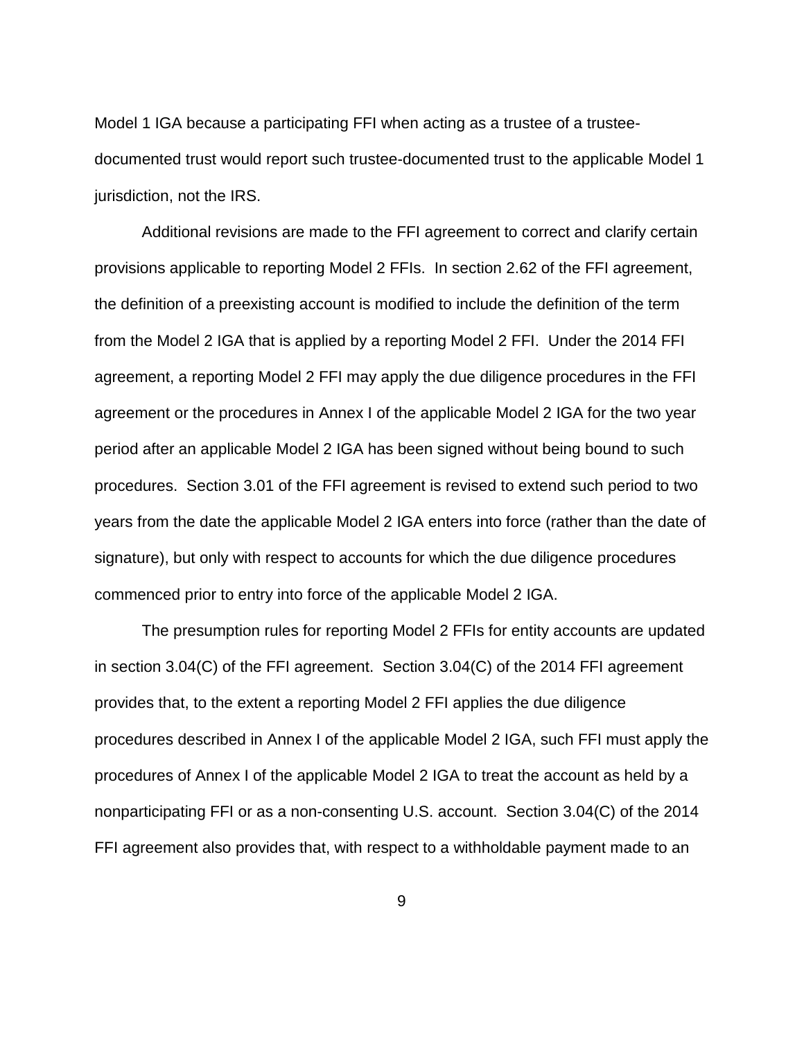Model 1 IGA because a participating FFI when acting as a trustee of a trustee-documented trust would report such trustee-documented trust to the applicable Model 1 jurisdiction, not the IRS.

Additional revisions are made to the FFI agreement to correct and clarify certain provisions applicable to reporting Model 2 FFIs. In section 2.62 of the FFI agreement, the definition of a preexisting account is modified to include the definition of the term from the Model 2 IGA that is applied by a reporting Model 2 FFI. Under the 2014 FFI agreement, a reporting Model 2 FFI may apply the due diligence procedures in the FFI agreement or the procedures in Annex I of the applicable Model 2 IGA for the two year period after an applicable Model 2 IGA has been signed without being bound to such procedures. Section 3.01 of the FFI agreement is revised to extend such period to two years from the date the applicable Model 2 IGA enters into force (rather than the date of signature), but only with respect to accounts for which the due diligence procedures commenced prior to entry into force of the applicable Model 2 IGA.

The presumption rules for reporting Model 2 FFIs for entity accounts are updated in section 3.04(C) of the FFI agreement. Section 3.04(C) of the 2014 FFI agreement provides that, to the extent a reporting Model 2 FFI applies the due diligence procedures described in Annex I of the applicable Model 2 IGA, such FFI must apply the procedures of Annex I of the applicable Model 2 IGA to treat the account as held by a nonparticipating FFI or as a non-consenting U.S. account. Section 3.04(C) of the 2014 FFI agreement also provides that, with respect to a withholdable payment made to an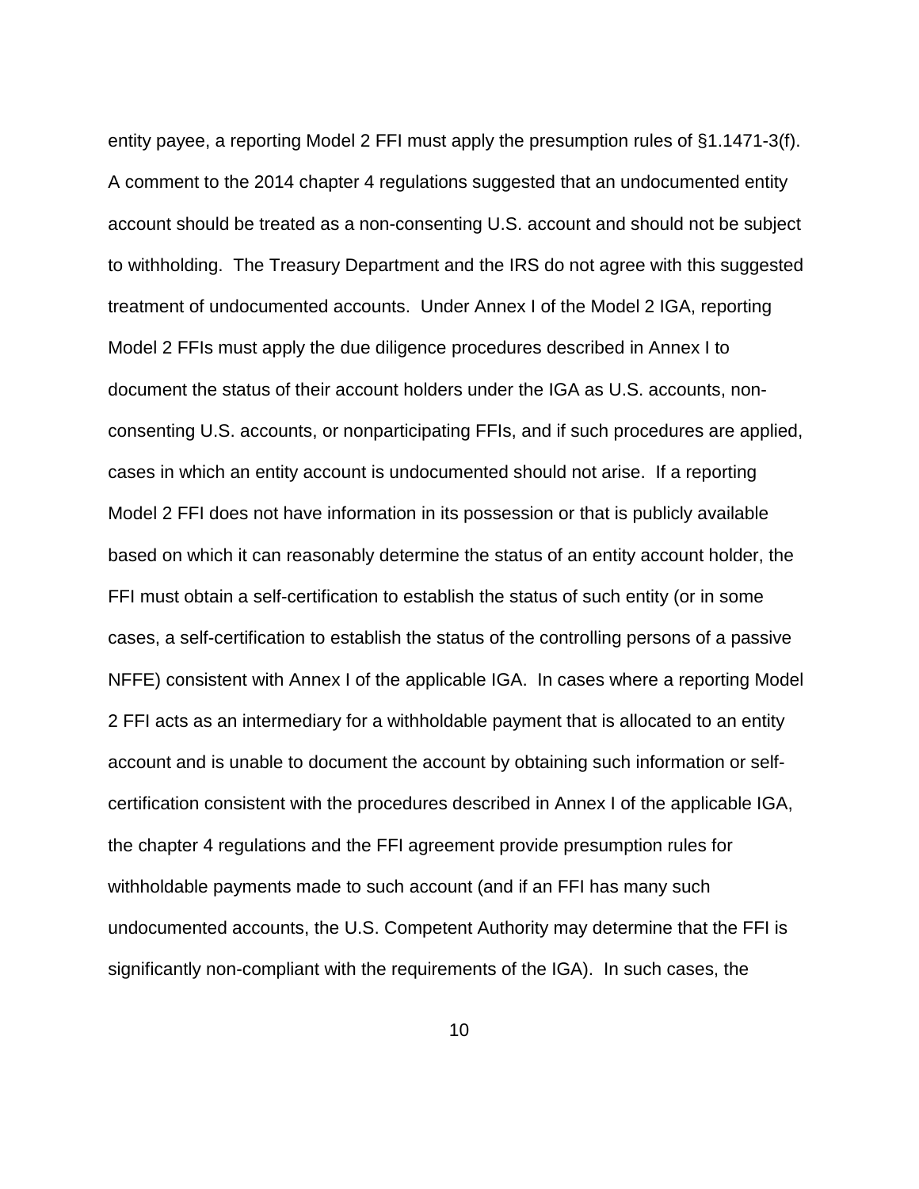entity payee, a reporting Model 2 FFI must apply the presumption rules of §1.1471-3(f). A comment to the 2014 chapter 4 regulations suggested that an undocumented entity account should be treated as a non-consenting U.S. account and should not be subject to withholding. The Treasury Department and the IRS do not agree with this suggested treatment of undocumented accounts. Under Annex I of the Model 2 IGA, reporting Model 2 FFIs must apply the due diligence procedures described in Annex I to document the status of their account holders under the IGA as U.S. accounts, non-consenting U.S. accounts, or nonparticipating FFIs, and if such procedures are applied, cases in which an entity account is undocumented should not arise. If a reporting Model 2 FFI does not have information in its possession or that is publicly available based on which it can reasonably determine the status of an entity account holder, the FFI must obtain a self-certification to establish the status of such entity (or in some cases, a self-certification to establish the status of the controlling persons of a passive NFFE) consistent with Annex I of the applicable IGA. In cases where a reporting Model 2 FFI acts as an intermediary for a withholdable payment that is allocated to an entity account and is unable to document the account by obtaining such information or self-certification consistent with the procedures described in Annex I of the applicable IGA, the chapter 4 regulations and the FFI agreement provide presumption rules for withholdable payments made to such account (and if an FFI has many such undocumented accounts, the U.S. Competent Authority may determine that the FFI is significantly non-compliant with the requirements of the IGA). In such cases, the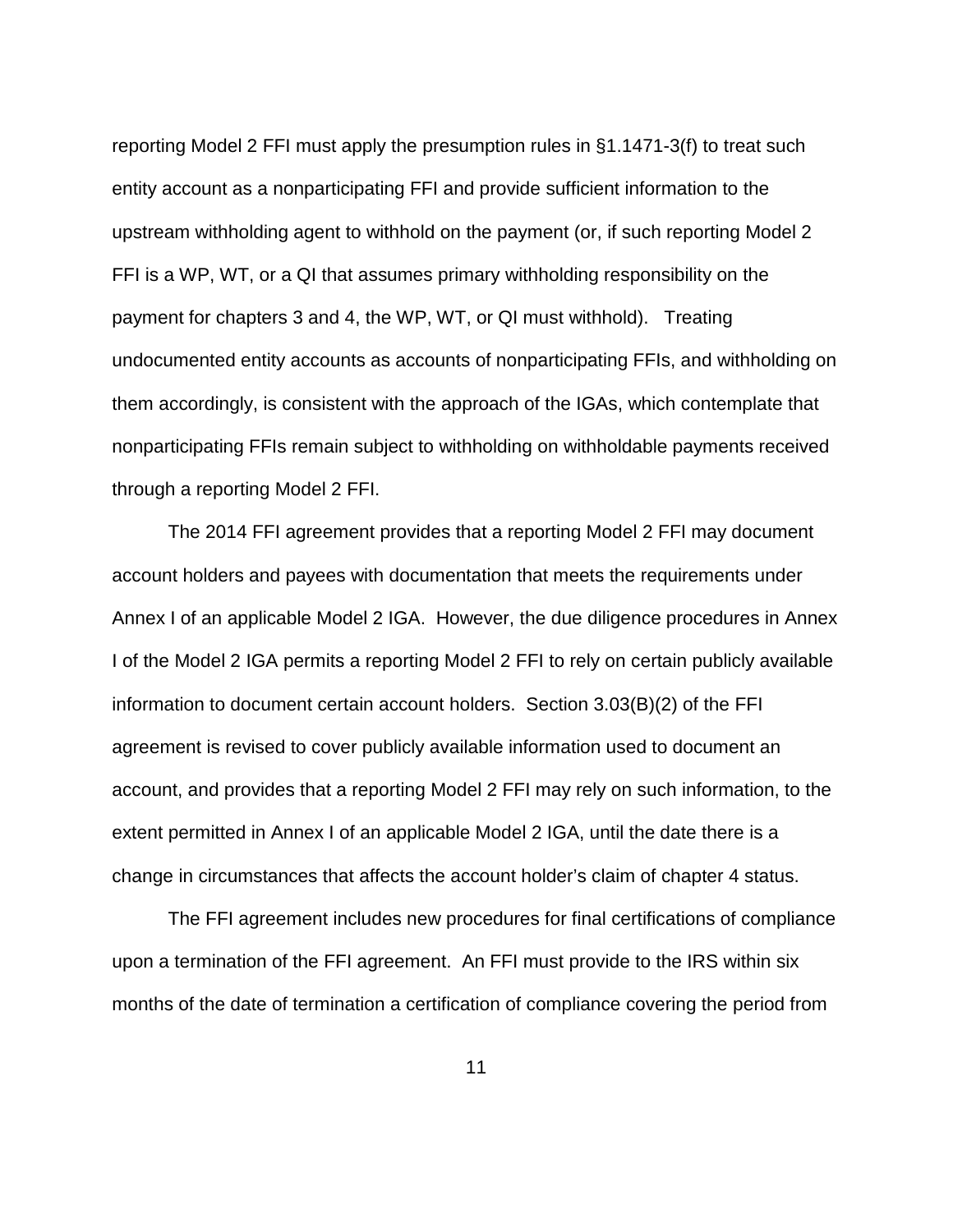reporting Model 2 FFI must apply the presumption rules in §1.1471-3(f) to treat such entity account as a nonparticipating FFI and provide sufficient information to the upstream withholding agent to withhold on the payment (or, if such reporting Model 2 FFI is a WP, WT, or a QI that assumes primary withholding responsibility on the payment for chapters 3 and 4, the WP, WT, or QI must withhold). Treating undocumented entity accounts as accounts of nonparticipating FFIs, and withholding on them accordingly, is consistent with the approach of the IGAs, which contemplate that nonparticipating FFIs remain subject to withholding on withholdable payments received through a reporting Model 2 FFI.

The 2014 FFI agreement provides that a reporting Model 2 FFI may document account holders and payees with documentation that meets the requirements under Annex I of an applicable Model 2 IGA. However, the due diligence procedures in Annex I of the Model 2 IGA permits a reporting Model 2 FFI to rely on certain publicly available information to document certain account holders. Section 3.03(B)(2) of the FFI agreement is revised to cover publicly available information used to document an account, and provides that a reporting Model 2 FFI may rely on such information, to the extent permitted in Annex I of an applicable Model 2 IGA, until the date there is a change in circumstances that affects the account holder's claim of chapter 4 status.

The FFI agreement includes new procedures for final certifications of compliance upon a termination of the FFI agreement. An FFI must provide to the IRS within six months of the date of termination a certification of compliance covering the period from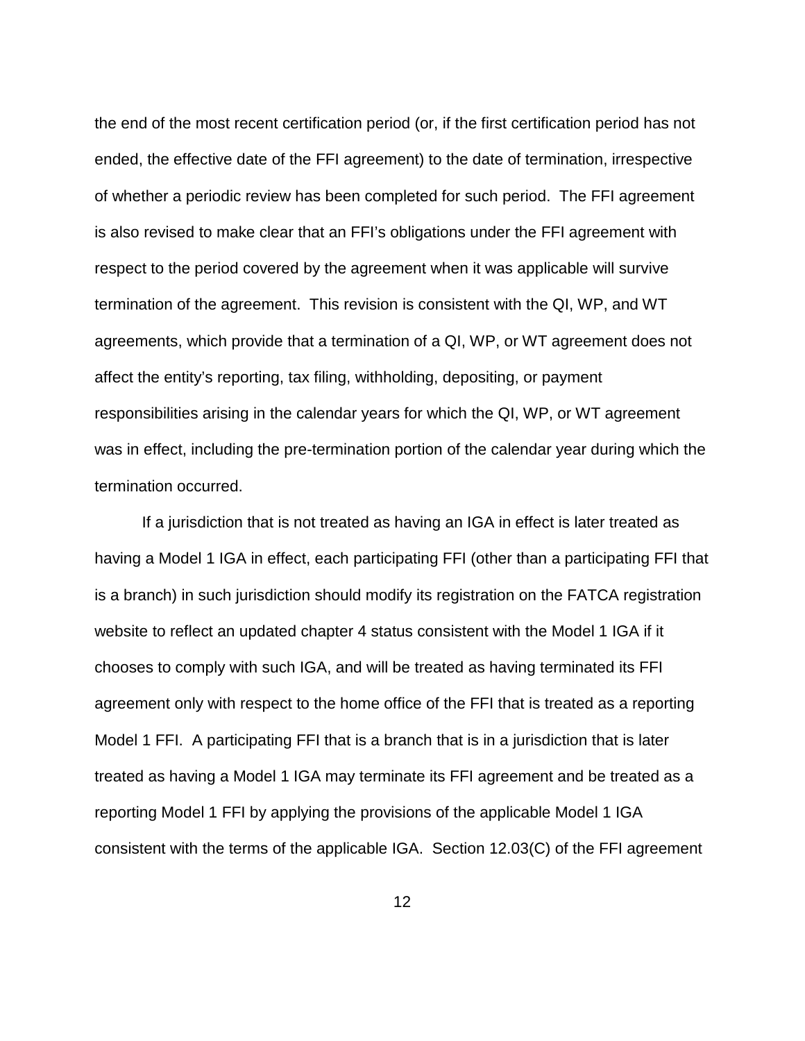the end of the most recent certification period (or, if the first certification period has not ended, the effective date of the FFI agreement) to the date of termination, irrespective of whether a periodic review has been completed for such period. The FFI agreement is also revised to make clear that an FFI's obligations under the FFI agreement with respect to the period covered by the agreement when it was applicable will survive termination of the agreement. This revision is consistent with the QI, WP, and WT agreements, which provide that a termination of a QI, WP, or WT agreement does not affect the entity's reporting, tax filing, withholding, depositing, or payment responsibilities arising in the calendar years for which the QI, WP, or WT agreement was in effect, including the pre-termination portion of the calendar year during which the termination occurred.

If a jurisdiction that is not treated as having an IGA in effect is later treated as having a Model 1 IGA in effect, each participating FFI (other than a participating FFI that is a branch) in such jurisdiction should modify its registration on the FATCA registration website to reflect an updated chapter 4 status consistent with the Model 1 IGA if it chooses to comply with such IGA, and will be treated as having terminated its FFI agreement only with respect to the home office of the FFI that is treated as a reporting Model 1 FFI. A participating FFI that is a branch that is in a jurisdiction that is later treated as having a Model 1 IGA may terminate its FFI agreement and be treated as a reporting Model 1 FFI by applying the provisions of the applicable Model 1 IGA consistent with the terms of the applicable IGA. Section 12.03(C) of the FFI agreement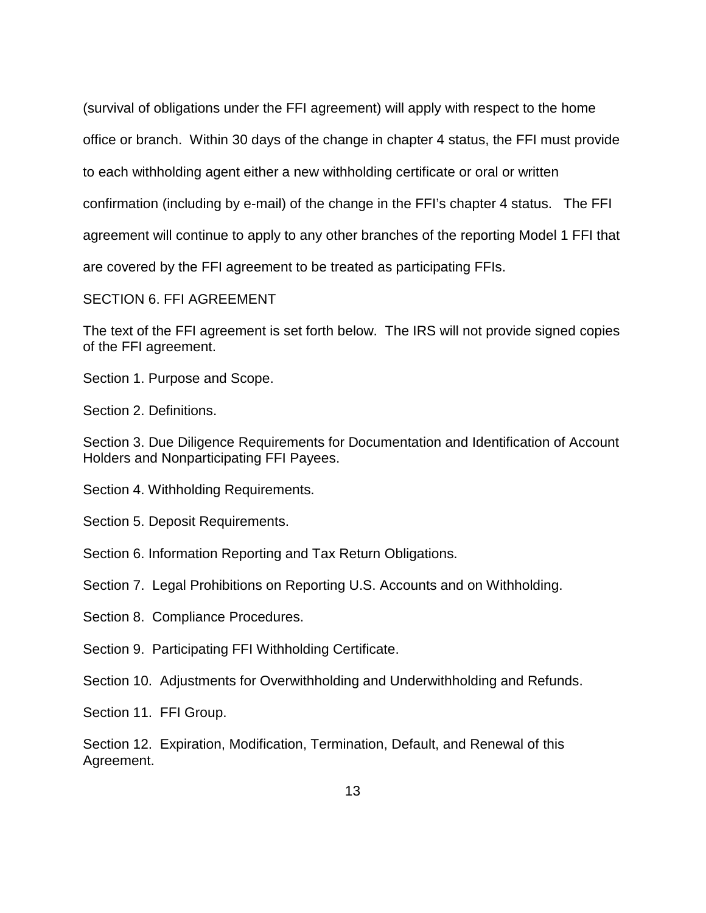(survival of obligations under the FFI agreement) will apply with respect to the home office or branch. Within 30 days of the change in chapter 4 status, the FFI must provide to each withholding agent either a new withholding certificate or oral or written confirmation (including by e-mail) of the change in the FFI's chapter 4 status. The FFI agreement will continue to apply to any other branches of the reporting Model 1 FFI that are covered by the FFI agreement to be treated as participating FFIs.

## SECTION 6. FFI AGREEMENT

The text of the FFI agreement is set forth below. The IRS will not provide signed copies of the FFI agreement.

Section 1. Purpose and Scope.

Section 2. Definitions.

Section 3. Due Diligence Requirements for Documentation and Identification of Account Holders and Nonparticipating FFI Payees.

Section 4. Withholding Requirements.

Section 5. Deposit Requirements.

Section 6. Information Reporting and Tax Return Obligations.

Section 7. Legal Prohibitions on Reporting U.S. Accounts and on Withholding.

Section 8. Compliance Procedures.

Section 9. Participating FFI Withholding Certificate.

Section 10. Adjustments for Overwithholding and Underwithholding and Refunds.

Section 11. FFI Group.

Section 12. Expiration, Modification, Termination, Default, and Renewal of this Agreement.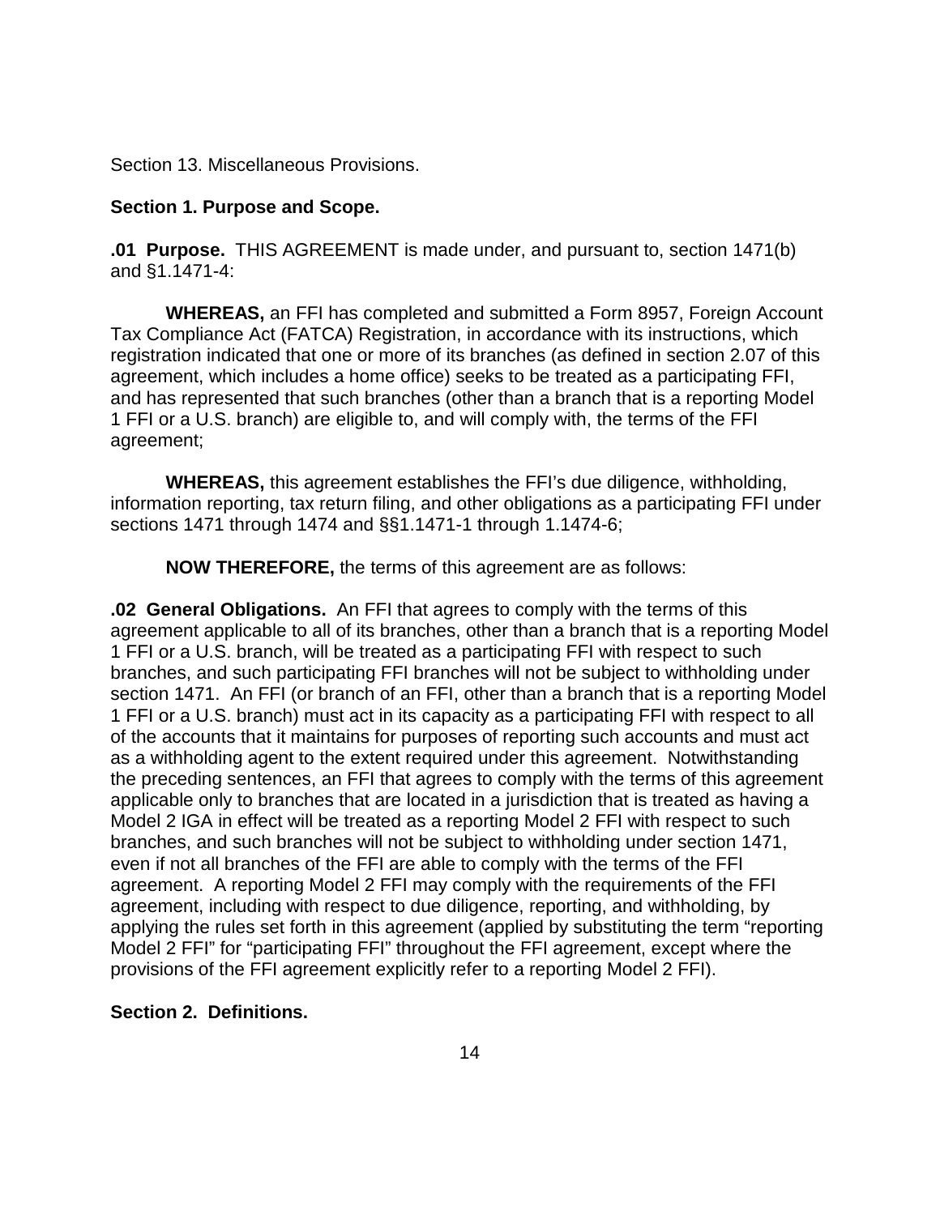Section 13. Miscellaneous Provisions.

**Section 1. Purpose and Scope.**

**.01 Purpose.** THIS AGREEMENT is made under, and pursuant to, section 1471(b) and §1.1471-4:

**WHEREAS,** an FFI has completed and submitted a Form 8957, Foreign Account Tax Compliance Act (FATCA) Registration, in accordance with its instructions, which registration indicated that one or more of its branches (as defined in section 2.07 of this agreement, which includes a home office) seeks to be treated as a participating FFI, and has represented that such branches (other than a branch that is a reporting Model 1 FFI or a U.S. branch) are eligible to, and will comply with, the terms of the FFI agreement;

**WHEREAS,** this agreement establishes the FFI's due diligence, withholding, information reporting, tax return filing, and other obligations as a participating FFI under sections 1471 through 1474 and §§1.1471-1 through 1.1474-6;

**NOW THEREFORE,** the terms of this agreement are as follows:

**.02 General Obligations.** An FFI that agrees to comply with the terms of this agreement applicable to all of its branches, other than a branch that is a reporting Model 1 FFI or a U.S. branch, will be treated as a participating FFI with respect to such branches, and such participating FFI branches will not be subject to withholding under section 1471. An FFI (or branch of an FFI, other than a branch that is a reporting Model 1 FFI or a U.S. branch) must act in its capacity as a participating FFI with respect to all of the accounts that it maintains for purposes of reporting such accounts and must act as a withholding agent to the extent required under this agreement. Notwithstanding the preceding sentences, an FFI that agrees to comply with the terms of this agreement applicable only to branches that are located in a jurisdiction that is treated as having a Model 2 IGA in effect will be treated as a reporting Model 2 FFI with respect to such branches, and such branches will not be subject to withholding under section 1471, even if not all branches of the FFI are able to comply with the terms of the FFI agreement. A reporting Model 2 FFI may comply with the requirements of the FFI agreement, including with respect to due diligence, reporting, and withholding, by applying the rules set forth in this agreement (applied by substituting the term "reporting Model 2 FFI" for "participating FFI" throughout the FFI agreement, except where the provisions of the FFI agreement explicitly refer to a reporting Model 2 FFI).

**Section 2. Definitions.**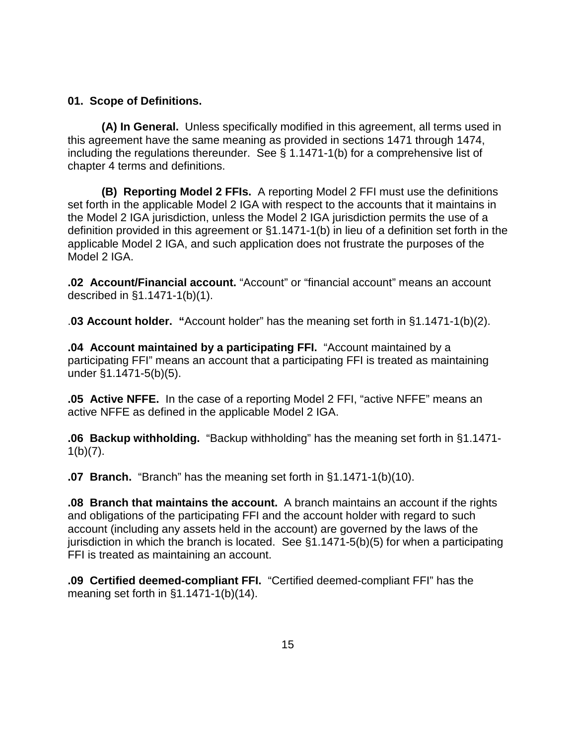**01. Scope of Definitions.**

**(A) In General.** Unless specifically modified in this agreement, all terms used in this agreement have the same meaning as provided in sections 1471 through 1474, including the regulations thereunder. See § 1.1471-1(b) for a comprehensive list of chapter 4 terms and definitions.

**(B) Reporting Model 2 FFIs.** A reporting Model 2 FFI must use the definitions set forth in the applicable Model 2 IGA with respect to the accounts that it maintains in the Model 2 IGA jurisdiction, unless the Model 2 IGA jurisdiction permits the use of a definition provided in this agreement or §1.1471-1(b) in lieu of a definition set forth in the applicable Model 2 IGA, and such application does not frustrate the purposes of the Model 2 IGA.

**.02 Account/Financial account.** "Account" or "financial account" means an account described in §1.1471-1(b)(1).

.**03 Account holder. "**Account holder" has the meaning set forth in §1.1471-1(b)(2).

**.04 Account maintained by a participating FFI.** "Account maintained by a participating FFI" means an account that a participating FFI is treated as maintaining under §1.1471-5(b)(5).

**.05 Active NFFE.** In the case of a reporting Model 2 FFI, "active NFFE" means an active NFFE as defined in the applicable Model 2 IGA.

**.06 Backup withholding.** "Backup withholding" has the meaning set forth in §1.1471-1(b)(7).

**.07 Branch.** "Branch" has the meaning set forth in §1.1471-1(b)(10).

**.08 Branch that maintains the account.** A branch maintains an account if the rights and obligations of the participating FFI and the account holder with regard to such account (including any assets held in the account) are governed by the laws of the jurisdiction in which the branch is located. See §1.1471-5(b)(5) for when a participating FFI is treated as maintaining an account.

**.09 Certified deemed-compliant FFI.** "Certified deemed-compliant FFI" has the meaning set forth in §1.1471-1(b)(14).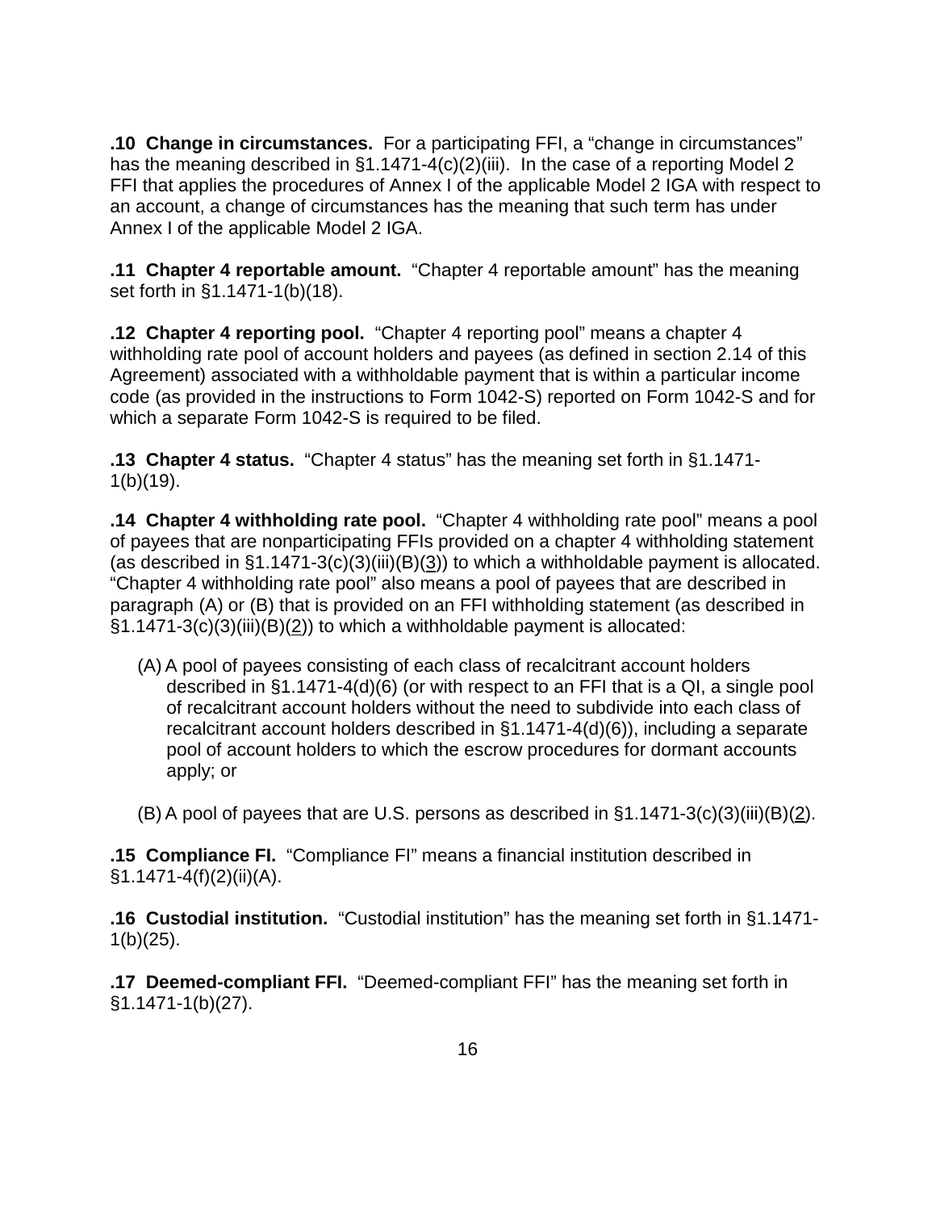**.10 Change in circumstances.** For a participating FFI, a "change in circumstances" has the meaning described in §1.1471-4(c)(2)(iii). In the case of a reporting Model 2 FFI that applies the procedures of Annex I of the applicable Model 2 IGA with respect to an account, a change of circumstances has the meaning that such term has under Annex I of the applicable Model 2 IGA.

**.11 Chapter 4 reportable amount.** "Chapter 4 reportable amount" has the meaning set forth in §1.1471-1(b)(18).

**.12 Chapter 4 reporting pool.** "Chapter 4 reporting pool" means a chapter 4 withholding rate pool of account holders and payees (as defined in section 2.14 of this Agreement) associated with a withholdable payment that is within a particular income code (as provided in the instructions to Form 1042-S) reported on Form 1042-S and for which a separate Form 1042-S is required to be filed.

**.13 Chapter 4 status.** "Chapter 4 status" has the meaning set forth in §1.1471-1(b)(19).

**.14 Chapter 4 withholding rate pool.** "Chapter 4 withholding rate pool" means a pool of payees that are nonparticipating FFIs provided on a chapter 4 withholding statement (as described in §1.1471-3(c)(3)(iii)(B)(3)) to which a withholdable payment is allocated. "Chapter 4 withholding rate pool" also means a pool of payees that are described in paragraph (A) or (B) that is provided on an FFI withholding statement (as described in §1.1471-3(c)(3)(iii)(B)(2)) to which a withholdable payment is allocated:

(A) A pool of payees consisting of each class of recalcitrant account holders described in §1.1471-4(d)(6) (or with respect to an FFI that is a QI, a single pool of recalcitrant account holders without the need to subdivide into each class of recalcitrant account holders described in §1.1471-4(d)(6)), including a separate pool of account holders to which the escrow procedures for dormant accounts apply; or

(B) A pool of payees that are U.S. persons as described in §1.1471-3(c)(3)(iii)(B)(2).

**.15 Compliance FI.** "Compliance FI" means a financial institution described in §1.1471-4(f)(2)(ii)(A).

**.16 Custodial institution.** "Custodial institution" has the meaning set forth in §1.1471-1(b)(25).

**.17 Deemed-compliant FFI.** "Deemed-compliant FFI" has the meaning set forth in §1.1471-1(b)(27).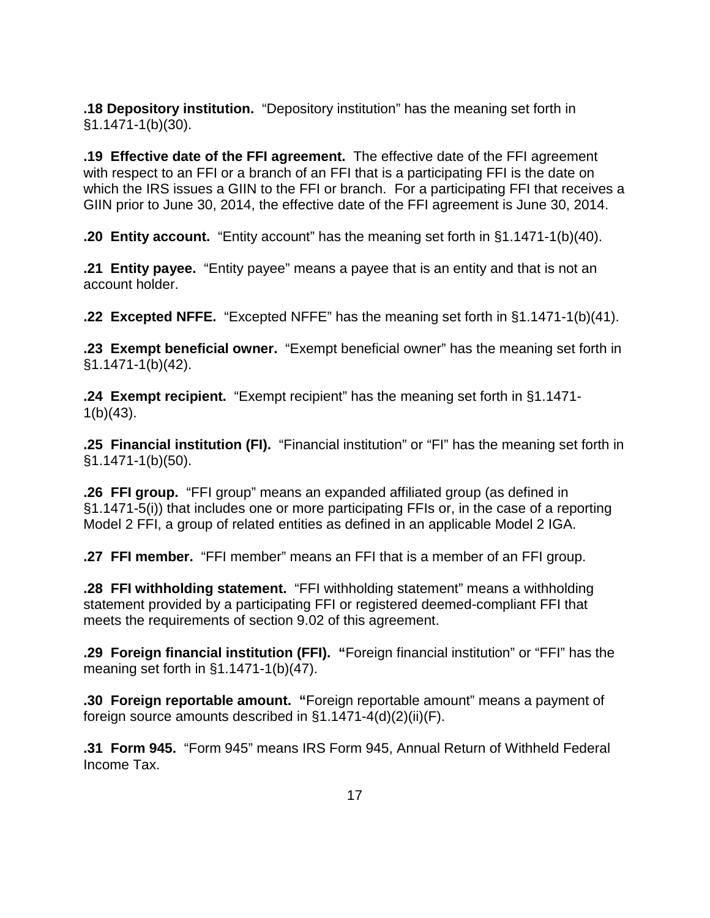**.18 Depository institution.** "Depository institution" has the meaning set forth in §1.1471-1(b)(30).

**.19 Effective date of the FFI agreement.** The effective date of the FFI agreement with respect to an FFI or a branch of an FFI that is a participating FFI is the date on which the IRS issues a GIIN to the FFI or branch. For a participating FFI that receives a GIIN prior to June 30, 2014, the effective date of the FFI agreement is June 30, 2014.

**.20 Entity account.** "Entity account" has the meaning set forth in §1.1471-1(b)(40).

**.21 Entity payee.** "Entity payee" means a payee that is an entity and that is not an account holder.

**.22 Excepted NFFE.** "Excepted NFFE" has the meaning set forth in §1.1471-1(b)(41).

**.23 Exempt beneficial owner.** "Exempt beneficial owner" has the meaning set forth in §1.1471-1(b)(42).

**.24 Exempt recipient.** "Exempt recipient" has the meaning set forth in §1.1471-1(b)(43).

**.25 Financial institution (FI).** "Financial institution" or "FI" has the meaning set forth in §1.1471-1(b)(50).

**.26 FFI group.** "FFI group" means an expanded affiliated group (as defined in §1.1471-5(i)) that includes one or more participating FFIs or, in the case of a reporting Model 2 FFI, a group of related entities as defined in an applicable Model 2 IGA.

**.27 FFI member.** "FFI member" means an FFI that is a member of an FFI group.

**.28 FFI withholding statement.** "FFI withholding statement" means a withholding statement provided by a participating FFI or registered deemed-compliant FFI that meets the requirements of section 9.02 of this agreement.

**.29 Foreign financial institution (FFI). "**Foreign financial institution" or "FFI" has the meaning set forth in §1.1471-1(b)(47).

**.30 Foreign reportable amount. "**Foreign reportable amount" means a payment of foreign source amounts described in §1.1471-4(d)(2)(ii)(F).

**.31 Form 945.** "Form 945" means IRS Form 945, Annual Return of Withheld Federal Income Tax.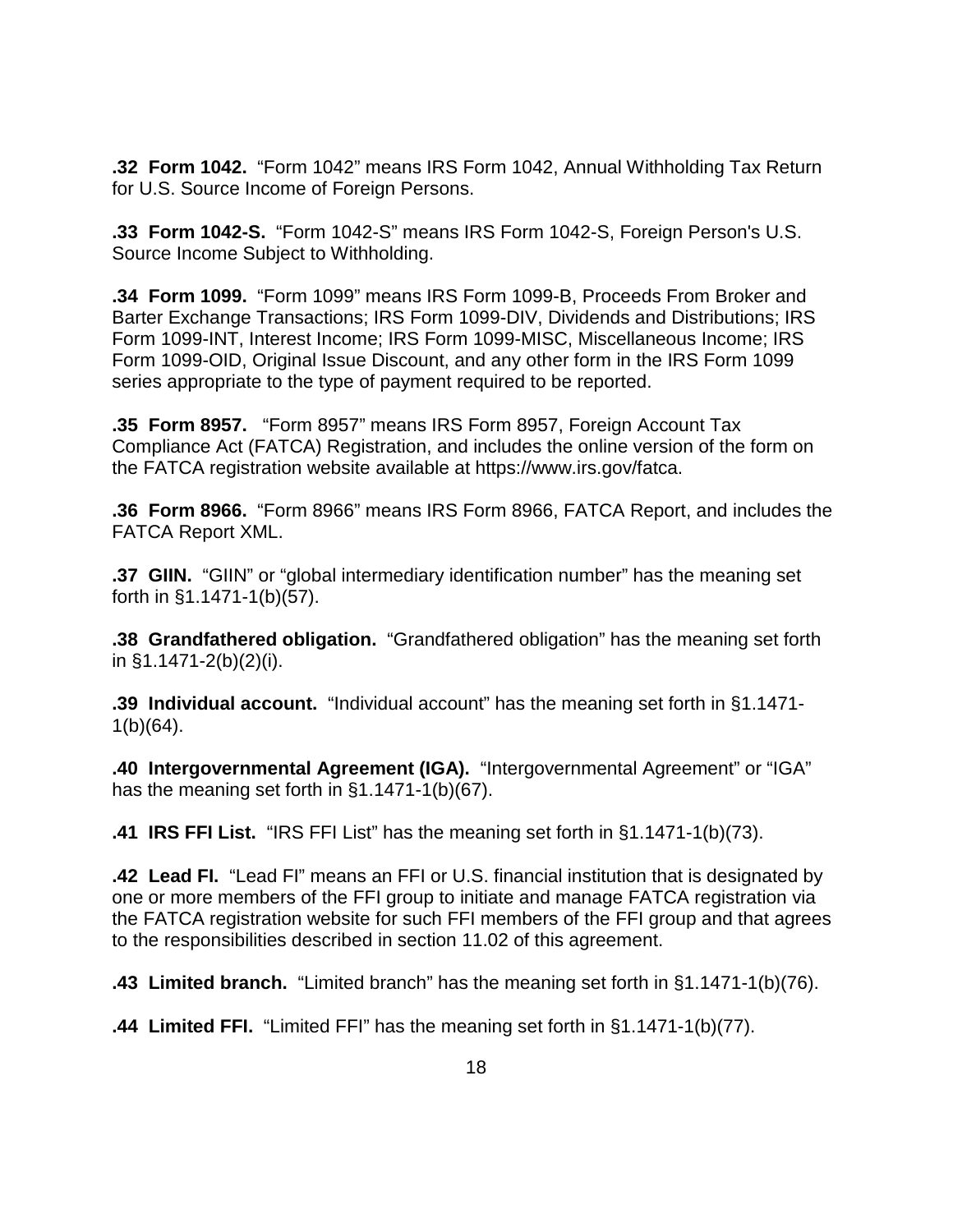**.32 Form 1042.** "Form 1042" means IRS Form 1042, Annual Withholding Tax Return for U.S. Source Income of Foreign Persons.

**.33 Form 1042-S.** "Form 1042-S" means IRS Form 1042-S, Foreign Person's U.S. Source Income Subject to Withholding.

**.34 Form 1099.** "Form 1099" means IRS Form 1099-B, Proceeds From Broker and Barter Exchange Transactions; IRS Form 1099-DIV, Dividends and Distributions; IRS Form 1099-INT, Interest Income; IRS Form 1099-MISC, Miscellaneous Income; IRS Form 1099-OID, Original Issue Discount, and any other form in the IRS Form 1099 series appropriate to the type of payment required to be reported.

**.35 Form 8957.** "Form 8957" means IRS Form 8957, Foreign Account Tax Compliance Act (FATCA) Registration, and includes the online version of the form on the FATCA registration website available at https://www.irs.gov/fatca.

**.36 Form 8966.** "Form 8966" means IRS Form 8966, FATCA Report, and includes the FATCA Report XML.

**.37 GIIN.** "GIIN" or "global intermediary identification number" has the meaning set forth in §1.1471-1(b)(57).

**.38 Grandfathered obligation.** "Grandfathered obligation" has the meaning set forth in §1.1471-2(b)(2)(i).

**.39 Individual account.** "Individual account" has the meaning set forth in §1.1471-1(b)(64).

**.40 Intergovernmental Agreement (IGA).** "Intergovernmental Agreement" or "IGA" has the meaning set forth in §1.1471-1(b)(67).

**.41 IRS FFI List.** "IRS FFI List" has the meaning set forth in §1.1471-1(b)(73).

**.42 Lead FI.** "Lead FI" means an FFI or U.S. financial institution that is designated by one or more members of the FFI group to initiate and manage FATCA registration via the FATCA registration website for such FFI members of the FFI group and that agrees to the responsibilities described in section 11.02 of this agreement.

**.43 Limited branch.** "Limited branch" has the meaning set forth in §1.1471-1(b)(76).

**.44 Limited FFI.** "Limited FFI" has the meaning set forth in §1.1471-1(b)(77).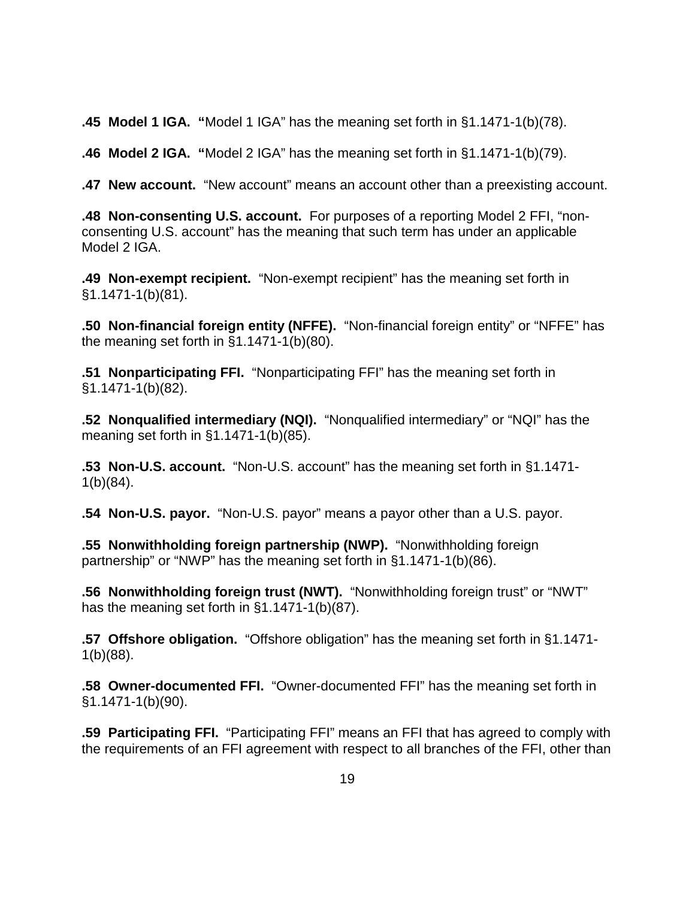**.45 Model 1 IGA.** "Model 1 IGA" has the meaning set forth in §1.1471-1(b)(78).

**.46 Model 2 IGA.** "Model 2 IGA" has the meaning set forth in §1.1471-1(b)(79).

**.47 New account.** "New account" means an account other than a preexisting account.

**.48 Non-consenting U.S. account.** For purposes of a reporting Model 2 FFI, "non-consenting U.S. account" has the meaning that such term has under an applicable Model 2 IGA.

**.49 Non-exempt recipient.** "Non-exempt recipient" has the meaning set forth in §1.1471-1(b)(81).

**.50 Non-financial foreign entity (NFFE).** "Non-financial foreign entity" or "NFFE" has the meaning set forth in §1.1471-1(b)(80).

**.51 Nonparticipating FFI.** "Nonparticipating FFI" has the meaning set forth in §1.1471-1(b)(82).

**.52 Nonqualified intermediary (NQI).** "Nonqualified intermediary" or "NQI" has the meaning set forth in §1.1471-1(b)(85).

**.53 Non-U.S. account.** "Non-U.S. account" has the meaning set forth in §1.1471-1(b)(84).

**.54 Non-U.S. payor.** "Non-U.S. payor" means a payor other than a U.S. payor.

**.55 Nonwithholding foreign partnership (NWP).** "Nonwithholding foreign partnership" or "NWP" has the meaning set forth in §1.1471-1(b)(86).

**.56 Nonwithholding foreign trust (NWT).** "Nonwithholding foreign trust" or "NWT" has the meaning set forth in §1.1471-1(b)(87).

**.57 Offshore obligation.** "Offshore obligation" has the meaning set forth in §1.1471-1(b)(88).

**.58 Owner-documented FFI.** "Owner-documented FFI" has the meaning set forth in §1.1471-1(b)(90).

**.59 Participating FFI.** "Participating FFI" means an FFI that has agreed to comply with the requirements of an FFI agreement with respect to all branches of the FFI, other than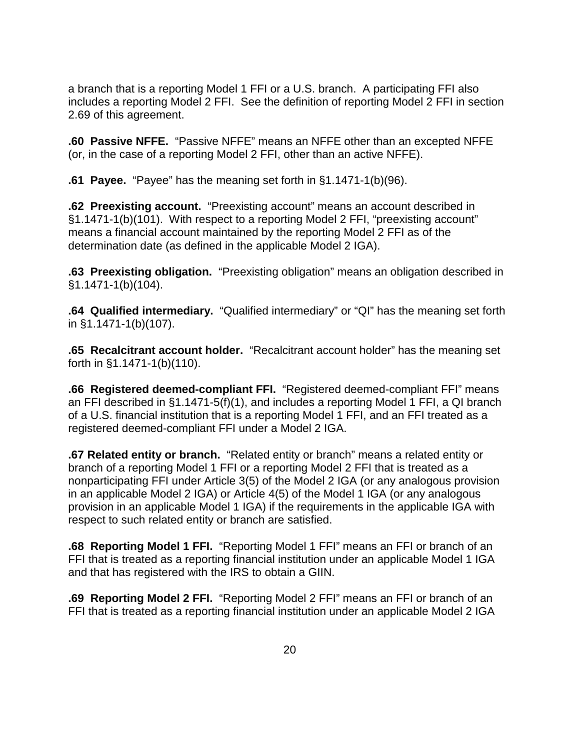a branch that is a reporting Model 1 FFI or a U.S. branch. A participating FFI also includes a reporting Model 2 FFI. See the definition of reporting Model 2 FFI in section 2.69 of this agreement.

**.60 Passive NFFE.** "Passive NFFE" means an NFFE other than an excepted NFFE (or, in the case of a reporting Model 2 FFI, other than an active NFFE).

**.61 Payee.** "Payee" has the meaning set forth in §1.1471-1(b)(96).

**.62 Preexisting account.** "Preexisting account" means an account described in §1.1471-1(b)(101). With respect to a reporting Model 2 FFI, "preexisting account" means a financial account maintained by the reporting Model 2 FFI as of the determination date (as defined in the applicable Model 2 IGA).

**.63 Preexisting obligation.** "Preexisting obligation" means an obligation described in §1.1471-1(b)(104).

**.64 Qualified intermediary.** "Qualified intermediary" or "QI" has the meaning set forth in §1.1471-1(b)(107).

**.65 Recalcitrant account holder.** "Recalcitrant account holder" has the meaning set forth in §1.1471-1(b)(110).

**.66 Registered deemed-compliant FFI.** "Registered deemed-compliant FFI" means an FFI described in §1.1471-5(f)(1), and includes a reporting Model 1 FFI, a QI branch of a U.S. financial institution that is a reporting Model 1 FFI, and an FFI treated as a registered deemed-compliant FFI under a Model 2 IGA.

**.67 Related entity or branch.** "Related entity or branch" means a related entity or branch of a reporting Model 1 FFI or a reporting Model 2 FFI that is treated as a nonparticipating FFI under Article 3(5) of the Model 2 IGA (or any analogous provision in an applicable Model 2 IGA) or Article 4(5) of the Model 1 IGA (or any analogous provision in an applicable Model 1 IGA) if the requirements in the applicable IGA with respect to such related entity or branch are satisfied.

**.68 Reporting Model 1 FFI.** "Reporting Model 1 FFI" means an FFI or branch of an FFI that is treated as a reporting financial institution under an applicable Model 1 IGA and that has registered with the IRS to obtain a GIIN.

**.69 Reporting Model 2 FFI.** "Reporting Model 2 FFI" means an FFI or branch of an FFI that is treated as a reporting financial institution under an applicable Model 2 IGA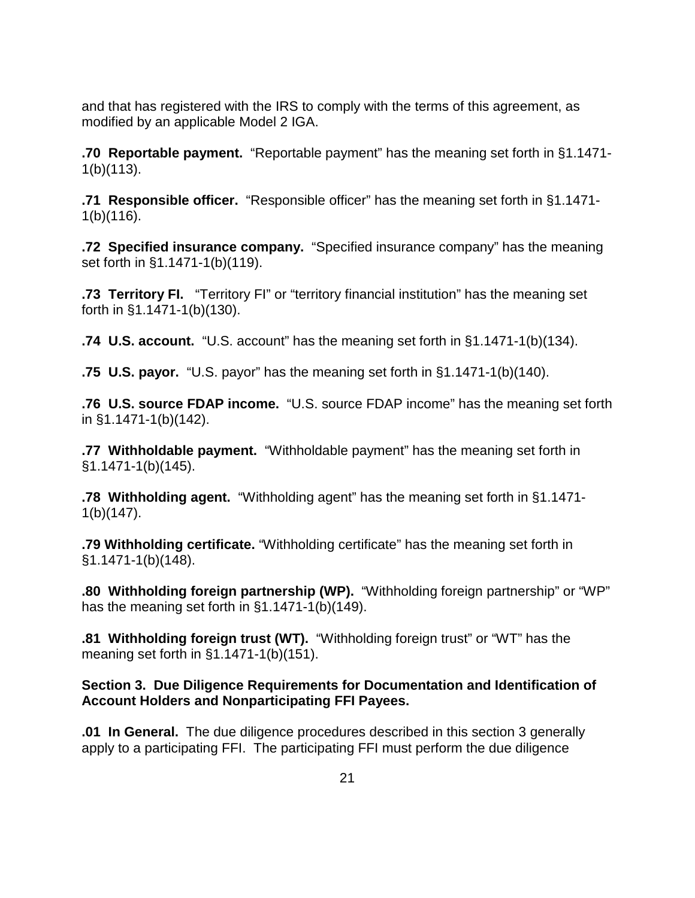and that has registered with the IRS to comply with the terms of this agreement, as modified by an applicable Model 2 IGA.

**.70 Reportable payment.** "Reportable payment" has the meaning set forth in §1.1471-1(b)(113).

**.71 Responsible officer.** "Responsible officer" has the meaning set forth in §1.1471-1(b)(116).

**.72 Specified insurance company.** "Specified insurance company" has the meaning set forth in §1.1471-1(b)(119).

**.73 Territory FI.** "Territory FI" or "territory financial institution" has the meaning set forth in §1.1471-1(b)(130).

**.74 U.S. account.** "U.S. account" has the meaning set forth in §1.1471-1(b)(134).

**.75 U.S. payor.** "U.S. payor" has the meaning set forth in §1.1471-1(b)(140).

**.76 U.S. source FDAP income.** "U.S. source FDAP income" has the meaning set forth in §1.1471-1(b)(142).

**.77 Withholdable payment.** "Withholdable payment" has the meaning set forth in §1.1471-1(b)(145).

**.78 Withholding agent.** "Withholding agent" has the meaning set forth in §1.1471-1(b)(147).

**.79 Withholding certificate.** "Withholding certificate" has the meaning set forth in §1.1471-1(b)(148).

**.80 Withholding foreign partnership (WP).** "Withholding foreign partnership" or "WP" has the meaning set forth in §1.1471-1(b)(149).

**.81 Withholding foreign trust (WT).** "Withholding foreign trust" or "WT" has the meaning set forth in §1.1471-1(b)(151).

## Section 3. Due Diligence Requirements for Documentation and Identification of Account Holders and Nonparticipating FFI Payees.

**.01 In General.** The due diligence procedures described in this section 3 generally apply to a participating FFI. The participating FFI must perform the due diligence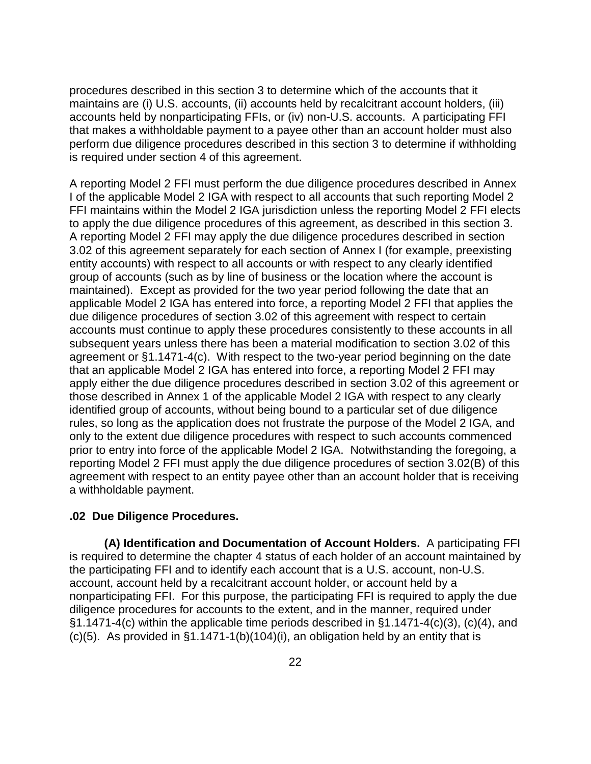procedures described in this section 3 to determine which of the accounts that it maintains are (i) U.S. accounts, (ii) accounts held by recalcitrant account holders, (iii) accounts held by nonparticipating FFIs, or (iv) non-U.S. accounts. A participating FFI that makes a withholdable payment to a payee other than an account holder must also perform due diligence procedures described in this section 3 to determine if withholding is required under section 4 of this agreement.

A reporting Model 2 FFI must perform the due diligence procedures described in Annex I of the applicable Model 2 IGA with respect to all accounts that such reporting Model 2 FFI maintains within the Model 2 IGA jurisdiction unless the reporting Model 2 FFI elects to apply the due diligence procedures of this agreement, as described in this section 3. A reporting Model 2 FFI may apply the due diligence procedures described in section 3.02 of this agreement separately for each section of Annex I (for example, preexisting entity accounts) with respect to all accounts or with respect to any clearly identified group of accounts (such as by line of business or the location where the account is maintained). Except as provided for the two year period following the date that an applicable Model 2 IGA has entered into force, a reporting Model 2 FFI that applies the due diligence procedures of section 3.02 of this agreement with respect to certain accounts must continue to apply these procedures consistently to these accounts in all subsequent years unless there has been a material modification to section 3.02 of this agreement or §1.1471-4(c). With respect to the two-year period beginning on the date that an applicable Model 2 IGA has entered into force, a reporting Model 2 FFI may apply either the due diligence procedures described in section 3.02 of this agreement or those described in Annex 1 of the applicable Model 2 IGA with respect to any clearly identified group of accounts, without being bound to a particular set of due diligence rules, so long as the application does not frustrate the purpose of the Model 2 IGA, and only to the extent due diligence procedures with respect to such accounts commenced prior to entry into force of the applicable Model 2 IGA. Notwithstanding the foregoing, a reporting Model 2 FFI must apply the due diligence procedures of section 3.02(B) of this agreement with respect to an entity payee other than an account holder that is receiving a withholdable payment.

**.02 Due Diligence Procedures.**

**(A) Identification and Documentation of Account Holders.** A participating FFI is required to determine the chapter 4 status of each holder of an account maintained by the participating FFI and to identify each account that is a U.S. account, non-U.S. account, account held by a recalcitrant account holder, or account held by a nonparticipating FFI. For this purpose, the participating FFI is required to apply the due diligence procedures for accounts to the extent, and in the manner, required under §1.1471-4(c) within the applicable time periods described in §1.1471-4(c)(3), (c)(4), and (c)(5). As provided in §1.1471-1(b)(104)(i), an obligation held by an entity that is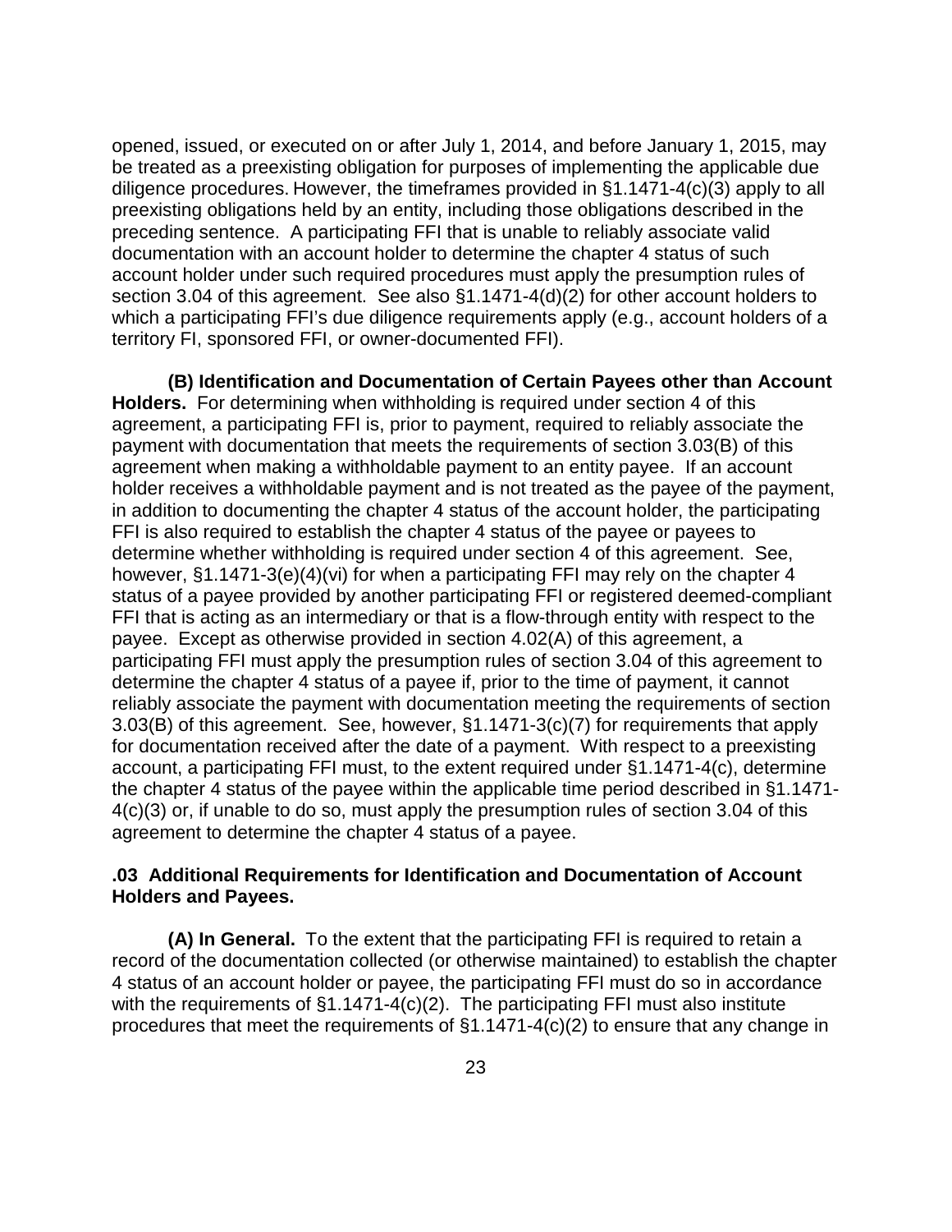opened, issued, or executed on or after July 1, 2014, and before January 1, 2015, may be treated as a preexisting obligation for purposes of implementing the applicable due diligence procedures. However, the timeframes provided in §1.1471-4(c)(3) apply to all preexisting obligations held by an entity, including those obligations described in the preceding sentence. A participating FFI that is unable to reliably associate valid documentation with an account holder to determine the chapter 4 status of such account holder under such required procedures must apply the presumption rules of section 3.04 of this agreement. See also §1.1471-4(d)(2) for other account holders to which a participating FFI's due diligence requirements apply (e.g., account holders of a territory FI, sponsored FFI, or owner-documented FFI).

**(B) Identification and Documentation of Certain Payees other than Account Holders.** For determining when withholding is required under section 4 of this agreement, a participating FFI is, prior to payment, required to reliably associate the payment with documentation that meets the requirements of section 3.03(B) of this agreement when making a withholdable payment to an entity payee. If an account holder receives a withholdable payment and is not treated as the payee of the payment, in addition to documenting the chapter 4 status of the account holder, the participating FFI is also required to establish the chapter 4 status of the payee or payees to determine whether withholding is required under section 4 of this agreement. See, however, §1.1471-3(e)(4)(vi) for when a participating FFI may rely on the chapter 4 status of a payee provided by another participating FFI or registered deemed-compliant FFI that is acting as an intermediary or that is a flow-through entity with respect to the payee. Except as otherwise provided in section 4.02(A) of this agreement, a participating FFI must apply the presumption rules of section 3.04 of this agreement to determine the chapter 4 status of a payee if, prior to the time of payment, it cannot reliably associate the payment with documentation meeting the requirements of section 3.03(B) of this agreement. See, however, §1.1471-3(c)(7) for requirements that apply for documentation received after the date of a payment. With respect to a preexisting account, a participating FFI must, to the extent required under §1.1471-4(c), determine the chapter 4 status of the payee within the applicable time period described in §1.1471-4(c)(3) or, if unable to do so, must apply the presumption rules of section 3.04 of this agreement to determine the chapter 4 status of a payee.

### .03 Additional Requirements for Identification and Documentation of Account Holders and Payees.

**(A) In General.** To the extent that the participating FFI is required to retain a record of the documentation collected (or otherwise maintained) to establish the chapter 4 status of an account holder or payee, the participating FFI must do so in accordance with the requirements of §1.1471-4(c)(2). The participating FFI must also institute procedures that meet the requirements of §1.1471-4(c)(2) to ensure that any change in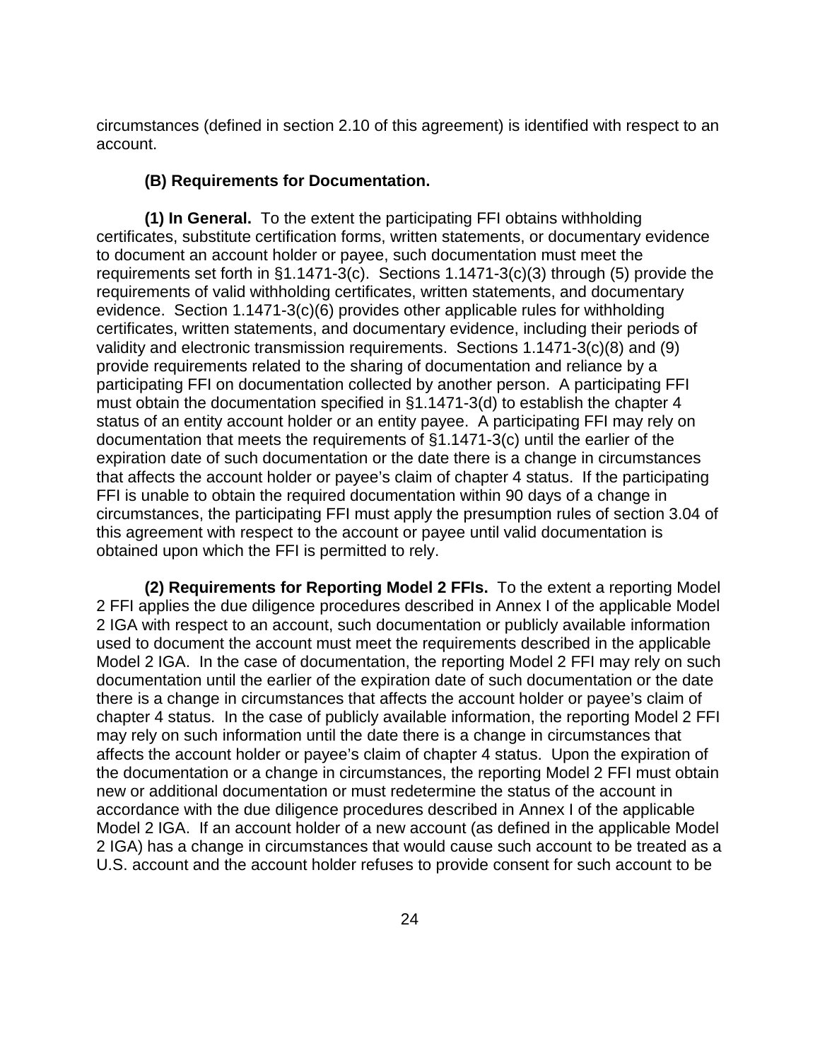circumstances (defined in section 2.10 of this agreement) is identified with respect to an account.

**(B) Requirements for Documentation.**

**(1) In General.** To the extent the participating FFI obtains withholding certificates, substitute certification forms, written statements, or documentary evidence to document an account holder or payee, such documentation must meet the requirements set forth in §1.1471-3(c). Sections 1.1471-3(c)(3) through (5) provide the requirements of valid withholding certificates, written statements, and documentary evidence. Section 1.1471-3(c)(6) provides other applicable rules for withholding certificates, written statements, and documentary evidence, including their periods of validity and electronic transmission requirements. Sections 1.1471-3(c)(8) and (9) provide requirements related to the sharing of documentation and reliance by a participating FFI on documentation collected by another person. A participating FFI must obtain the documentation specified in §1.1471-3(d) to establish the chapter 4 status of an entity account holder or an entity payee. A participating FFI may rely on documentation that meets the requirements of §1.1471-3(c) until the earlier of the expiration date of such documentation or the date there is a change in circumstances that affects the account holder or payee's claim of chapter 4 status. If the participating FFI is unable to obtain the required documentation within 90 days of a change in circumstances, the participating FFI must apply the presumption rules of section 3.04 of this agreement with respect to the account or payee until valid documentation is obtained upon which the FFI is permitted to rely.

**(2) Requirements for Reporting Model 2 FFIs.** To the extent a reporting Model 2 FFI applies the due diligence procedures described in Annex I of the applicable Model 2 IGA with respect to an account, such documentation or publicly available information used to document the account must meet the requirements described in the applicable Model 2 IGA. In the case of documentation, the reporting Model 2 FFI may rely on such documentation until the earlier of the expiration date of such documentation or the date there is a change in circumstances that affects the account holder or payee's claim of chapter 4 status. In the case of publicly available information, the reporting Model 2 FFI may rely on such information until the date there is a change in circumstances that affects the account holder or payee's claim of chapter 4 status. Upon the expiration of the documentation or a change in circumstances, the reporting Model 2 FFI must obtain new or additional documentation or must redetermine the status of the account in accordance with the due diligence procedures described in Annex I of the applicable Model 2 IGA. If an account holder of a new account (as defined in the applicable Model 2 IGA) has a change in circumstances that would cause such account to be treated as a U.S. account and the account holder refuses to provide consent for such account to be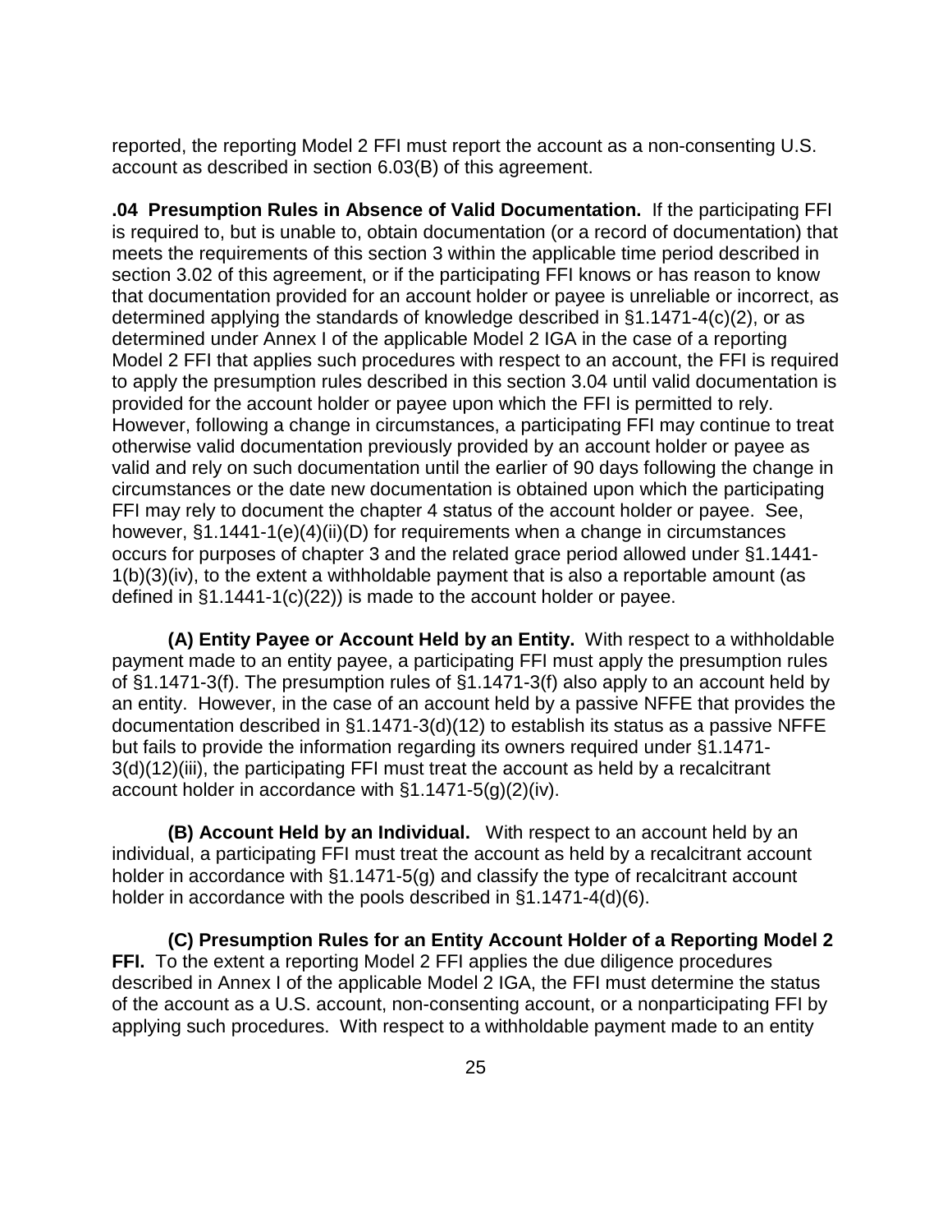reported, the reporting Model 2 FFI must report the account as a non-consenting U.S. account as described in section 6.03(B) of this agreement.

**.04 Presumption Rules in Absence of Valid Documentation.** If the participating FFI is required to, but is unable to, obtain documentation (or a record of documentation) that meets the requirements of this section 3 within the applicable time period described in section 3.02 of this agreement, or if the participating FFI knows or has reason to know that documentation provided for an account holder or payee is unreliable or incorrect, as determined applying the standards of knowledge described in §1.1471-4(c)(2), or as determined under Annex I of the applicable Model 2 IGA in the case of a reporting Model 2 FFI that applies such procedures with respect to an account, the FFI is required to apply the presumption rules described in this section 3.04 until valid documentation is provided for the account holder or payee upon which the FFI is permitted to rely. However, following a change in circumstances, a participating FFI may continue to treat otherwise valid documentation previously provided by an account holder or payee as valid and rely on such documentation until the earlier of 90 days following the change in circumstances or the date new documentation is obtained upon which the participating FFI may rely to document the chapter 4 status of the account holder or payee. See, however, §1.1441-1(e)(4)(ii)(D) for requirements when a change in circumstances occurs for purposes of chapter 3 and the related grace period allowed under §1.1441-1(b)(3)(iv), to the extent a withholdable payment that is also a reportable amount (as defined in §1.1441-1(c)(22)) is made to the account holder or payee.

**(A) Entity Payee or Account Held by an Entity.** With respect to a withholdable payment made to an entity payee, a participating FFI must apply the presumption rules of §1.1471-3(f). The presumption rules of §1.1471-3(f) also apply to an account held by an entity. However, in the case of an account held by a passive NFFE that provides the documentation described in §1.1471-3(d)(12) to establish its status as a passive NFFE but fails to provide the information regarding its owners required under §1.1471-3(d)(12)(iii), the participating FFI must treat the account as held by a recalcitrant account holder in accordance with §1.1471-5(g)(2)(iv).

**(B) Account Held by an Individual.** With respect to an account held by an individual, a participating FFI must treat the account as held by a recalcitrant account holder in accordance with §1.1471-5(g) and classify the type of recalcitrant account holder in accordance with the pools described in §1.1471-4(d)(6).

**(C) Presumption Rules for an Entity Account Holder of a Reporting Model 2 FFI.** To the extent a reporting Model 2 FFI applies the due diligence procedures described in Annex I of the applicable Model 2 IGA, the FFI must determine the status of the account as a U.S. account, non-consenting account, or a nonparticipating FFI by applying such procedures. With respect to a withholdable payment made to an entity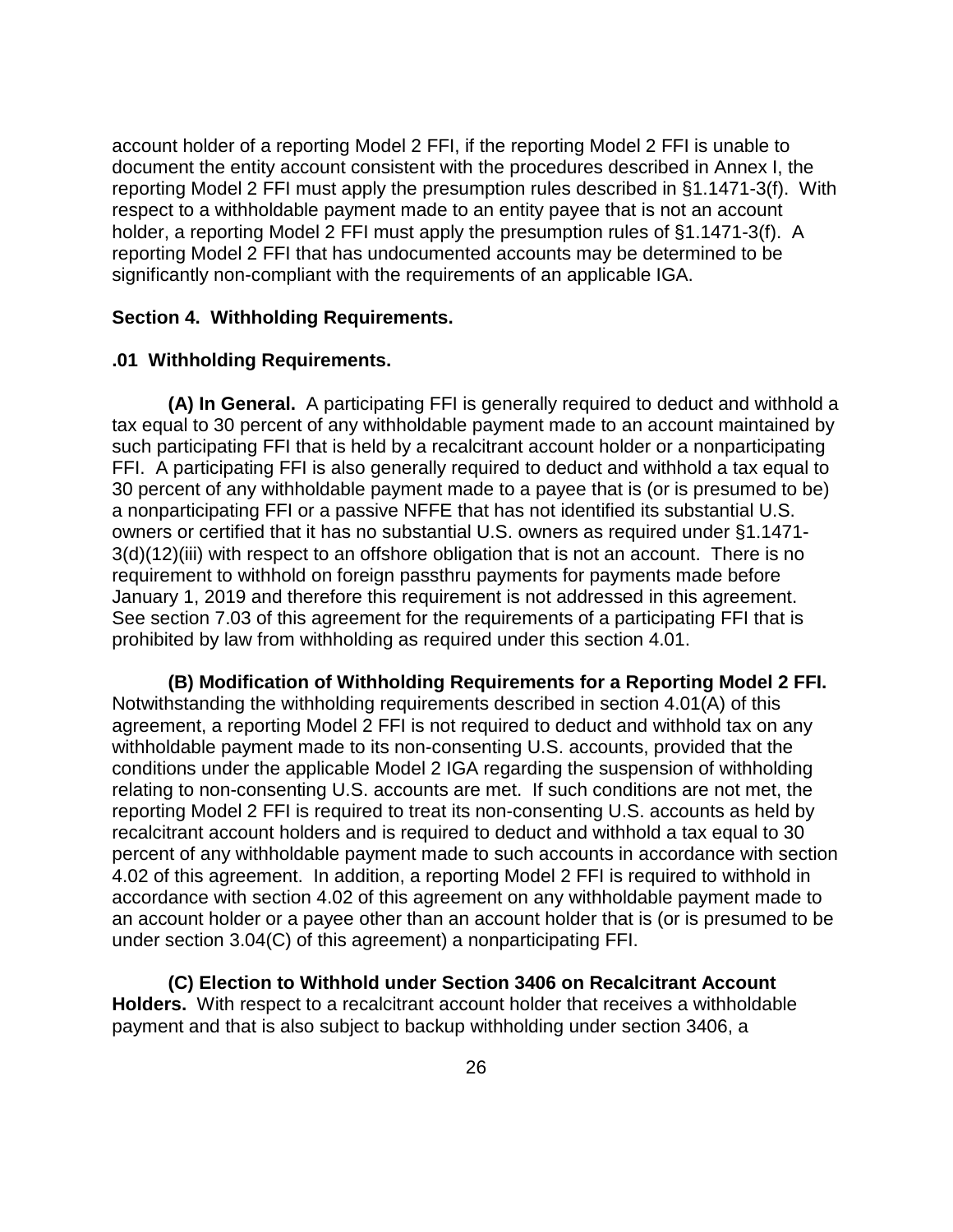account holder of a reporting Model 2 FFI, if the reporting Model 2 FFI is unable to document the entity account consistent with the procedures described in Annex I, the reporting Model 2 FFI must apply the presumption rules described in §1.1471-3(f). With respect to a withholdable payment made to an entity payee that is not an account holder, a reporting Model 2 FFI must apply the presumption rules of §1.1471-3(f). A reporting Model 2 FFI that has undocumented accounts may be determined to be significantly non-compliant with the requirements of an applicable IGA.

## Section 4. Withholding Requirements.

### .01 Withholding Requirements.

**(A) In General.** A participating FFI is generally required to deduct and withhold a tax equal to 30 percent of any withholdable payment made to an account maintained by such participating FFI that is held by a recalcitrant account holder or a nonparticipating FFI. A participating FFI is also generally required to deduct and withhold a tax equal to 30 percent of any withholdable payment made to a payee that is (or is presumed to be) a nonparticipating FFI or a passive NFFE that has not identified its substantial U.S. owners or certified that it has no substantial U.S. owners as required under §1.1471-3(d)(12)(iii) with respect to an offshore obligation that is not an account. There is no requirement to withhold on foreign passthru payments for payments made before January 1, 2019 and therefore this requirement is not addressed in this agreement. See section 7.03 of this agreement for the requirements of a participating FFI that is prohibited by law from withholding as required under this section 4.01.

**(B) Modification of Withholding Requirements for a Reporting Model 2 FFI.** Notwithstanding the withholding requirements described in section 4.01(A) of this agreement, a reporting Model 2 FFI is not required to deduct and withhold tax on any withholdable payment made to its non-consenting U.S. accounts, provided that the conditions under the applicable Model 2 IGA regarding the suspension of withholding relating to non-consenting U.S. accounts are met. If such conditions are not met, the reporting Model 2 FFI is required to treat its non-consenting U.S. accounts as held by recalcitrant account holders and is required to deduct and withhold a tax equal to 30 percent of any withholdable payment made to such accounts in accordance with section 4.02 of this agreement. In addition, a reporting Model 2 FFI is required to withhold in accordance with section 4.02 of this agreement on any withholdable payment made to an account holder or a payee other than an account holder that is (or is presumed to be under section 3.04(C) of this agreement) a nonparticipating FFI.

**(C) Election to Withhold under Section 3406 on Recalcitrant Account Holders.** With respect to a recalcitrant account holder that receives a withholdable payment and that is also subject to backup withholding under section 3406, a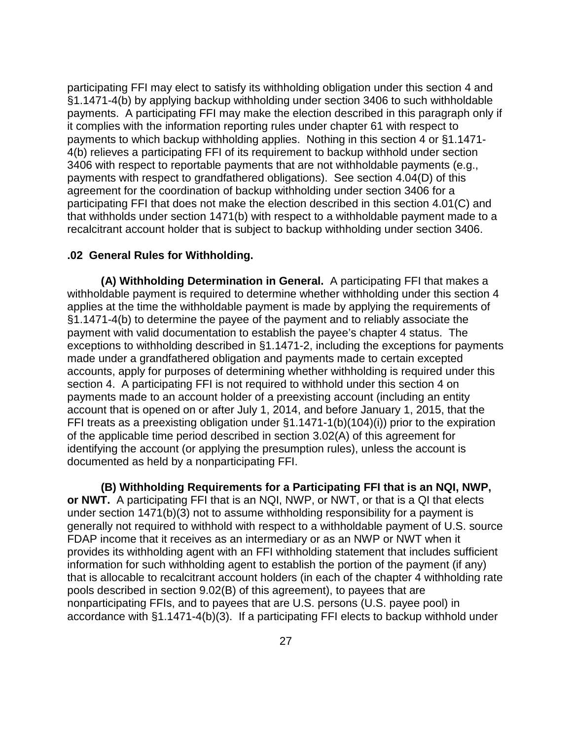participating FFI may elect to satisfy its withholding obligation under this section 4 and §1.1471-4(b) by applying backup withholding under section 3406 to such withholdable payments. A participating FFI may make the election described in this paragraph only if it complies with the information reporting rules under chapter 61 with respect to payments to which backup withholding applies. Nothing in this section 4 or §1.1471-4(b) relieves a participating FFI of its requirement to backup withhold under section 3406 with respect to reportable payments that are not withholdable payments (e.g., payments with respect to grandfathered obligations). See section 4.04(D) of this agreement for the coordination of backup withholding under section 3406 for a participating FFI that does not make the election described in this section 4.01(C) and that withholds under section 1471(b) with respect to a withholdable payment made to a recalcitrant account holder that is subject to backup withholding under section 3406.

**.02 General Rules for Withholding.**

**(A) Withholding Determination in General.** A participating FFI that makes a withholdable payment is required to determine whether withholding under this section 4 applies at the time the withholdable payment is made by applying the requirements of §1.1471-4(b) to determine the payee of the payment and to reliably associate the payment with valid documentation to establish the payee's chapter 4 status. The exceptions to withholding described in §1.1471-2, including the exceptions for payments made under a grandfathered obligation and payments made to certain excepted accounts, apply for purposes of determining whether withholding is required under this section 4. A participating FFI is not required to withhold under this section 4 on payments made to an account holder of a preexisting account (including an entity account that is opened on or after July 1, 2014, and before January 1, 2015, that the FFI treats as a preexisting obligation under §1.1471-1(b)(104)(i)) prior to the expiration of the applicable time period described in section 3.02(A) of this agreement for identifying the account (or applying the presumption rules), unless the account is documented as held by a nonparticipating FFI.

**(B) Withholding Requirements for a Participating FFI that is an NQI, NWP, or NWT.** A participating FFI that is an NQI, NWP, or NWT, or that is a QI that elects under section 1471(b)(3) not to assume withholding responsibility for a payment is generally not required to withhold with respect to a withholdable payment of U.S. source FDAP income that it receives as an intermediary or as an NWP or NWT when it provides its withholding agent with an FFI withholding statement that includes sufficient information for such withholding agent to establish the portion of the payment (if any) that is allocable to recalcitrant account holders (in each of the chapter 4 withholding rate pools described in section 9.02(B) of this agreement), to payees that are nonparticipating FFIs, and to payees that are U.S. persons (U.S. payee pool) in accordance with §1.1471-4(b)(3). If a participating FFI elects to backup withhold under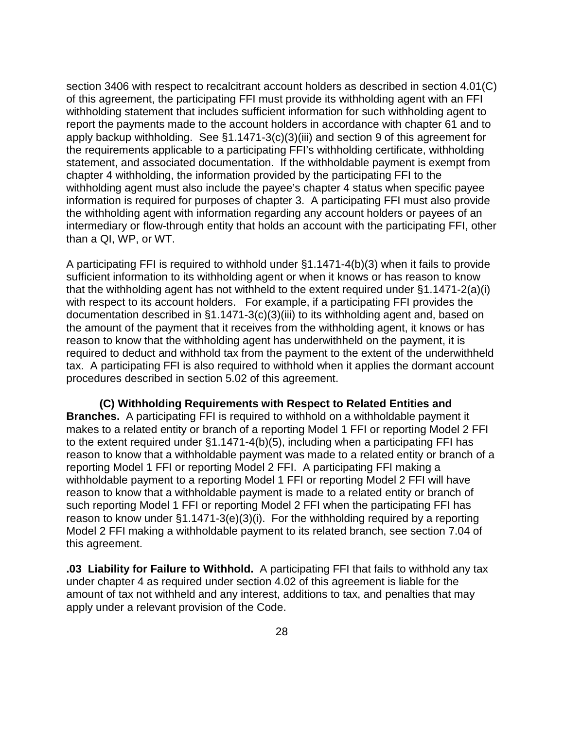section 3406 with respect to recalcitrant account holders as described in section 4.01(C) of this agreement, the participating FFI must provide its withholding agent with an FFI withholding statement that includes sufficient information for such withholding agent to report the payments made to the account holders in accordance with chapter 61 and to apply backup withholding. See §1.1471-3(c)(3)(iii) and section 9 of this agreement for the requirements applicable to a participating FFI's withholding certificate, withholding statement, and associated documentation. If the withholdable payment is exempt from chapter 4 withholding, the information provided by the participating FFI to the withholding agent must also include the payee's chapter 4 status when specific payee information is required for purposes of chapter 3. A participating FFI must also provide the withholding agent with information regarding any account holders or payees of an intermediary or flow-through entity that holds an account with the participating FFI, other than a QI, WP, or WT.

A participating FFI is required to withhold under §1.1471-4(b)(3) when it fails to provide sufficient information to its withholding agent or when it knows or has reason to know that the withholding agent has not withheld to the extent required under §1.1471-2(a)(i) with respect to its account holders. For example, if a participating FFI provides the documentation described in §1.1471-3(c)(3)(iii) to its withholding agent and, based on the amount of the payment that it receives from the withholding agent, it knows or has reason to know that the withholding agent has underwithheld on the payment, it is required to deduct and withhold tax from the payment to the extent of the underwithheld tax. A participating FFI is also required to withhold when it applies the dormant account procedures described in section 5.02 of this agreement.

**(C) Withholding Requirements with Respect to Related Entities and Branches.** A participating FFI is required to withhold on a withholdable payment it makes to a related entity or branch of a reporting Model 1 FFI or reporting Model 2 FFI to the extent required under §1.1471-4(b)(5), including when a participating FFI has reason to know that a withholdable payment was made to a related entity or branch of a reporting Model 1 FFI or reporting Model 2 FFI. A participating FFI making a withholdable payment to a reporting Model 1 FFI or reporting Model 2 FFI will have reason to know that a withholdable payment is made to a related entity or branch of such reporting Model 1 FFI or reporting Model 2 FFI when the participating FFI has reason to know under §1.1471-3(e)(3)(i). For the withholding required by a reporting Model 2 FFI making a withholdable payment to its related branch, see section 7.04 of this agreement.

**.03 Liability for Failure to Withhold.** A participating FFI that fails to withhold any tax under chapter 4 as required under section 4.02 of this agreement is liable for the amount of tax not withheld and any interest, additions to tax, and penalties that may apply under a relevant provision of the Code.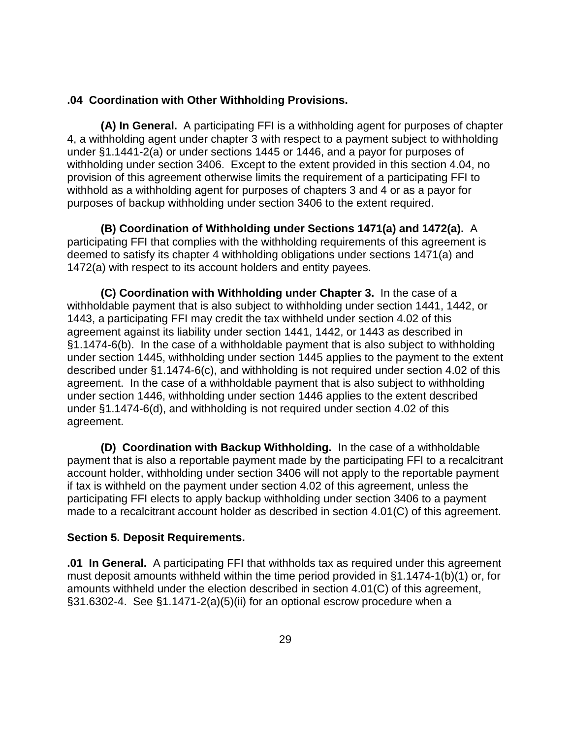**.04 Coordination with Other Withholding Provisions.**

**(A) In General.** A participating FFI is a withholding agent for purposes of chapter 4, a withholding agent under chapter 3 with respect to a payment subject to withholding under §1.1441-2(a) or under sections 1445 or 1446, and a payor for purposes of withholding under section 3406. Except to the extent provided in this section 4.04, no provision of this agreement otherwise limits the requirement of a participating FFI to withhold as a withholding agent for purposes of chapters 3 and 4 or as a payor for purposes of backup withholding under section 3406 to the extent required.

**(B) Coordination of Withholding under Sections 1471(a) and 1472(a).** A participating FFI that complies with the withholding requirements of this agreement is deemed to satisfy its chapter 4 withholding obligations under sections 1471(a) and 1472(a) with respect to its account holders and entity payees.

**(C) Coordination with Withholding under Chapter 3.** In the case of a withholdable payment that is also subject to withholding under section 1441, 1442, or 1443, a participating FFI may credit the tax withheld under section 4.02 of this agreement against its liability under section 1441, 1442, or 1443 as described in §1.1474-6(b). In the case of a withholdable payment that is also subject to withholding under section 1445, withholding under section 1445 applies to the payment to the extent described under §1.1474-6(c), and withholding is not required under section 4.02 of this agreement. In the case of a withholdable payment that is also subject to withholding under section 1446, withholding under section 1446 applies to the extent described under §1.1474-6(d), and withholding is not required under section 4.02 of this agreement.

**(D) Coordination with Backup Withholding.** In the case of a withholdable payment that is also a reportable payment made by the participating FFI to a recalcitrant account holder, withholding under section 3406 will not apply to the reportable payment if tax is withheld on the payment under section 4.02 of this agreement, unless the participating FFI elects to apply backup withholding under section 3406 to a payment made to a recalcitrant account holder as described in section 4.01(C) of this agreement.

**Section 5. Deposit Requirements.**

**.01 In General.** A participating FFI that withholds tax as required under this agreement must deposit amounts withheld within the time period provided in §1.1474-1(b)(1) or, for amounts withheld under the election described in section 4.01(C) of this agreement, §31.6302-4. See §1.1471-2(a)(5)(ii) for an optional escrow procedure when a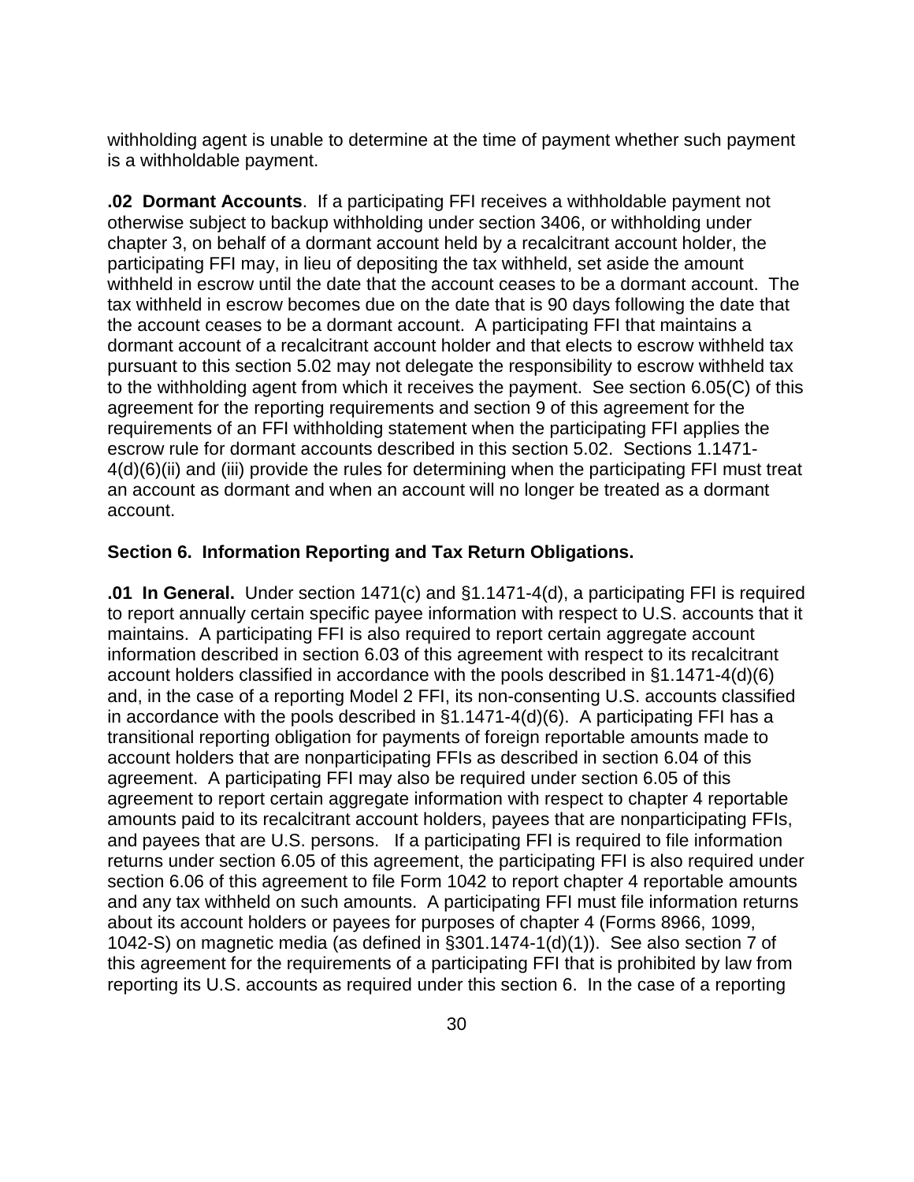withholding agent is unable to determine at the time of payment whether such payment is a withholdable payment.

**.02 Dormant Accounts**. If a participating FFI receives a withholdable payment not otherwise subject to backup withholding under section 3406, or withholding under chapter 3, on behalf of a dormant account held by a recalcitrant account holder, the participating FFI may, in lieu of depositing the tax withheld, set aside the amount withheld in escrow until the date that the account ceases to be a dormant account. The tax withheld in escrow becomes due on the date that is 90 days following the date that the account ceases to be a dormant account. A participating FFI that maintains a dormant account of a recalcitrant account holder and that elects to escrow withheld tax pursuant to this section 5.02 may not delegate the responsibility to escrow withheld tax to the withholding agent from which it receives the payment. See section 6.05(C) of this agreement for the reporting requirements and section 9 of this agreement for the requirements of an FFI withholding statement when the participating FFI applies the escrow rule for dormant accounts described in this section 5.02. Sections 1.1471-4(d)(6)(ii) and (iii) provide the rules for determining when the participating FFI must treat an account as dormant and when an account will no longer be treated as a dormant account.

## Section 6. Information Reporting and Tax Return Obligations.

**.01 In General.** Under section 1471(c) and §1.1471-4(d), a participating FFI is required to report annually certain specific payee information with respect to U.S. accounts that it maintains. A participating FFI is also required to report certain aggregate account information described in section 6.03 of this agreement with respect to its recalcitrant account holders classified in accordance with the pools described in §1.1471-4(d)(6) and, in the case of a reporting Model 2 FFI, its non-consenting U.S. accounts classified in accordance with the pools described in §1.1471-4(d)(6). A participating FFI has a transitional reporting obligation for payments of foreign reportable amounts made to account holders that are nonparticipating FFIs as described in section 6.04 of this agreement. A participating FFI may also be required under section 6.05 of this agreement to report certain aggregate information with respect to chapter 4 reportable amounts paid to its recalcitrant account holders, payees that are nonparticipating FFIs, and payees that are U.S. persons. If a participating FFI is required to file information returns under section 6.05 of this agreement, the participating FFI is also required under section 6.06 of this agreement to file Form 1042 to report chapter 4 reportable amounts and any tax withheld on such amounts. A participating FFI must file information returns about its account holders or payees for purposes of chapter 4 (Forms 8966, 1099, 1042-S) on magnetic media (as defined in §301.1474-1(d)(1)). See also section 7 of this agreement for the requirements of a participating FFI that is prohibited by law from reporting its U.S. accounts as required under this section 6. In the case of a reporting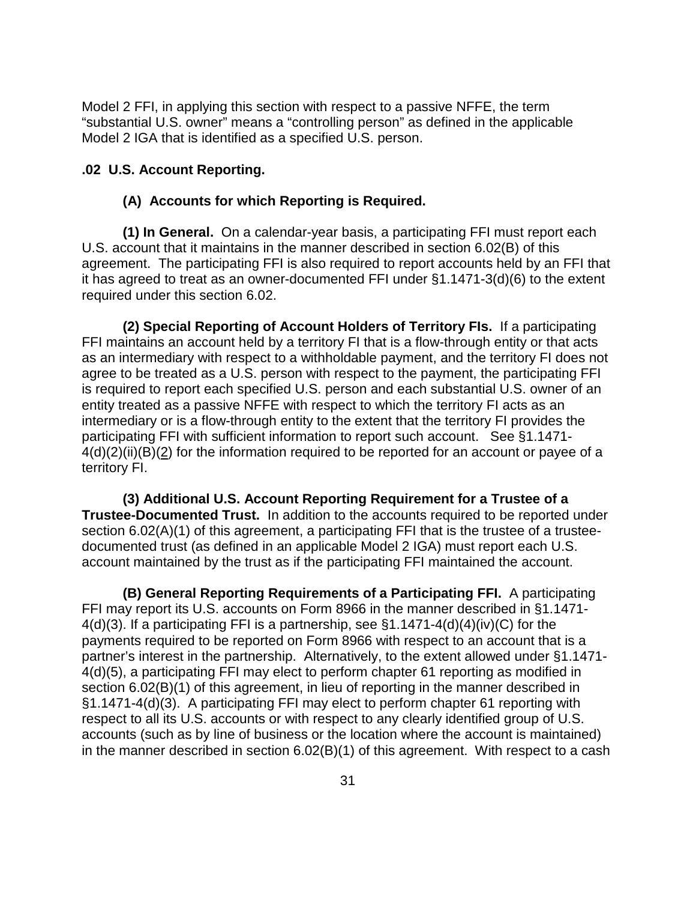Model 2 FFI, in applying this section with respect to a passive NFFE, the term "substantial U.S. owner" means a "controlling person" as defined in the applicable Model 2 IGA that is identified as a specified U.S. person.

**.02 U.S. Account Reporting.**

**(A) Accounts for which Reporting is Required.**

**(1) In General.** On a calendar-year basis, a participating FFI must report each U.S. account that it maintains in the manner described in section 6.02(B) of this agreement. The participating FFI is also required to report accounts held by an FFI that it has agreed to treat as an owner-documented FFI under §1.1471-3(d)(6) to the extent required under this section 6.02.

**(2) Special Reporting of Account Holders of Territory FIs.** If a participating FFI maintains an account held by a territory FI that is a flow-through entity or that acts as an intermediary with respect to a withholdable payment, and the territory FI does not agree to be treated as a U.S. person with respect to the payment, the participating FFI is required to report each specified U.S. person and each substantial U.S. owner of an entity treated as a passive NFFE with respect to which the territory FI acts as an intermediary or is a flow-through entity to the extent that the territory FI provides the participating FFI with sufficient information to report such account. See §1.1471-4(d)(2)(ii)(B)(2) for the information required to be reported for an account or payee of a territory FI.

**(3) Additional U.S. Account Reporting Requirement for a Trustee of a Trustee-Documented Trust.** In addition to the accounts required to be reported under section 6.02(A)(1) of this agreement, a participating FFI that is the trustee of a trustee-documented trust (as defined in an applicable Model 2 IGA) must report each U.S. account maintained by the trust as if the participating FFI maintained the account.

**(B) General Reporting Requirements of a Participating FFI.** A participating FFI may report its U.S. accounts on Form 8966 in the manner described in §1.1471-4(d)(3). If a participating FFI is a partnership, see §1.1471-4(d)(4)(iv)(C) for the payments required to be reported on Form 8966 with respect to an account that is a partner's interest in the partnership. Alternatively, to the extent allowed under §1.1471-4(d)(5), a participating FFI may elect to perform chapter 61 reporting as modified in section 6.02(B)(1) of this agreement, in lieu of reporting in the manner described in §1.1471-4(d)(3). A participating FFI may elect to perform chapter 61 reporting with respect to all its U.S. accounts or with respect to any clearly identified group of U.S. accounts (such as by line of business or the location where the account is maintained) in the manner described in section 6.02(B)(1) of this agreement. With respect to a cash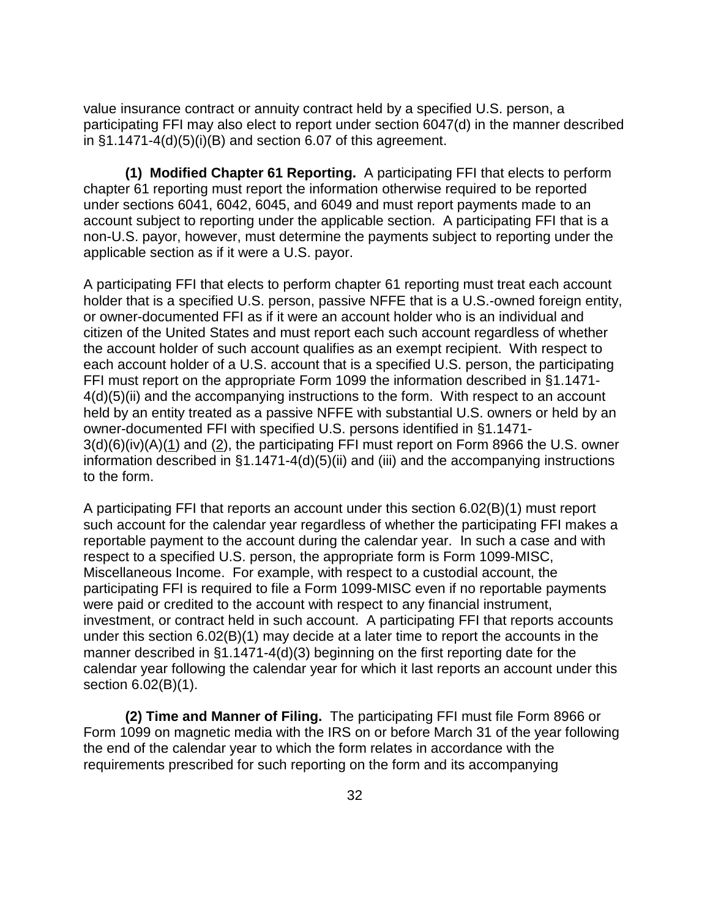value insurance contract or annuity contract held by a specified U.S. person, a participating FFI may also elect to report under section 6047(d) in the manner described in §1.1471-4(d)(5)(i)(B) and section 6.07 of this agreement.

**(1) Modified Chapter 61 Reporting.** A participating FFI that elects to perform chapter 61 reporting must report the information otherwise required to be reported under sections 6041, 6042, 6045, and 6049 and must report payments made to an account subject to reporting under the applicable section. A participating FFI that is a non-U.S. payor, however, must determine the payments subject to reporting under the applicable section as if it were a U.S. payor.

A participating FFI that elects to perform chapter 61 reporting must treat each account holder that is a specified U.S. person, passive NFFE that is a U.S.-owned foreign entity, or owner-documented FFI as if it were an account holder who is an individual and citizen of the United States and must report each such account regardless of whether the account holder of such account qualifies as an exempt recipient. With respect to each account holder of a U.S. account that is a specified U.S. person, the participating FFI must report on the appropriate Form 1099 the information described in §1.1471-4(d)(5)(ii) and the accompanying instructions to the form. With respect to an account held by an entity treated as a passive NFFE with substantial U.S. owners or held by an owner-documented FFI with specified U.S. persons identified in §1.1471-3(d)(6)(iv)(A)(1) and (2), the participating FFI must report on Form 8966 the U.S. owner information described in §1.1471-4(d)(5)(ii) and (iii) and the accompanying instructions to the form.

A participating FFI that reports an account under this section 6.02(B)(1) must report such account for the calendar year regardless of whether the participating FFI makes a reportable payment to the account during the calendar year. In such a case and with respect to a specified U.S. person, the appropriate form is Form 1099-MISC, Miscellaneous Income. For example, with respect to a custodial account, the participating FFI is required to file a Form 1099-MISC even if no reportable payments were paid or credited to the account with respect to any financial instrument, investment, or contract held in such account. A participating FFI that reports accounts under this section 6.02(B)(1) may decide at a later time to report the accounts in the manner described in §1.1471-4(d)(3) beginning on the first reporting date for the calendar year following the calendar year for which it last reports an account under this section 6.02(B)(1).

**(2) Time and Manner of Filing.** The participating FFI must file Form 8966 or Form 1099 on magnetic media with the IRS on or before March 31 of the year following the end of the calendar year to which the form relates in accordance with the requirements prescribed for such reporting on the form and its accompanying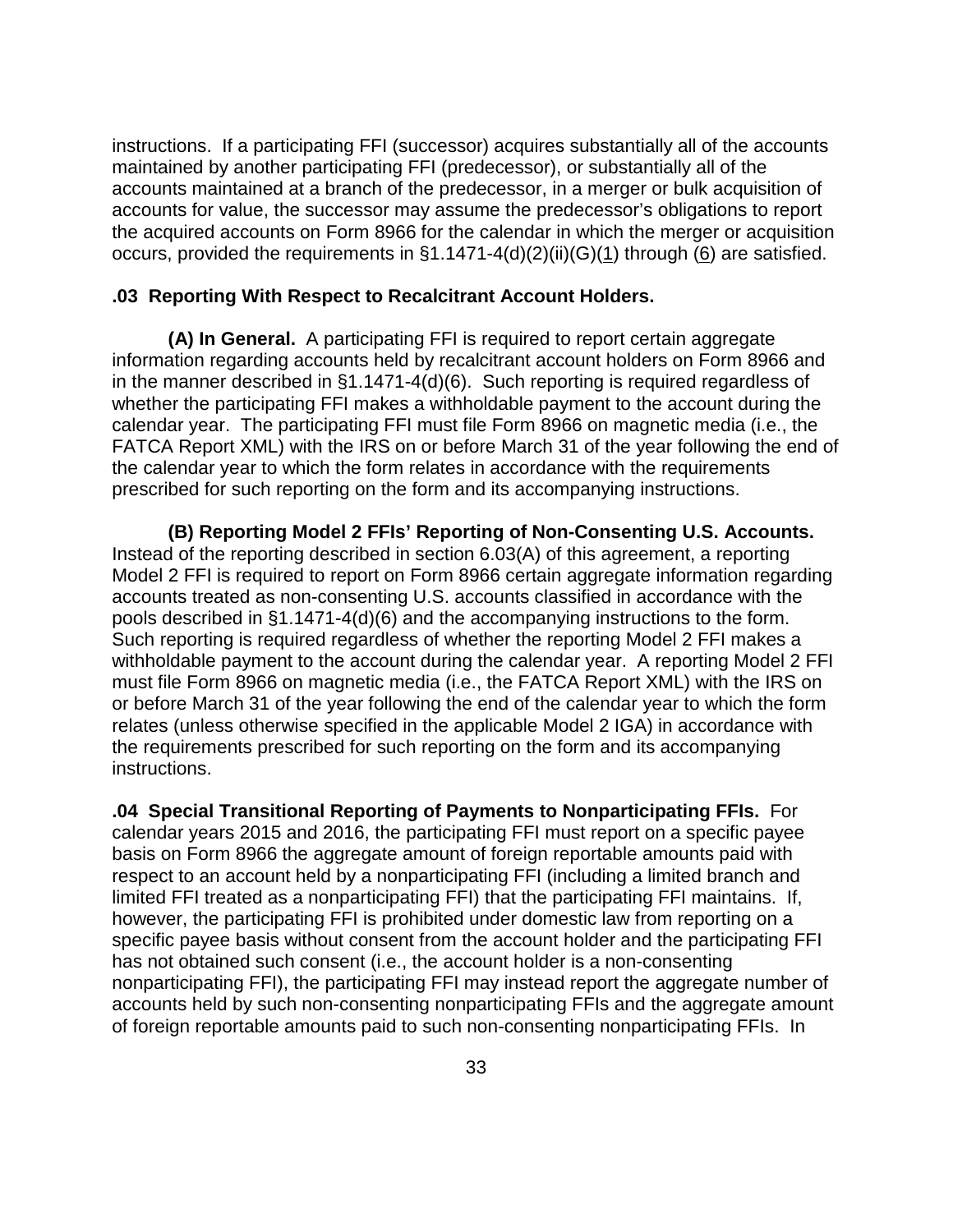instructions. If a participating FFI (successor) acquires substantially all of the accounts maintained by another participating FFI (predecessor), or substantially all of the accounts maintained at a branch of the predecessor, in a merger or bulk acquisition of accounts for value, the successor may assume the predecessor's obligations to report the acquired accounts on Form 8966 for the calendar in which the merger or acquisition occurs, provided the requirements in §1.1471-4(d)(2)(ii)(G)(1) through (6) are satisfied.

**.03 Reporting With Respect to Recalcitrant Account Holders.**

**(A) In General.** A participating FFI is required to report certain aggregate information regarding accounts held by recalcitrant account holders on Form 8966 and in the manner described in §1.1471-4(d)(6). Such reporting is required regardless of whether the participating FFI makes a withholdable payment to the account during the calendar year. The participating FFI must file Form 8966 on magnetic media (i.e., the FATCA Report XML) with the IRS on or before March 31 of the year following the end of the calendar year to which the form relates in accordance with the requirements prescribed for such reporting on the form and its accompanying instructions.

**(B) Reporting Model 2 FFIs' Reporting of Non-Consenting U.S. Accounts.** Instead of the reporting described in section 6.03(A) of this agreement, a reporting Model 2 FFI is required to report on Form 8966 certain aggregate information regarding accounts treated as non-consenting U.S. accounts classified in accordance with the pools described in §1.1471-4(d)(6) and the accompanying instructions to the form. Such reporting is required regardless of whether the reporting Model 2 FFI makes a withholdable payment to the account during the calendar year. A reporting Model 2 FFI must file Form 8966 on magnetic media (i.e., the FATCA Report XML) with the IRS on or before March 31 of the year following the end of the calendar year to which the form relates (unless otherwise specified in the applicable Model 2 IGA) in accordance with the requirements prescribed for such reporting on the form and its accompanying instructions.

**.04 Special Transitional Reporting of Payments to Nonparticipating FFIs.** For calendar years 2015 and 2016, the participating FFI must report on a specific payee basis on Form 8966 the aggregate amount of foreign reportable amounts paid with respect to an account held by a nonparticipating FFI (including a limited branch and limited FFI treated as a nonparticipating FFI) that the participating FFI maintains. If, however, the participating FFI is prohibited under domestic law from reporting on a specific payee basis without consent from the account holder and the participating FFI has not obtained such consent (i.e., the account holder is a non-consenting nonparticipating FFI), the participating FFI may instead report the aggregate number of accounts held by such non-consenting nonparticipating FFIs and the aggregate amount of foreign reportable amounts paid to such non-consenting nonparticipating FFIs. In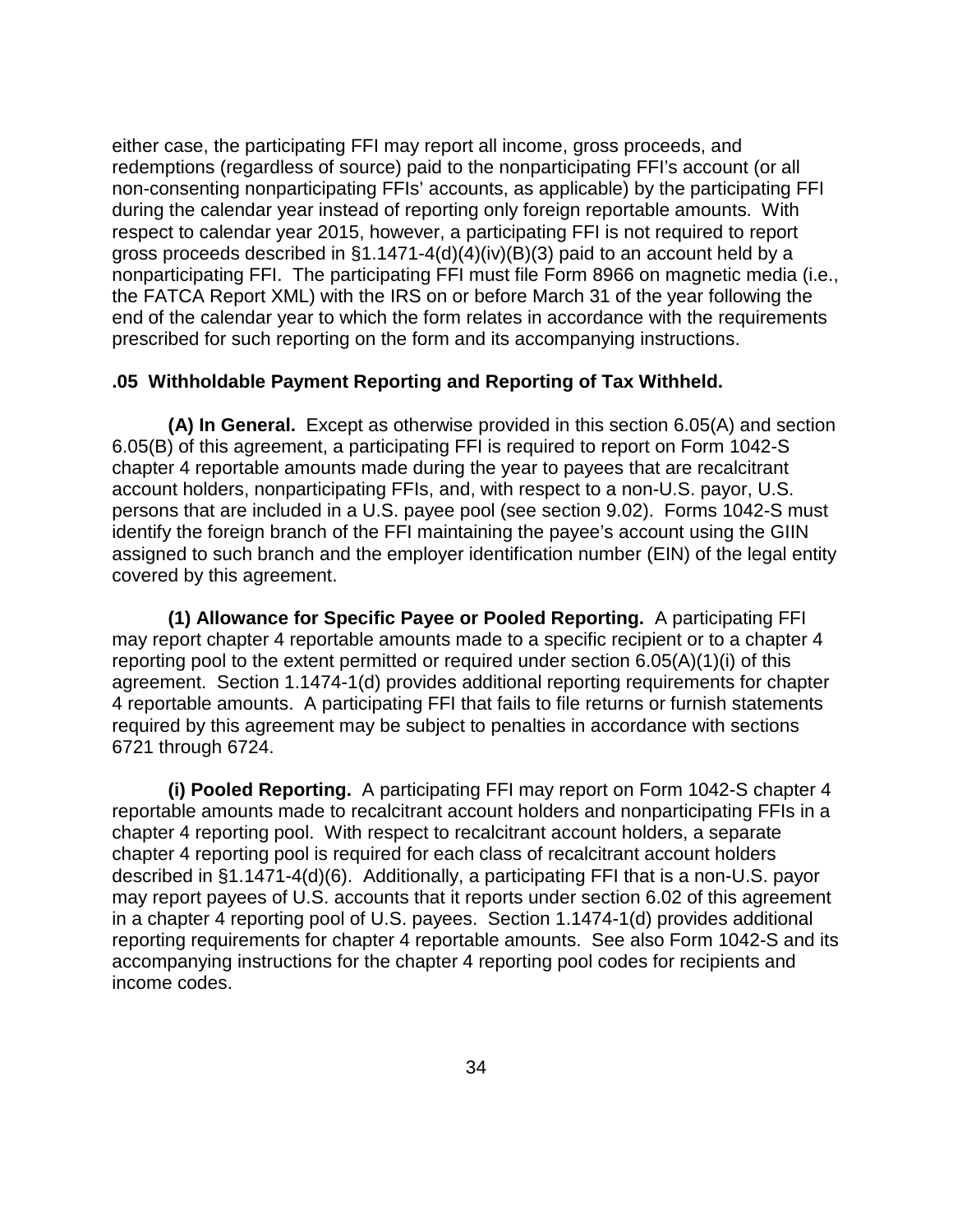either case, the participating FFI may report all income, gross proceeds, and redemptions (regardless of source) paid to the nonparticipating FFI's account (or all non-consenting nonparticipating FFIs' accounts, as applicable) by the participating FFI during the calendar year instead of reporting only foreign reportable amounts. With respect to calendar year 2015, however, a participating FFI is not required to report gross proceeds described in §1.1471-4(d)(4)(iv)(B)(3) paid to an account held by a nonparticipating FFI. The participating FFI must file Form 8966 on magnetic media (i.e., the FATCA Report XML) with the IRS on or before March 31 of the year following the end of the calendar year to which the form relates in accordance with the requirements prescribed for such reporting on the form and its accompanying instructions.

### .05 Withholdable Payment Reporting and Reporting of Tax Withheld.

**(A) In General.** Except as otherwise provided in this section 6.05(A) and section 6.05(B) of this agreement, a participating FFI is required to report on Form 1042-S chapter 4 reportable amounts made during the year to payees that are recalcitrant account holders, nonparticipating FFIs, and, with respect to a non-U.S. payor, U.S. persons that are included in a U.S. payee pool (see section 9.02). Forms 1042-S must identify the foreign branch of the FFI maintaining the payee's account using the GIIN assigned to such branch and the employer identification number (EIN) of the legal entity covered by this agreement.

**(1) Allowance for Specific Payee or Pooled Reporting.** A participating FFI may report chapter 4 reportable amounts made to a specific recipient or to a chapter 4 reporting pool to the extent permitted or required under section 6.05(A)(1)(i) of this agreement. Section 1.1474-1(d) provides additional reporting requirements for chapter 4 reportable amounts. A participating FFI that fails to file returns or furnish statements required by this agreement may be subject to penalties in accordance with sections 6721 through 6724.

**(i) Pooled Reporting.** A participating FFI may report on Form 1042-S chapter 4 reportable amounts made to recalcitrant account holders and nonparticipating FFIs in a chapter 4 reporting pool. With respect to recalcitrant account holders, a separate chapter 4 reporting pool is required for each class of recalcitrant account holders described in §1.1471-4(d)(6). Additionally, a participating FFI that is a non-U.S. payor may report payees of U.S. accounts that it reports under section 6.02 of this agreement in a chapter 4 reporting pool of U.S. payees. Section 1.1474-1(d) provides additional reporting requirements for chapter 4 reportable amounts. See also Form 1042-S and its accompanying instructions for the chapter 4 reporting pool codes for recipients and income codes.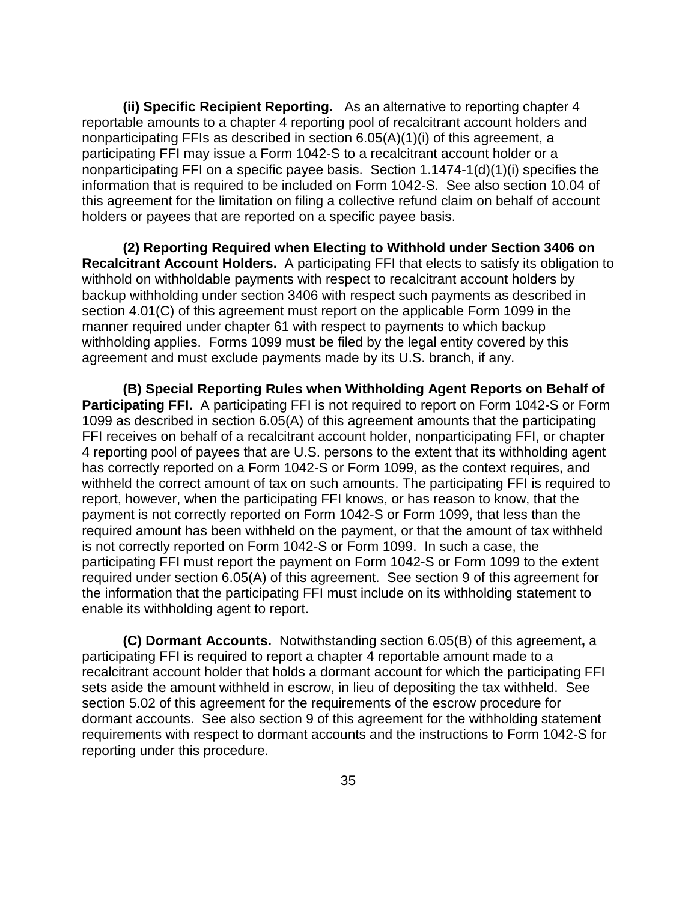**(ii) Specific Recipient Reporting.** As an alternative to reporting chapter 4 reportable amounts to a chapter 4 reporting pool of recalcitrant account holders and nonparticipating FFIs as described in section 6.05(A)(1)(i) of this agreement, a participating FFI may issue a Form 1042-S to a recalcitrant account holder or a nonparticipating FFI on a specific payee basis. Section 1.1474-1(d)(1)(i) specifies the information that is required to be included on Form 1042-S. See also section 10.04 of this agreement for the limitation on filing a collective refund claim on behalf of account holders or payees that are reported on a specific payee basis.

**(2) Reporting Required when Electing to Withhold under Section 3406 on Recalcitrant Account Holders.** A participating FFI that elects to satisfy its obligation to withhold on withholdable payments with respect to recalcitrant account holders by backup withholding under section 3406 with respect such payments as described in section 4.01(C) of this agreement must report on the applicable Form 1099 in the manner required under chapter 61 with respect to payments to which backup withholding applies. Forms 1099 must be filed by the legal entity covered by this agreement and must exclude payments made by its U.S. branch, if any.

**(B) Special Reporting Rules when Withholding Agent Reports on Behalf of Participating FFI.** A participating FFI is not required to report on Form 1042-S or Form 1099 as described in section 6.05(A) of this agreement amounts that the participating FFI receives on behalf of a recalcitrant account holder, nonparticipating FFI, or chapter 4 reporting pool of payees that are U.S. persons to the extent that its withholding agent has correctly reported on a Form 1042-S or Form 1099, as the context requires, and withheld the correct amount of tax on such amounts. The participating FFI is required to report, however, when the participating FFI knows, or has reason to know, that the payment is not correctly reported on Form 1042-S or Form 1099, that less than the required amount has been withheld on the payment, or that the amount of tax withheld is not correctly reported on Form 1042-S or Form 1099. In such a case, the participating FFI must report the payment on Form 1042-S or Form 1099 to the extent required under section 6.05(A) of this agreement. See section 9 of this agreement for the information that the participating FFI must include on its withholding statement to enable its withholding agent to report.

**(C) Dormant Accounts.** Notwithstanding section 6.05(B) of this agreement**,** a participating FFI is required to report a chapter 4 reportable amount made to a recalcitrant account holder that holds a dormant account for which the participating FFI sets aside the amount withheld in escrow, in lieu of depositing the tax withheld. See section 5.02 of this agreement for the requirements of the escrow procedure for dormant accounts. See also section 9 of this agreement for the withholding statement requirements with respect to dormant accounts and the instructions to Form 1042-S for reporting under this procedure.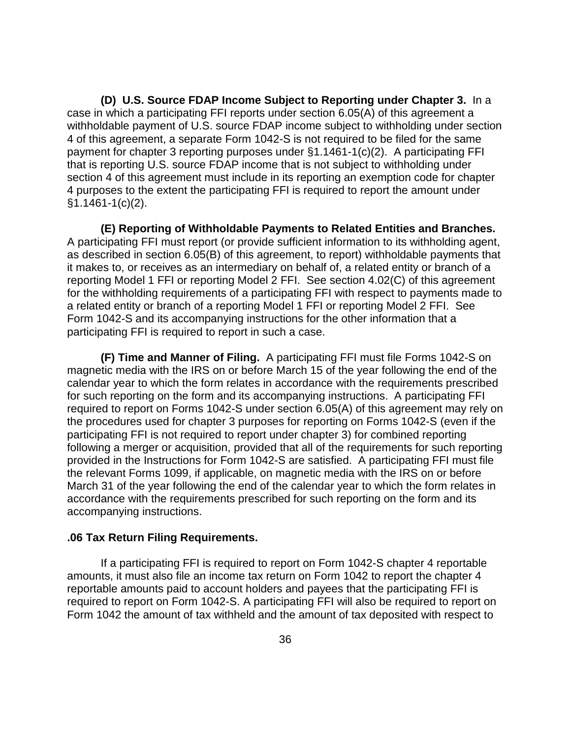**(D) U.S. Source FDAP Income Subject to Reporting under Chapter 3.** In a case in which a participating FFI reports under section 6.05(A) of this agreement a withholdable payment of U.S. source FDAP income subject to withholding under section 4 of this agreement, a separate Form 1042-S is not required to be filed for the same payment for chapter 3 reporting purposes under §1.1461-1(c)(2). A participating FFI that is reporting U.S. source FDAP income that is not subject to withholding under section 4 of this agreement must include in its reporting an exemption code for chapter 4 purposes to the extent the participating FFI is required to report the amount under §1.1461-1(c)(2).

**(E) Reporting of Withholdable Payments to Related Entities and Branches.** A participating FFI must report (or provide sufficient information to its withholding agent, as described in section 6.05(B) of this agreement, to report) withholdable payments that it makes to, or receives as an intermediary on behalf of, a related entity or branch of a reporting Model 1 FFI or reporting Model 2 FFI. See section 4.02(C) of this agreement for the withholding requirements of a participating FFI with respect to payments made to a related entity or branch of a reporting Model 1 FFI or reporting Model 2 FFI. See Form 1042-S and its accompanying instructions for the other information that a participating FFI is required to report in such a case.

**(F) Time and Manner of Filing.** A participating FFI must file Forms 1042-S on magnetic media with the IRS on or before March 15 of the year following the end of the calendar year to which the form relates in accordance with the requirements prescribed for such reporting on the form and its accompanying instructions. A participating FFI required to report on Forms 1042-S under section 6.05(A) of this agreement may rely on the procedures used for chapter 3 purposes for reporting on Forms 1042-S (even if the participating FFI is not required to report under chapter 3) for combined reporting following a merger or acquisition, provided that all of the requirements for such reporting provided in the Instructions for Form 1042-S are satisfied. A participating FFI must file the relevant Forms 1099, if applicable, on magnetic media with the IRS on or before March 31 of the year following the end of the calendar year to which the form relates in accordance with the requirements prescribed for such reporting on the form and its accompanying instructions.

**.06 Tax Return Filing Requirements.**

If a participating FFI is required to report on Form 1042-S chapter 4 reportable amounts, it must also file an income tax return on Form 1042 to report the chapter 4 reportable amounts paid to account holders and payees that the participating FFI is required to report on Form 1042-S. A participating FFI will also be required to report on Form 1042 the amount of tax withheld and the amount of tax deposited with respect to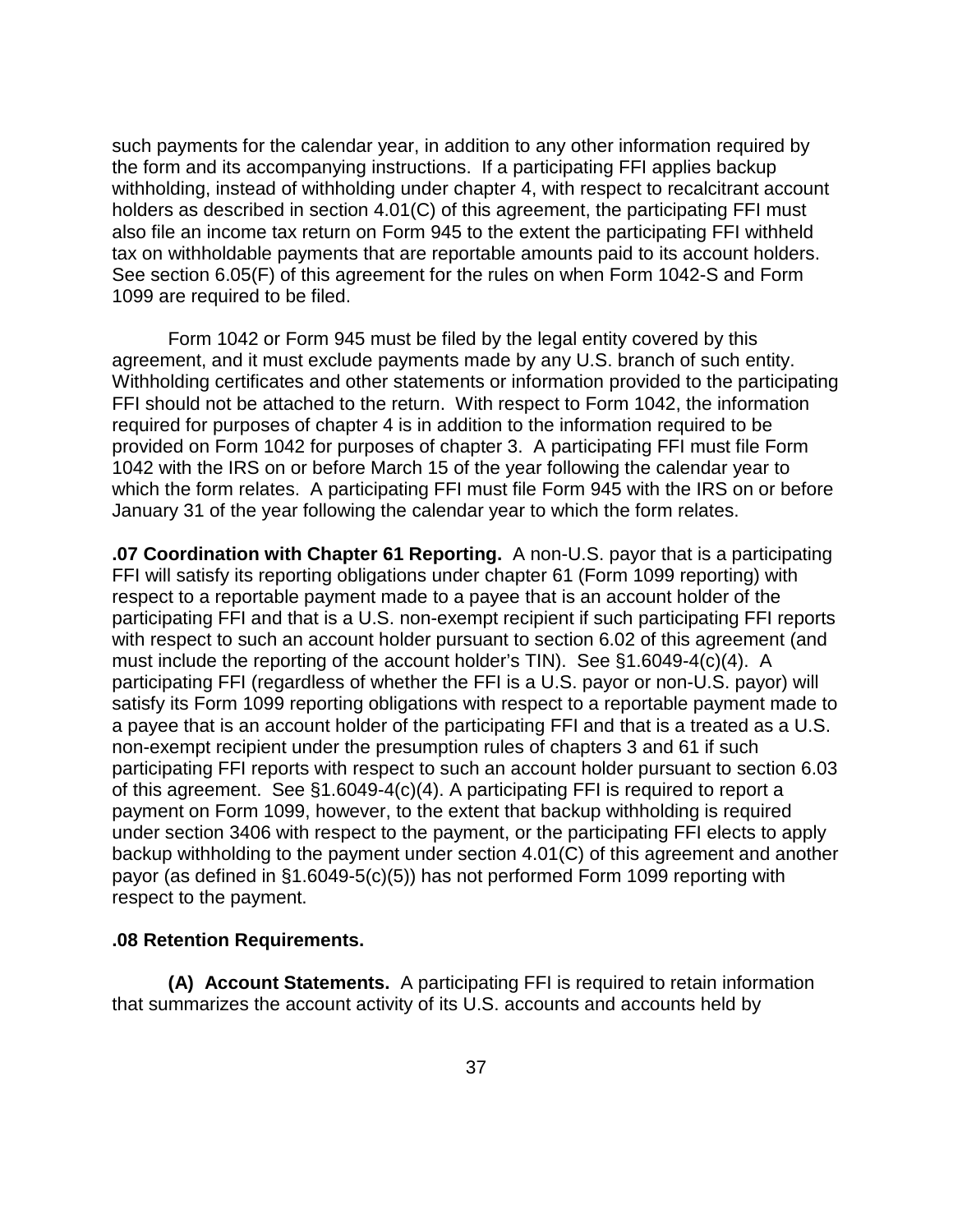such payments for the calendar year, in addition to any other information required by the form and its accompanying instructions. If a participating FFI applies backup withholding, instead of withholding under chapter 4, with respect to recalcitrant account holders as described in section 4.01(C) of this agreement, the participating FFI must also file an income tax return on Form 945 to the extent the participating FFI withheld tax on withholdable payments that are reportable amounts paid to its account holders. See section 6.05(F) of this agreement for the rules on when Form 1042-S and Form 1099 are required to be filed.

Form 1042 or Form 945 must be filed by the legal entity covered by this agreement, and it must exclude payments made by any U.S. branch of such entity. Withholding certificates and other statements or information provided to the participating FFI should not be attached to the return. With respect to Form 1042, the information required for purposes of chapter 4 is in addition to the information required to be provided on Form 1042 for purposes of chapter 3. A participating FFI must file Form 1042 with the IRS on or before March 15 of the year following the calendar year to which the form relates. A participating FFI must file Form 945 with the IRS on or before January 31 of the year following the calendar year to which the form relates.

**.07 Coordination with Chapter 61 Reporting.** A non-U.S. payor that is a participating FFI will satisfy its reporting obligations under chapter 61 (Form 1099 reporting) with respect to a reportable payment made to a payee that is an account holder of the participating FFI and that is a U.S. non-exempt recipient if such participating FFI reports with respect to such an account holder pursuant to section 6.02 of this agreement (and must include the reporting of the account holder's TIN). See §1.6049-4(c)(4). A participating FFI (regardless of whether the FFI is a U.S. payor or non-U.S. payor) will satisfy its Form 1099 reporting obligations with respect to a reportable payment made to a payee that is an account holder of the participating FFI and that is a treated as a U.S. non-exempt recipient under the presumption rules of chapters 3 and 61 if such participating FFI reports with respect to such an account holder pursuant to section 6.03 of this agreement. See §1.6049-4(c)(4). A participating FFI is required to report a payment on Form 1099, however, to the extent that backup withholding is required under section 3406 with respect to the payment, or the participating FFI elects to apply backup withholding to the payment under section 4.01(C) of this agreement and another payor (as defined in §1.6049-5(c)(5)) has not performed Form 1099 reporting with respect to the payment.

**.08 Retention Requirements.**

**(A) Account Statements.** A participating FFI is required to retain information that summarizes the account activity of its U.S. accounts and accounts held by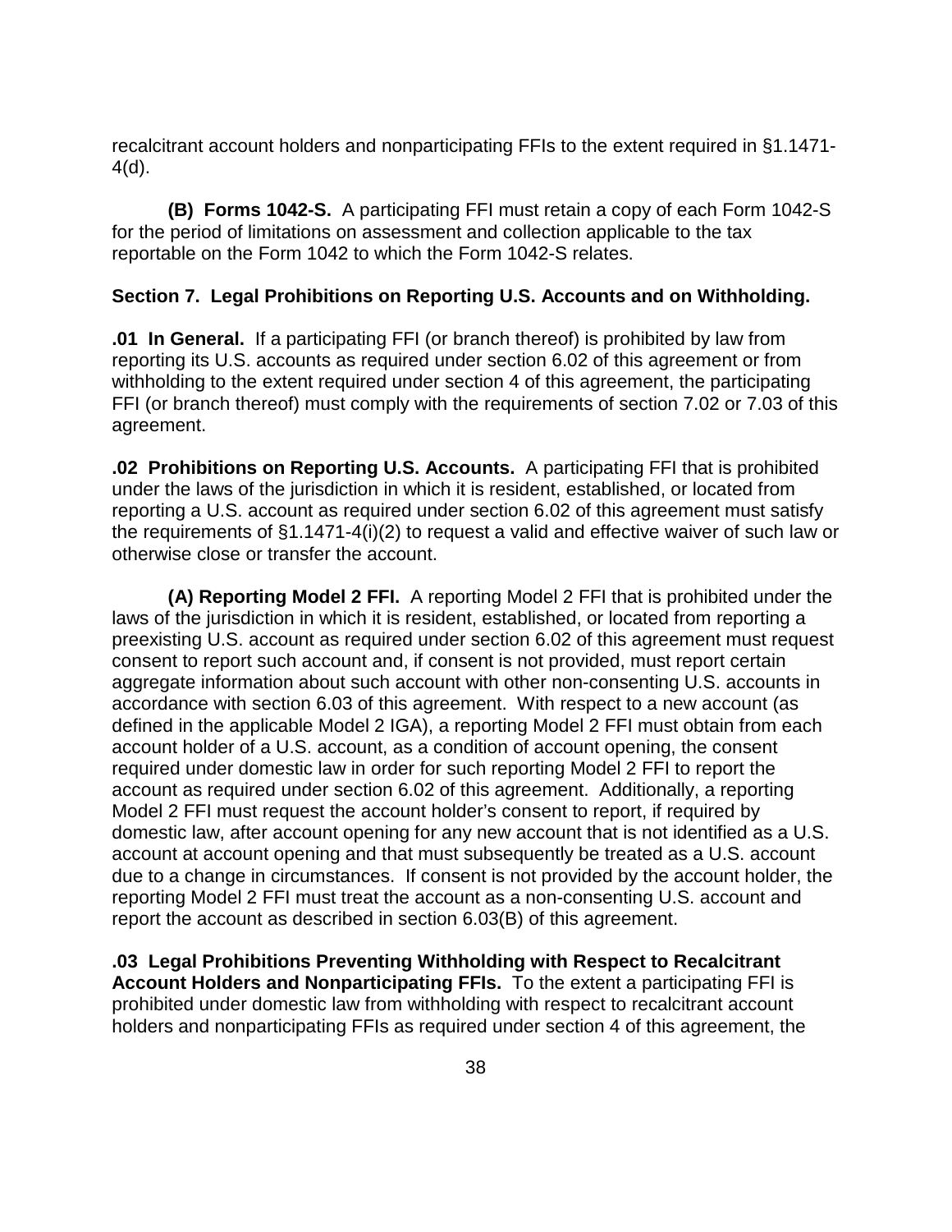recalcitrant account holders and nonparticipating FFIs to the extent required in §1.1471-4(d).

**(B) Forms 1042-S.** A participating FFI must retain a copy of each Form 1042-S for the period of limitations on assessment and collection applicable to the tax reportable on the Form 1042 to which the Form 1042-S relates.

**Section 7. Legal Prohibitions on Reporting U.S. Accounts and on Withholding.**

**.01 In General.** If a participating FFI (or branch thereof) is prohibited by law from reporting its U.S. accounts as required under section 6.02 of this agreement or from withholding to the extent required under section 4 of this agreement, the participating FFI (or branch thereof) must comply with the requirements of section 7.02 or 7.03 of this agreement.

**.02 Prohibitions on Reporting U.S. Accounts.** A participating FFI that is prohibited under the laws of the jurisdiction in which it is resident, established, or located from reporting a U.S. account as required under section 6.02 of this agreement must satisfy the requirements of §1.1471-4(i)(2) to request a valid and effective waiver of such law or otherwise close or transfer the account.

**(A) Reporting Model 2 FFI.** A reporting Model 2 FFI that is prohibited under the laws of the jurisdiction in which it is resident, established, or located from reporting a preexisting U.S. account as required under section 6.02 of this agreement must request consent to report such account and, if consent is not provided, must report certain aggregate information about such account with other non-consenting U.S. accounts in accordance with section 6.03 of this agreement. With respect to a new account (as defined in the applicable Model 2 IGA), a reporting Model 2 FFI must obtain from each account holder of a U.S. account, as a condition of account opening, the consent required under domestic law in order for such reporting Model 2 FFI to report the account as required under section 6.02 of this agreement. Additionally, a reporting Model 2 FFI must request the account holder's consent to report, if required by domestic law, after account opening for any new account that is not identified as a U.S. account at account opening and that must subsequently be treated as a U.S. account due to a change in circumstances. If consent is not provided by the account holder, the reporting Model 2 FFI must treat the account as a non-consenting U.S. account and report the account as described in section 6.03(B) of this agreement.

**.03 Legal Prohibitions Preventing Withholding with Respect to Recalcitrant Account Holders and Nonparticipating FFIs.** To the extent a participating FFI is prohibited under domestic law from withholding with respect to recalcitrant account holders and nonparticipating FFIs as required under section 4 of this agreement, the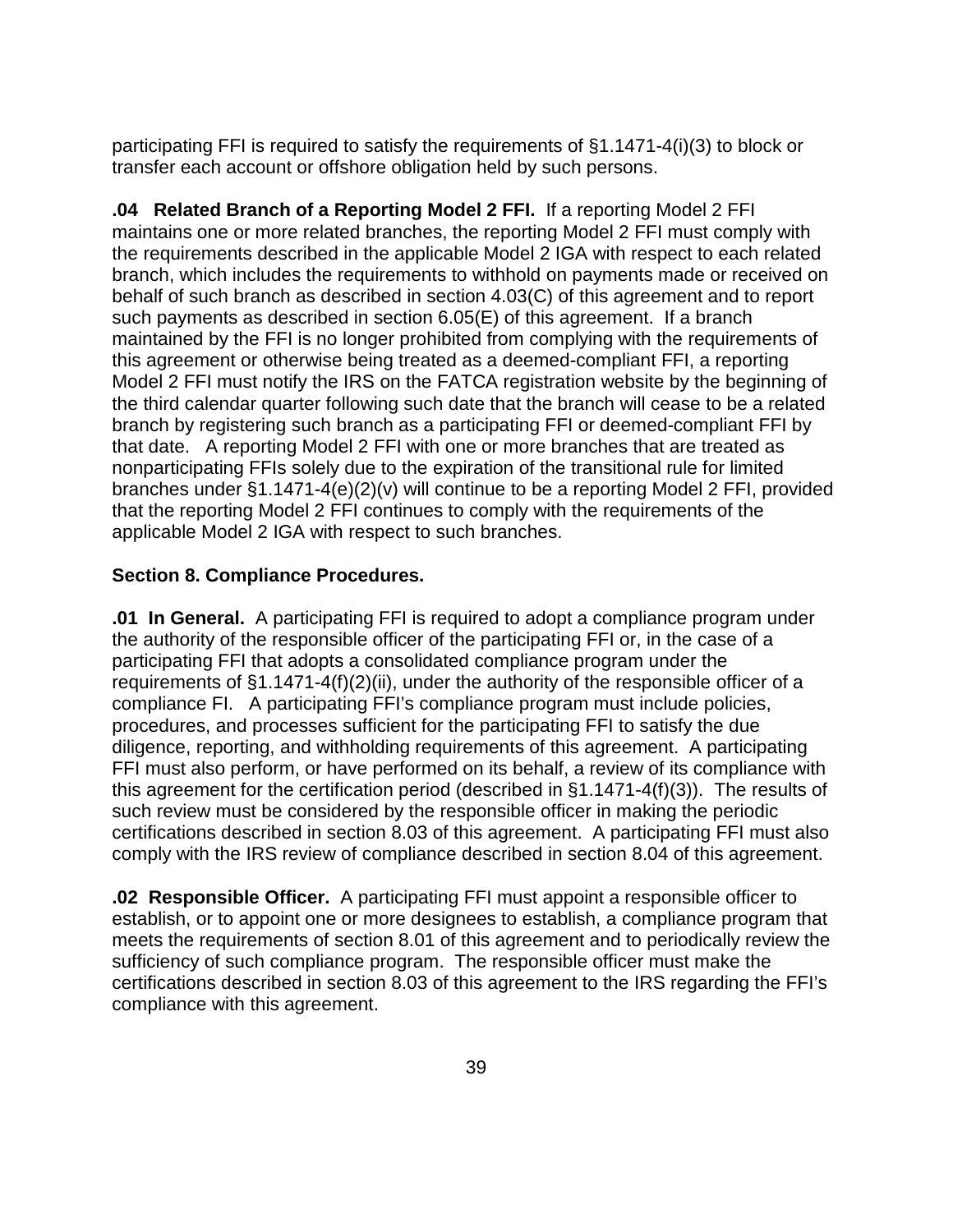participating FFI is required to satisfy the requirements of §1.1471-4(i)(3) to block or transfer each account or offshore obligation held by such persons.

**.04 Related Branch of a Reporting Model 2 FFI.** If a reporting Model 2 FFI maintains one or more related branches, the reporting Model 2 FFI must comply with the requirements described in the applicable Model 2 IGA with respect to each related branch, which includes the requirements to withhold on payments made or received on behalf of such branch as described in section 4.03(C) of this agreement and to report such payments as described in section 6.05(E) of this agreement. If a branch maintained by the FFI is no longer prohibited from complying with the requirements of this agreement or otherwise being treated as a deemed-compliant FFI, a reporting Model 2 FFI must notify the IRS on the FATCA registration website by the beginning of the third calendar quarter following such date that the branch will cease to be a related branch by registering such branch as a participating FFI or deemed-compliant FFI by that date. A reporting Model 2 FFI with one or more branches that are treated as nonparticipating FFIs solely due to the expiration of the transitional rule for limited branches under §1.1471-4(e)(2)(v) will continue to be a reporting Model 2 FFI, provided that the reporting Model 2 FFI continues to comply with the requirements of the applicable Model 2 IGA with respect to such branches.

## Section 8. Compliance Procedures.

**.01 In General.** A participating FFI is required to adopt a compliance program under the authority of the responsible officer of the participating FFI or, in the case of a participating FFI that adopts a consolidated compliance program under the requirements of §1.1471-4(f)(2)(ii), under the authority of the responsible officer of a compliance FI. A participating FFI's compliance program must include policies, procedures, and processes sufficient for the participating FFI to satisfy the due diligence, reporting, and withholding requirements of this agreement. A participating FFI must also perform, or have performed on its behalf, a review of its compliance with this agreement for the certification period (described in §1.1471-4(f)(3)). The results of such review must be considered by the responsible officer in making the periodic certifications described in section 8.03 of this agreement. A participating FFI must also comply with the IRS review of compliance described in section 8.04 of this agreement.

**.02 Responsible Officer.** A participating FFI must appoint a responsible officer to establish, or to appoint one or more designees to establish, a compliance program that meets the requirements of section 8.01 of this agreement and to periodically review the sufficiency of such compliance program. The responsible officer must make the certifications described in section 8.03 of this agreement to the IRS regarding the FFI's compliance with this agreement.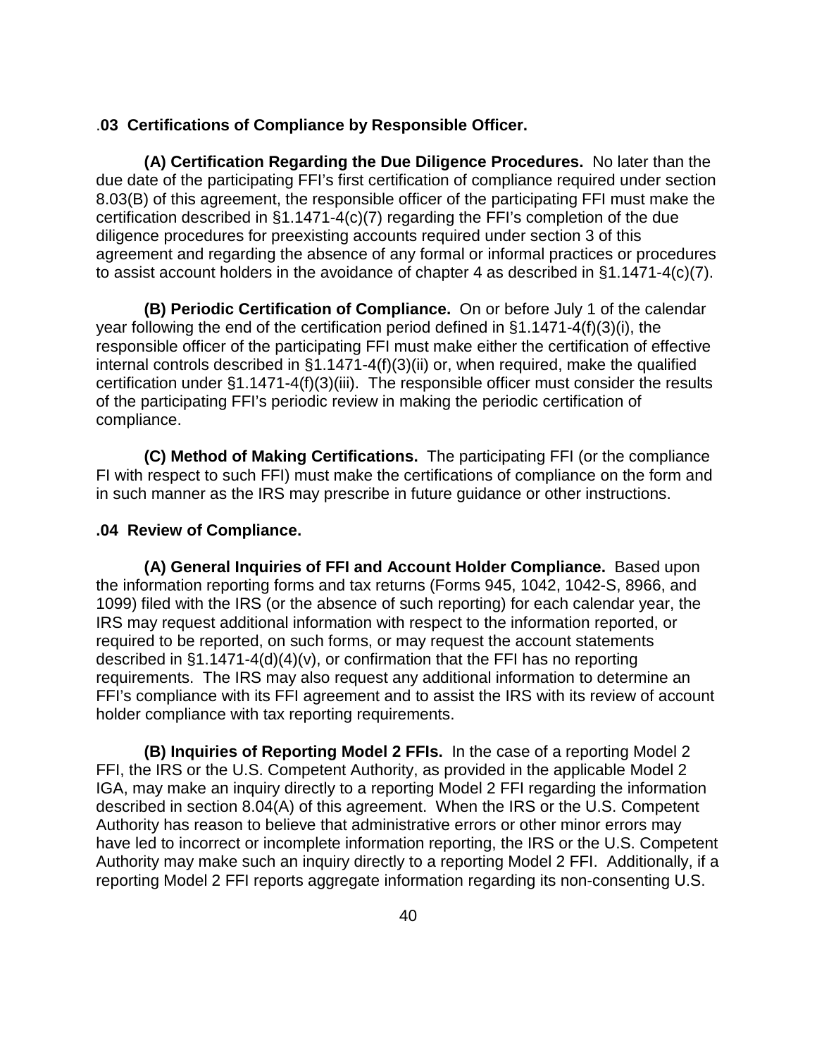**.03 Certifications of Compliance by Responsible Officer.**

**(A) Certification Regarding the Due Diligence Procedures.** No later than the due date of the participating FFI's first certification of compliance required under section 8.03(B) of this agreement, the responsible officer of the participating FFI must make the certification described in §1.1471-4(c)(7) regarding the FFI's completion of the due diligence procedures for preexisting accounts required under section 3 of this agreement and regarding the absence of any formal or informal practices or procedures to assist account holders in the avoidance of chapter 4 as described in §1.1471-4(c)(7).

**(B) Periodic Certification of Compliance.** On or before July 1 of the calendar year following the end of the certification period defined in §1.1471-4(f)(3)(i), the responsible officer of the participating FFI must make either the certification of effective internal controls described in §1.1471-4(f)(3)(ii) or, when required, make the qualified certification under §1.1471-4(f)(3)(iii). The responsible officer must consider the results of the participating FFI's periodic review in making the periodic certification of compliance.

**(C) Method of Making Certifications.** The participating FFI (or the compliance FI with respect to such FFI) must make the certifications of compliance on the form and in such manner as the IRS may prescribe in future guidance or other instructions.

**.04 Review of Compliance.**

**(A) General Inquiries of FFI and Account Holder Compliance.** Based upon the information reporting forms and tax returns (Forms 945, 1042, 1042-S, 8966, and 1099) filed with the IRS (or the absence of such reporting) for each calendar year, the IRS may request additional information with respect to the information reported, or required to be reported, on such forms, or may request the account statements described in §1.1471-4(d)(4)(v), or confirmation that the FFI has no reporting requirements. The IRS may also request any additional information to determine an FFI's compliance with its FFI agreement and to assist the IRS with its review of account holder compliance with tax reporting requirements.

**(B) Inquiries of Reporting Model 2 FFIs.** In the case of a reporting Model 2 FFI, the IRS or the U.S. Competent Authority, as provided in the applicable Model 2 IGA, may make an inquiry directly to a reporting Model 2 FFI regarding the information described in section 8.04(A) of this agreement. When the IRS or the U.S. Competent Authority has reason to believe that administrative errors or other minor errors may have led to incorrect or incomplete information reporting, the IRS or the U.S. Competent Authority may make such an inquiry directly to a reporting Model 2 FFI. Additionally, if a reporting Model 2 FFI reports aggregate information regarding its non-consenting U.S.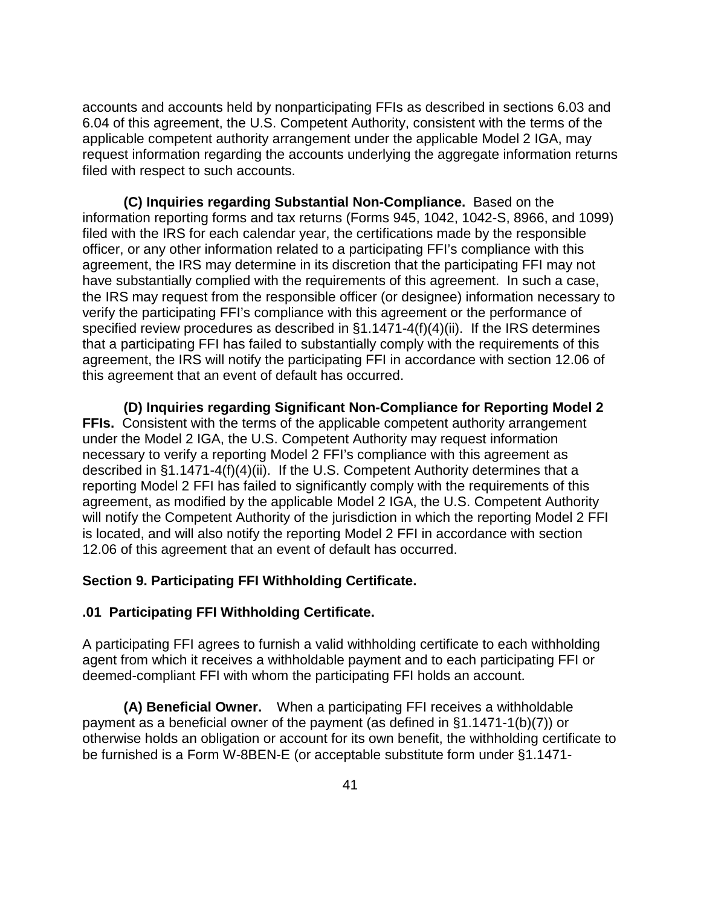accounts and accounts held by nonparticipating FFIs as described in sections 6.03 and 6.04 of this agreement, the U.S. Competent Authority, consistent with the terms of the applicable competent authority arrangement under the applicable Model 2 IGA, may request information regarding the accounts underlying the aggregate information returns filed with respect to such accounts.

**(C) Inquiries regarding Substantial Non-Compliance.** Based on the information reporting forms and tax returns (Forms 945, 1042, 1042-S, 8966, and 1099) filed with the IRS for each calendar year, the certifications made by the responsible officer, or any other information related to a participating FFI's compliance with this agreement, the IRS may determine in its discretion that the participating FFI may not have substantially complied with the requirements of this agreement. In such a case, the IRS may request from the responsible officer (or designee) information necessary to verify the participating FFI's compliance with this agreement or the performance of specified review procedures as described in §1.1471-4(f)(4)(ii). If the IRS determines that a participating FFI has failed to substantially comply with the requirements of this agreement, the IRS will notify the participating FFI in accordance with section 12.06 of this agreement that an event of default has occurred.

**(D) Inquiries regarding Significant Non-Compliance for Reporting Model 2 FFIs.** Consistent with the terms of the applicable competent authority arrangement under the Model 2 IGA, the U.S. Competent Authority may request information necessary to verify a reporting Model 2 FFI's compliance with this agreement as described in §1.1471-4(f)(4)(ii). If the U.S. Competent Authority determines that a reporting Model 2 FFI has failed to significantly comply with the requirements of this agreement, as modified by the applicable Model 2 IGA, the U.S. Competent Authority will notify the Competent Authority of the jurisdiction in which the reporting Model 2 FFI is located, and will also notify the reporting Model 2 FFI in accordance with section 12.06 of this agreement that an event of default has occurred.

## Section 9. Participating FFI Withholding Certificate.

### .01 Participating FFI Withholding Certificate.

A participating FFI agrees to furnish a valid withholding certificate to each withholding agent from which it receives a withholdable payment and to each participating FFI or deemed-compliant FFI with whom the participating FFI holds an account.

**(A) Beneficial Owner.** When a participating FFI receives a withholdable payment as a beneficial owner of the payment (as defined in §1.1471-1(b)(7)) or otherwise holds an obligation or account for its own benefit, the withholding certificate to be furnished is a Form W-8BEN-E (or acceptable substitute form under §1.1471-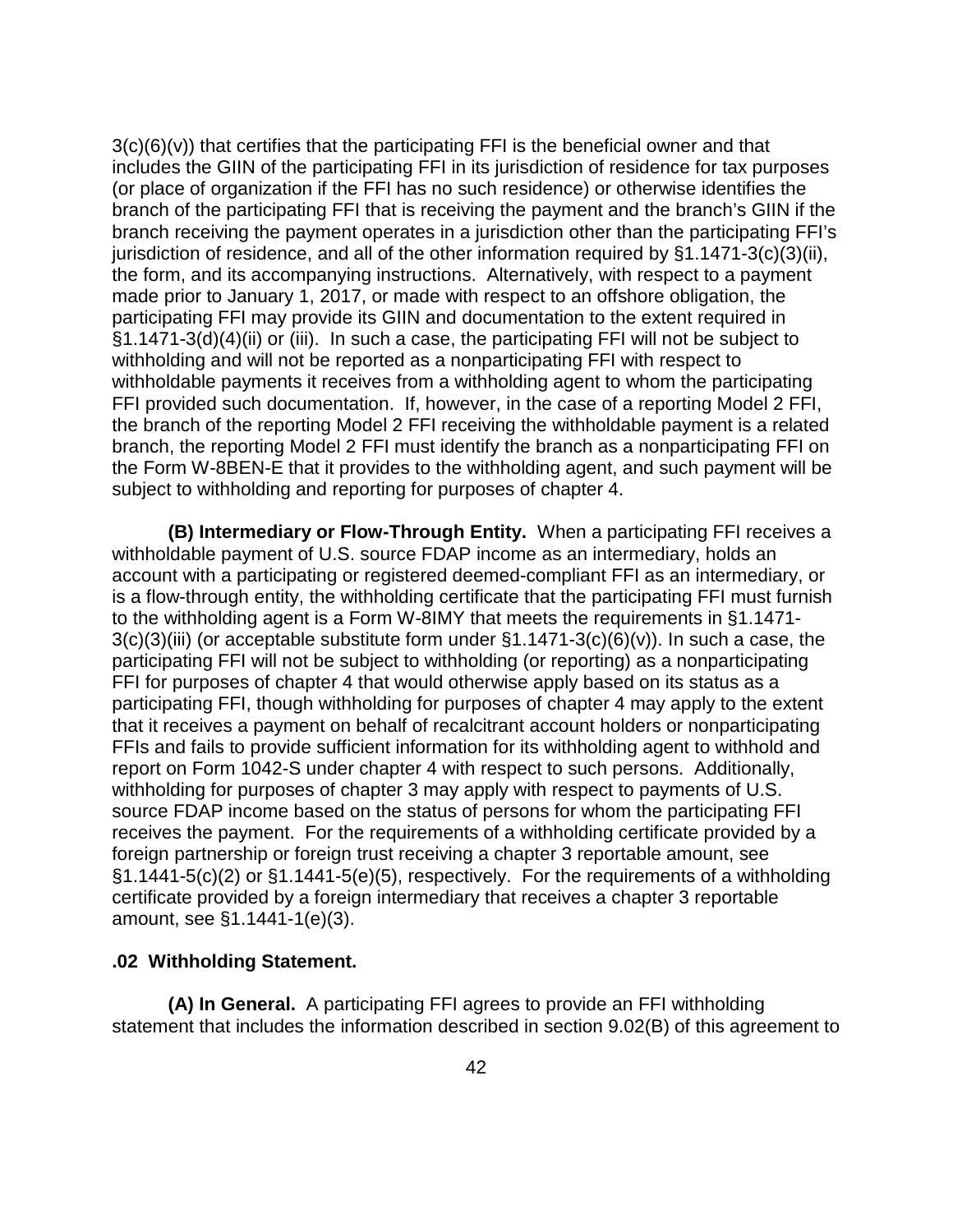3(c)(6)(v)) that certifies that the participating FFI is the beneficial owner and that includes the GIIN of the participating FFI in its jurisdiction of residence for tax purposes (or place of organization if the FFI has no such residence) or otherwise identifies the branch of the participating FFI that is receiving the payment and the branch's GIIN if the branch receiving the payment operates in a jurisdiction other than the participating FFI's jurisdiction of residence, and all of the other information required by §1.1471-3(c)(3)(ii), the form, and its accompanying instructions. Alternatively, with respect to a payment made prior to January 1, 2017, or made with respect to an offshore obligation, the participating FFI may provide its GIIN and documentation to the extent required in §1.1471-3(d)(4)(ii) or (iii). In such a case, the participating FFI will not be subject to withholding and will not be reported as a nonparticipating FFI with respect to withholdable payments it receives from a withholding agent to whom the participating FFI provided such documentation. If, however, in the case of a reporting Model 2 FFI, the branch of the reporting Model 2 FFI receiving the withholdable payment is a related branch, the reporting Model 2 FFI must identify the branch as a nonparticipating FFI on the Form W-8BEN-E that it provides to the withholding agent, and such payment will be subject to withholding and reporting for purposes of chapter 4.

**(B) Intermediary or Flow-Through Entity.** When a participating FFI receives a withholdable payment of U.S. source FDAP income as an intermediary, holds an account with a participating or registered deemed-compliant FFI as an intermediary, or is a flow-through entity, the withholding certificate that the participating FFI must furnish to the withholding agent is a Form W-8IMY that meets the requirements in §1.1471-3(c)(3)(iii) (or acceptable substitute form under §1.1471-3(c)(6)(v)). In such a case, the participating FFI will not be subject to withholding (or reporting) as a nonparticipating FFI for purposes of chapter 4 that would otherwise apply based on its status as a participating FFI, though withholding for purposes of chapter 4 may apply to the extent that it receives a payment on behalf of recalcitrant account holders or nonparticipating FFIs and fails to provide sufficient information for its withholding agent to withhold and report on Form 1042-S under chapter 4 with respect to such persons. Additionally, withholding for purposes of chapter 3 may apply with respect to payments of U.S. source FDAP income based on the status of persons for whom the participating FFI receives the payment. For the requirements of a withholding certificate provided by a foreign partnership or foreign trust receiving a chapter 3 reportable amount, see §1.1441-5(c)(2) or §1.1441-5(e)(5), respectively. For the requirements of a withholding certificate provided by a foreign intermediary that receives a chapter 3 reportable amount, see §1.1441-1(e)(3).

**.02 Withholding Statement.**

**(A) In General.** A participating FFI agrees to provide an FFI withholding statement that includes the information described in section 9.02(B) of this agreement to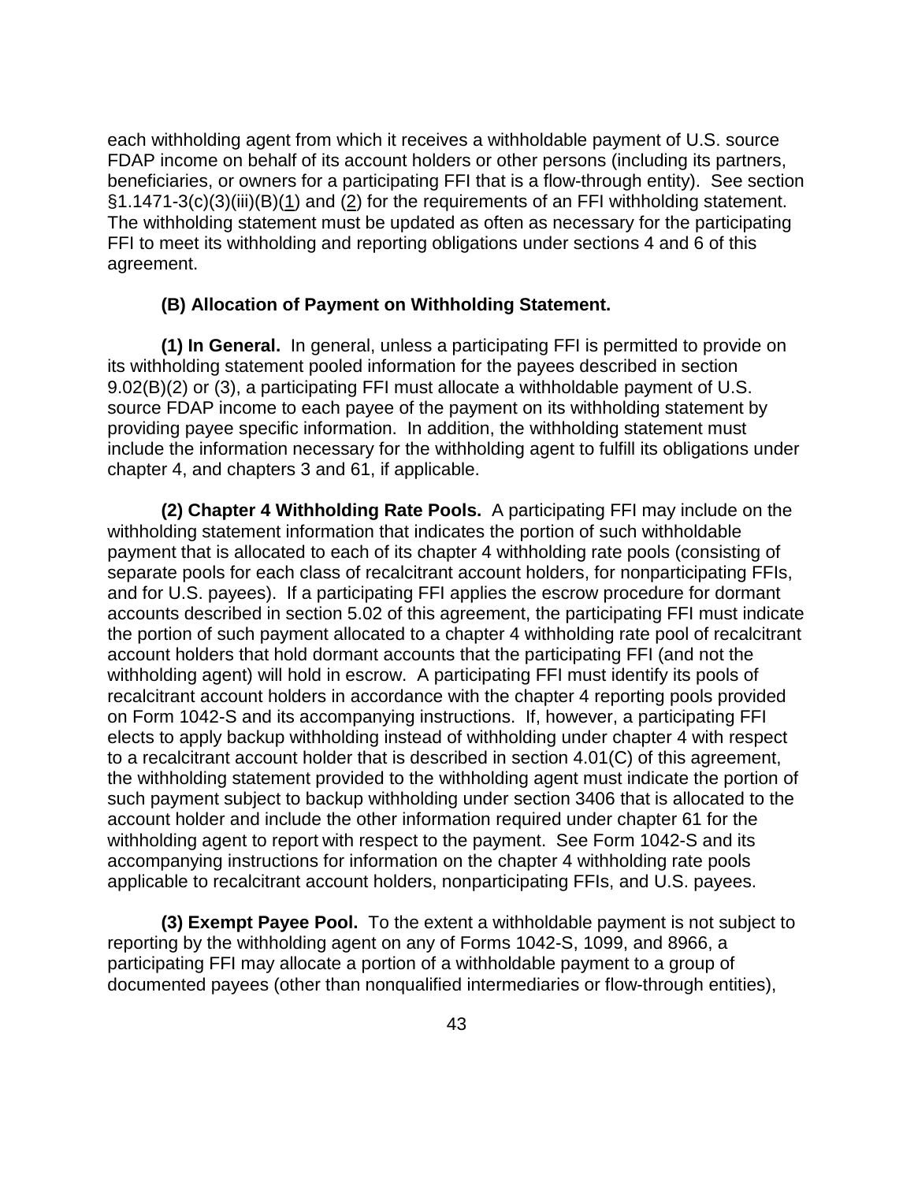each withholding agent from which it receives a withholdable payment of U.S. source FDAP income on behalf of its account holders or other persons (including its partners, beneficiaries, or owners for a participating FFI that is a flow-through entity). See section §1.1471-3(c)(3)(iii)(B)(1) and (2) for the requirements of an FFI withholding statement. The withholding statement must be updated as often as necessary for the participating FFI to meet its withholding and reporting obligations under sections 4 and 6 of this agreement.

**(B) Allocation of Payment on Withholding Statement.**

**(1) In General.** In general, unless a participating FFI is permitted to provide on its withholding statement pooled information for the payees described in section 9.02(B)(2) or (3), a participating FFI must allocate a withholdable payment of U.S. source FDAP income to each payee of the payment on its withholding statement by providing payee specific information. In addition, the withholding statement must include the information necessary for the withholding agent to fulfill its obligations under chapter 4, and chapters 3 and 61, if applicable.

**(2) Chapter 4 Withholding Rate Pools.** A participating FFI may include on the withholding statement information that indicates the portion of such withholdable payment that is allocated to each of its chapter 4 withholding rate pools (consisting of separate pools for each class of recalcitrant account holders, for nonparticipating FFIs, and for U.S. payees). If a participating FFI applies the escrow procedure for dormant accounts described in section 5.02 of this agreement, the participating FFI must indicate the portion of such payment allocated to a chapter 4 withholding rate pool of recalcitrant account holders that hold dormant accounts that the participating FFI (and not the withholding agent) will hold in escrow. A participating FFI must identify its pools of recalcitrant account holders in accordance with the chapter 4 reporting pools provided on Form 1042-S and its accompanying instructions. If, however, a participating FFI elects to apply backup withholding instead of withholding under chapter 4 with respect to a recalcitrant account holder that is described in section 4.01(C) of this agreement, the withholding statement provided to the withholding agent must indicate the portion of such payment subject to backup withholding under section 3406 that is allocated to the account holder and include the other information required under chapter 61 for the withholding agent to report with respect to the payment. See Form 1042-S and its accompanying instructions for information on the chapter 4 withholding rate pools applicable to recalcitrant account holders, nonparticipating FFIs, and U.S. payees.

**(3) Exempt Payee Pool.** To the extent a withholdable payment is not subject to reporting by the withholding agent on any of Forms 1042-S, 1099, and 8966, a participating FFI may allocate a portion of a withholdable payment to a group of documented payees (other than nonqualified intermediaries or flow-through entities),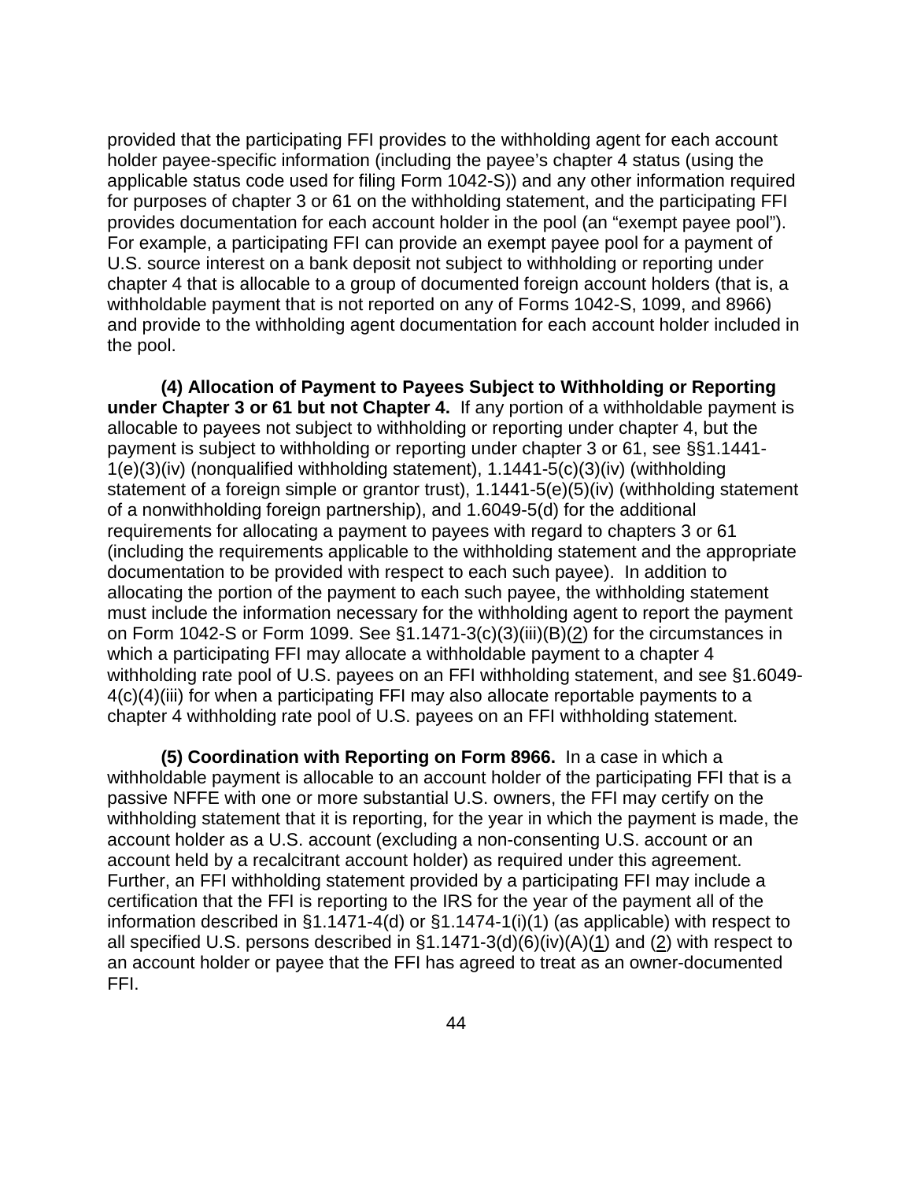provided that the participating FFI provides to the withholding agent for each account holder payee-specific information (including the payee's chapter 4 status (using the applicable status code used for filing Form 1042-S)) and any other information required for purposes of chapter 3 or 61 on the withholding statement, and the participating FFI provides documentation for each account holder in the pool (an "exempt payee pool"). For example, a participating FFI can provide an exempt payee pool for a payment of U.S. source interest on a bank deposit not subject to withholding or reporting under chapter 4 that is allocable to a group of documented foreign account holders (that is, a withholdable payment that is not reported on any of Forms 1042-S, 1099, and 8966) and provide to the withholding agent documentation for each account holder included in the pool.

**(4) Allocation of Payment to Payees Subject to Withholding or Reporting under Chapter 3 or 61 but not Chapter 4.** If any portion of a withholdable payment is allocable to payees not subject to withholding or reporting under chapter 4, but the payment is subject to withholding or reporting under chapter 3 or 61, see §§1.1441-1(e)(3)(iv) (nonqualified withholding statement), 1.1441-5(c)(3)(iv) (withholding statement of a foreign simple or grantor trust), 1.1441-5(e)(5)(iv) (withholding statement of a nonwithholding foreign partnership), and 1.6049-5(d) for the additional requirements for allocating a payment to payees with regard to chapters 3 or 61 (including the requirements applicable to the withholding statement and the appropriate documentation to be provided with respect to each such payee). In addition to allocating the portion of the payment to each such payee, the withholding statement must include the information necessary for the withholding agent to report the payment on Form 1042-S or Form 1099. See §1.1471-3(c)(3)(iii)(B)(2) for the circumstances in which a participating FFI may allocate a withholdable payment to a chapter 4 withholding rate pool of U.S. payees on an FFI withholding statement, and see §1.6049-4(c)(4)(iii) for when a participating FFI may also allocate reportable payments to a chapter 4 withholding rate pool of U.S. payees on an FFI withholding statement.

**(5) Coordination with Reporting on Form 8966.** In a case in which a withholdable payment is allocable to an account holder of the participating FFI that is a passive NFFE with one or more substantial U.S. owners, the FFI may certify on the withholding statement that it is reporting, for the year in which the payment is made, the account holder as a U.S. account (excluding a non-consenting U.S. account or an account held by a recalcitrant account holder) as required under this agreement. Further, an FFI withholding statement provided by a participating FFI may include a certification that the FFI is reporting to the IRS for the year of the payment all of the information described in §1.1471-4(d) or §1.1474-1(i)(1) (as applicable) with respect to all specified U.S. persons described in §1.1471-3(d)(6)(iv)(A)(1) and (2) with respect to an account holder or payee that the FFI has agreed to treat as an owner-documented FFI.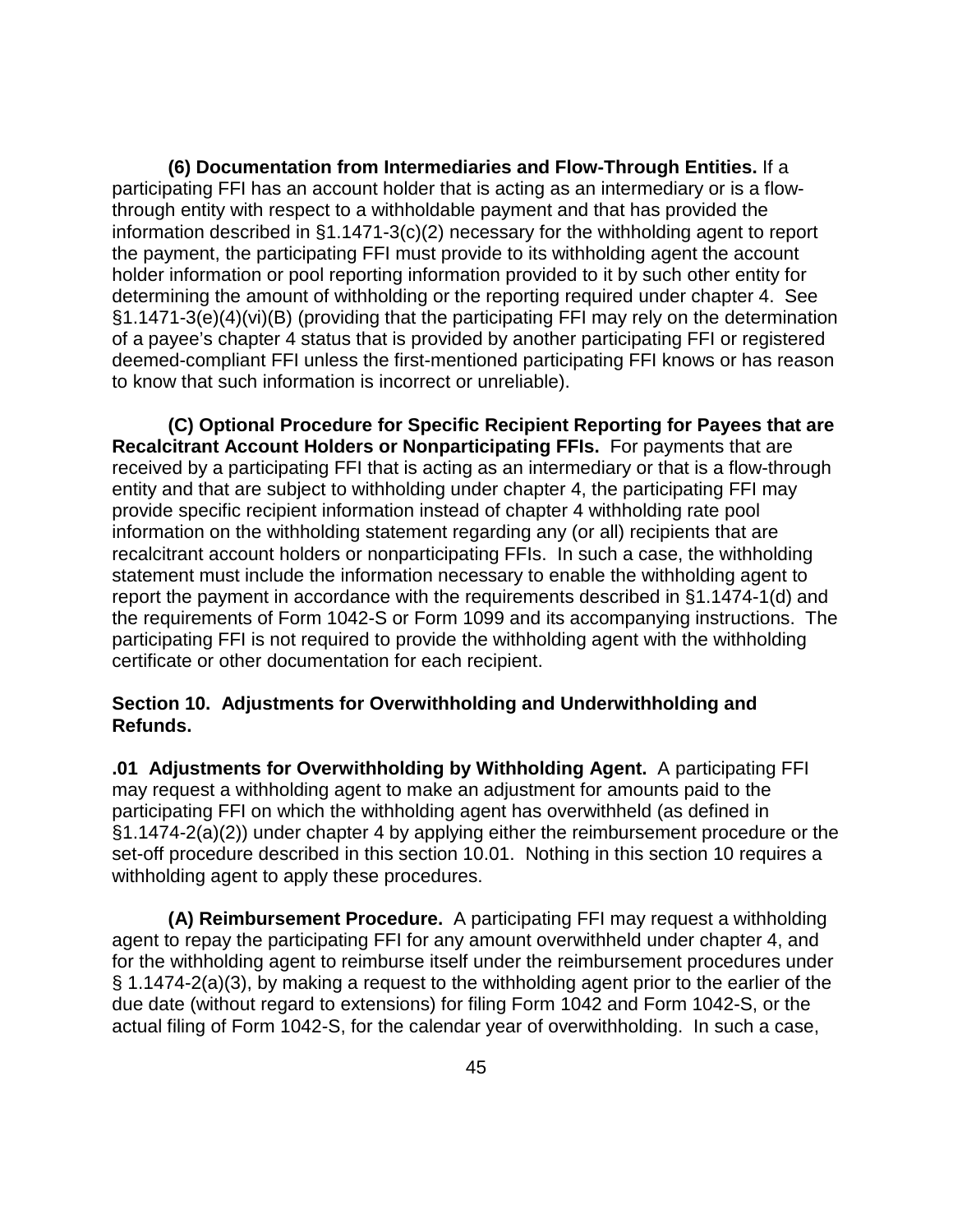**(6) Documentation from Intermediaries and Flow-Through Entities.** If a participating FFI has an account holder that is acting as an intermediary or is a flow-through entity with respect to a withholdable payment and that has provided the information described in §1.1471-3(c)(2) necessary for the withholding agent to report the payment, the participating FFI must provide to its withholding agent the account holder information or pool reporting information provided to it by such other entity for determining the amount of withholding or the reporting required under chapter 4. See §1.1471-3(e)(4)(vi)(B) (providing that the participating FFI may rely on the determination of a payee's chapter 4 status that is provided by another participating FFI or registered deemed-compliant FFI unless the first-mentioned participating FFI knows or has reason to know that such information is incorrect or unreliable).

**(C) Optional Procedure for Specific Recipient Reporting for Payees that are Recalcitrant Account Holders or Nonparticipating FFIs.** For payments that are received by a participating FFI that is acting as an intermediary or that is a flow-through entity and that are subject to withholding under chapter 4, the participating FFI may provide specific recipient information instead of chapter 4 withholding rate pool information on the withholding statement regarding any (or all) recipients that are recalcitrant account holders or nonparticipating FFIs. In such a case, the withholding statement must include the information necessary to enable the withholding agent to report the payment in accordance with the requirements described in §1.1474-1(d) and the requirements of Form 1042-S or Form 1099 and its accompanying instructions. The participating FFI is not required to provide the withholding agent with the withholding certificate or other documentation for each recipient.

## Section 10. Adjustments for Overwithholding and Underwithholding and Refunds.

**.01 Adjustments for Overwithholding by Withholding Agent.** A participating FFI may request a withholding agent to make an adjustment for amounts paid to the participating FFI on which the withholding agent has overwithheld (as defined in §1.1474-2(a)(2)) under chapter 4 by applying either the reimbursement procedure or the set-off procedure described in this section 10.01. Nothing in this section 10 requires a withholding agent to apply these procedures.

**(A) Reimbursement Procedure.** A participating FFI may request a withholding agent to repay the participating FFI for any amount overwithheld under chapter 4, and for the withholding agent to reimburse itself under the reimbursement procedures under § 1.1474-2(a)(3), by making a request to the withholding agent prior to the earlier of the due date (without regard to extensions) for filing Form 1042 and Form 1042-S, or the actual filing of Form 1042-S, for the calendar year of overwithholding. In such a case,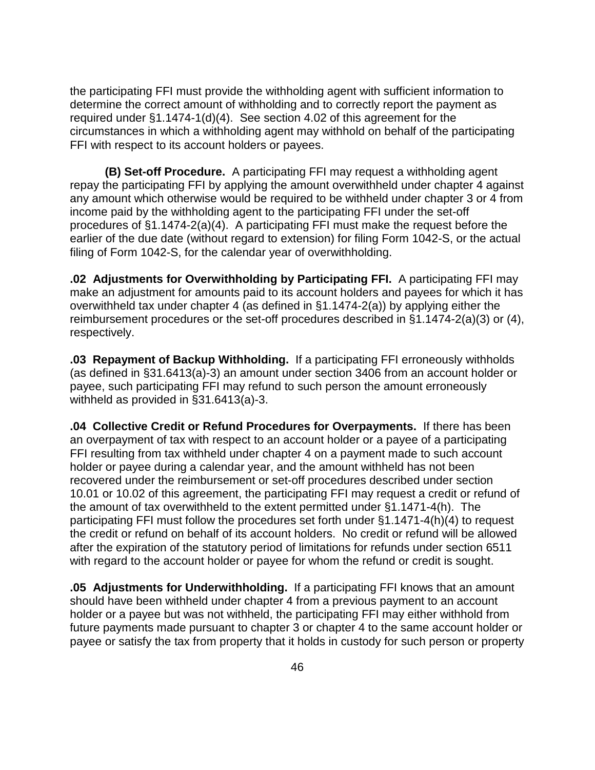the participating FFI must provide the withholding agent with sufficient information to determine the correct amount of withholding and to correctly report the payment as required under §1.1474-1(d)(4). See section 4.02 of this agreement for the circumstances in which a withholding agent may withhold on behalf of the participating FFI with respect to its account holders or payees.

**(B) Set-off Procedure.** A participating FFI may request a withholding agent repay the participating FFI by applying the amount overwithheld under chapter 4 against any amount which otherwise would be required to be withheld under chapter 3 or 4 from income paid by the withholding agent to the participating FFI under the set-off procedures of §1.1474-2(a)(4). A participating FFI must make the request before the earlier of the due date (without regard to extension) for filing Form 1042-S, or the actual filing of Form 1042-S, for the calendar year of overwithholding.

**.02 Adjustments for Overwithholding by Participating FFI.** A participating FFI may make an adjustment for amounts paid to its account holders and payees for which it has overwithheld tax under chapter 4 (as defined in §1.1474-2(a)) by applying either the reimbursement procedures or the set-off procedures described in §1.1474-2(a)(3) or (4), respectively.

**.03 Repayment of Backup Withholding.** If a participating FFI erroneously withholds (as defined in §31.6413(a)-3) an amount under section 3406 from an account holder or payee, such participating FFI may refund to such person the amount erroneously withheld as provided in §31.6413(a)-3.

**.04 Collective Credit or Refund Procedures for Overpayments.** If there has been an overpayment of tax with respect to an account holder or a payee of a participating FFI resulting from tax withheld under chapter 4 on a payment made to such account holder or payee during a calendar year, and the amount withheld has not been recovered under the reimbursement or set-off procedures described under section 10.01 or 10.02 of this agreement, the participating FFI may request a credit or refund of the amount of tax overwithheld to the extent permitted under §1.1471-4(h). The participating FFI must follow the procedures set forth under §1.1471-4(h)(4) to request the credit or refund on behalf of its account holders. No credit or refund will be allowed after the expiration of the statutory period of limitations for refunds under section 6511 with regard to the account holder or payee for whom the refund or credit is sought.

**.05 Adjustments for Underwithholding.** If a participating FFI knows that an amount should have been withheld under chapter 4 from a previous payment to an account holder or a payee but was not withheld, the participating FFI may either withhold from future payments made pursuant to chapter 3 or chapter 4 to the same account holder or payee or satisfy the tax from property that it holds in custody for such person or property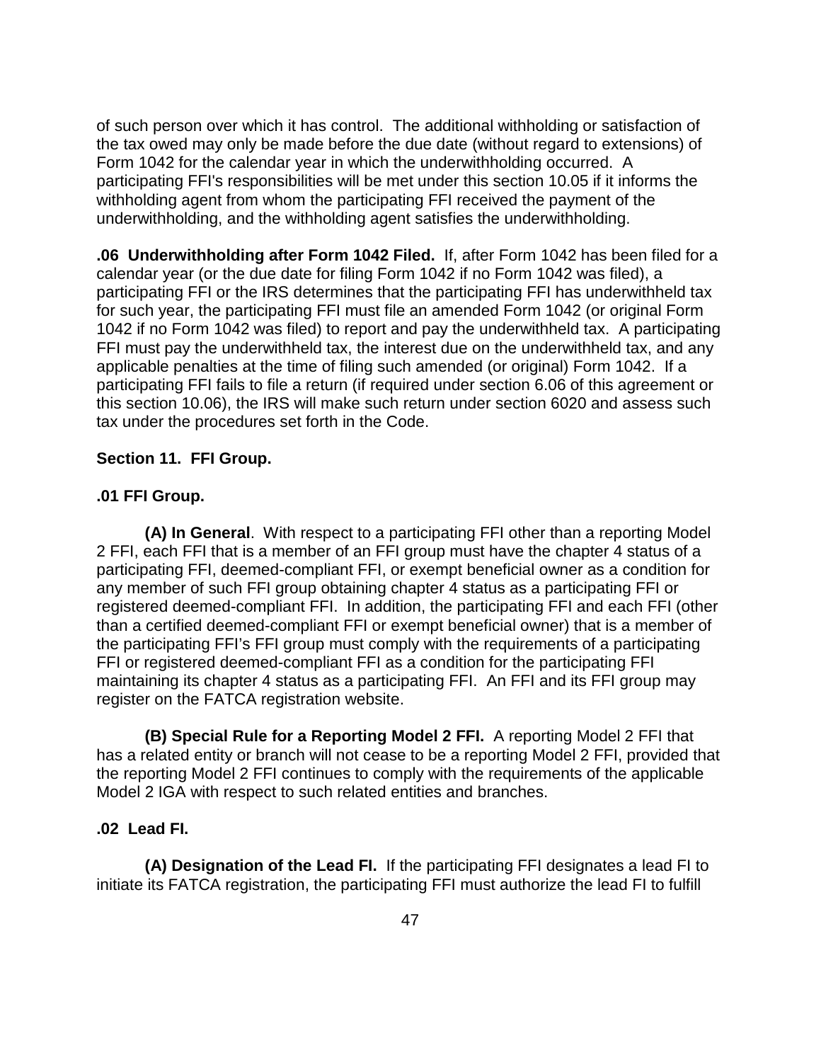of such person over which it has control. The additional withholding or satisfaction of the tax owed may only be made before the due date (without regard to extensions) of Form 1042 for the calendar year in which the underwithholding occurred. A participating FFI's responsibilities will be met under this section 10.05 if it informs the withholding agent from whom the participating FFI received the payment of the underwithholding, and the withholding agent satisfies the underwithholding.

**.06 Underwithholding after Form 1042 Filed.** If, after Form 1042 has been filed for a calendar year (or the due date for filing Form 1042 if no Form 1042 was filed), a participating FFI or the IRS determines that the participating FFI has underwithheld tax for such year, the participating FFI must file an amended Form 1042 (or original Form 1042 if no Form 1042 was filed) to report and pay the underwithheld tax. A participating FFI must pay the underwithheld tax, the interest due on the underwithheld tax, and any applicable penalties at the time of filing such amended (or original) Form 1042. If a participating FFI fails to file a return (if required under section 6.06 of this agreement or this section 10.06), the IRS will make such return under section 6020 and assess such tax under the procedures set forth in the Code.

**Section 11. FFI Group.**

**.01 FFI Group.**

**(A) In General**. With respect to a participating FFI other than a reporting Model 2 FFI, each FFI that is a member of an FFI group must have the chapter 4 status of a participating FFI, deemed-compliant FFI, or exempt beneficial owner as a condition for any member of such FFI group obtaining chapter 4 status as a participating FFI or registered deemed-compliant FFI. In addition, the participating FFI and each FFI (other than a certified deemed-compliant FFI or exempt beneficial owner) that is a member of the participating FFI's FFI group must comply with the requirements of a participating FFI or registered deemed-compliant FFI as a condition for the participating FFI maintaining its chapter 4 status as a participating FFI. An FFI and its FFI group may register on the FATCA registration website.

**(B) Special Rule for a Reporting Model 2 FFI.** A reporting Model 2 FFI that has a related entity or branch will not cease to be a reporting Model 2 FFI, provided that the reporting Model 2 FFI continues to comply with the requirements of the applicable Model 2 IGA with respect to such related entities and branches.

**.02 Lead FI.**

**(A) Designation of the Lead FI.** If the participating FFI designates a lead FI to initiate its FATCA registration, the participating FFI must authorize the lead FI to fulfill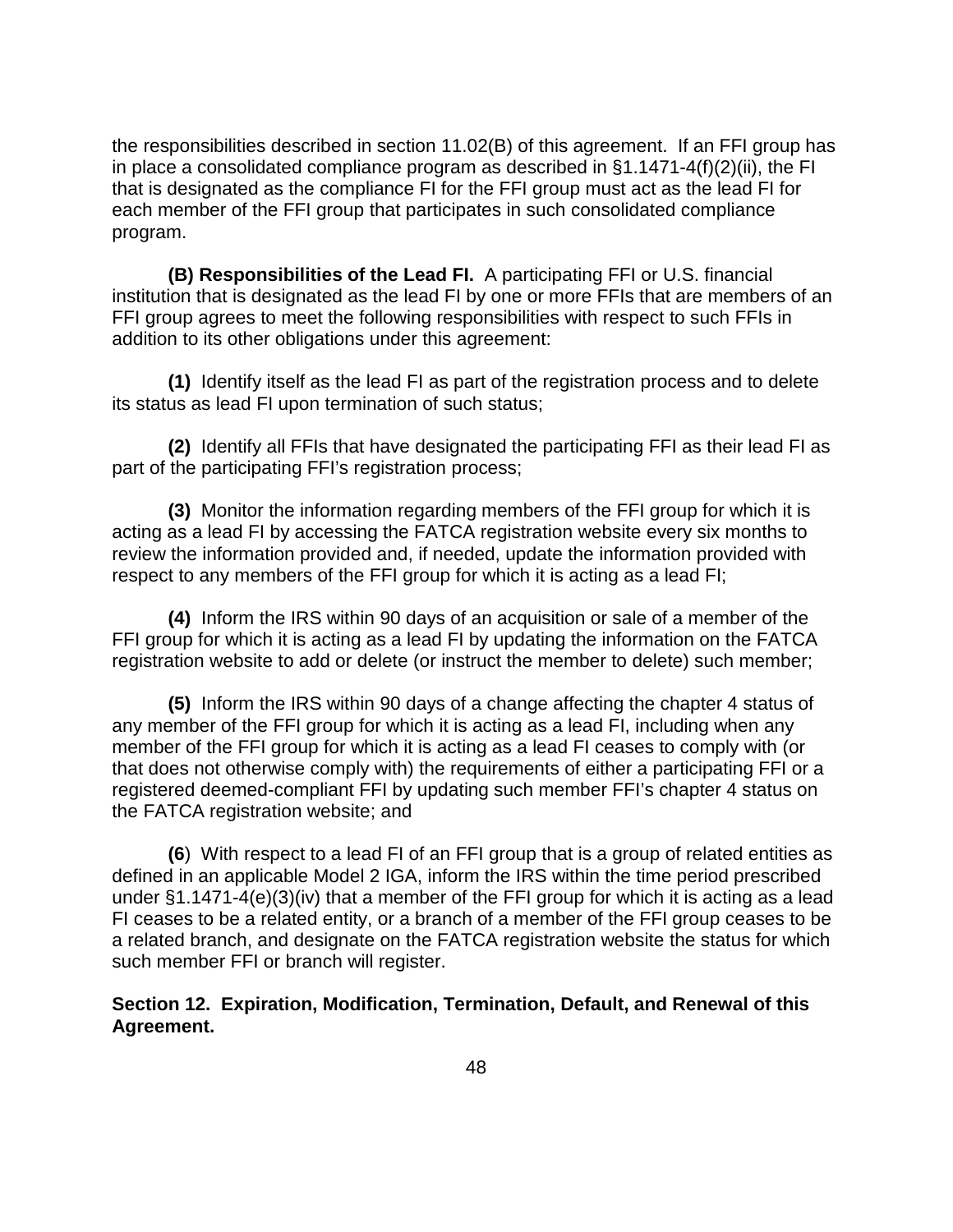the responsibilities described in section 11.02(B) of this agreement. If an FFI group has in place a consolidated compliance program as described in §1.1471-4(f)(2)(ii), the FI that is designated as the compliance FI for the FFI group must act as the lead FI for each member of the FFI group that participates in such consolidated compliance program.

**(B) Responsibilities of the Lead FI.** A participating FFI or U.S. financial institution that is designated as the lead FI by one or more FFIs that are members of an FFI group agrees to meet the following responsibilities with respect to such FFIs in addition to its other obligations under this agreement:

**(1)** Identify itself as the lead FI as part of the registration process and to delete its status as lead FI upon termination of such status;

**(2)** Identify all FFIs that have designated the participating FFI as their lead FI as part of the participating FFI's registration process;

**(3)** Monitor the information regarding members of the FFI group for which it is acting as a lead FI by accessing the FATCA registration website every six months to review the information provided and, if needed, update the information provided with respect to any members of the FFI group for which it is acting as a lead FI;

**(4)** Inform the IRS within 90 days of an acquisition or sale of a member of the FFI group for which it is acting as a lead FI by updating the information on the FATCA registration website to add or delete (or instruct the member to delete) such member;

**(5)** Inform the IRS within 90 days of a change affecting the chapter 4 status of any member of the FFI group for which it is acting as a lead FI, including when any member of the FFI group for which it is acting as a lead FI ceases to comply with (or that does not otherwise comply with) the requirements of either a participating FFI or a registered deemed-compliant FFI by updating such member FFI's chapter 4 status on the FATCA registration website; and

**(6**) With respect to a lead FI of an FFI group that is a group of related entities as defined in an applicable Model 2 IGA, inform the IRS within the time period prescribed under §1.1471-4(e)(3)(iv) that a member of the FFI group for which it is acting as a lead FI ceases to be a related entity, or a branch of a member of the FFI group ceases to be a related branch, and designate on the FATCA registration website the status for which such member FFI or branch will register.

**Section 12. Expiration, Modification, Termination, Default, and Renewal of this Agreement.**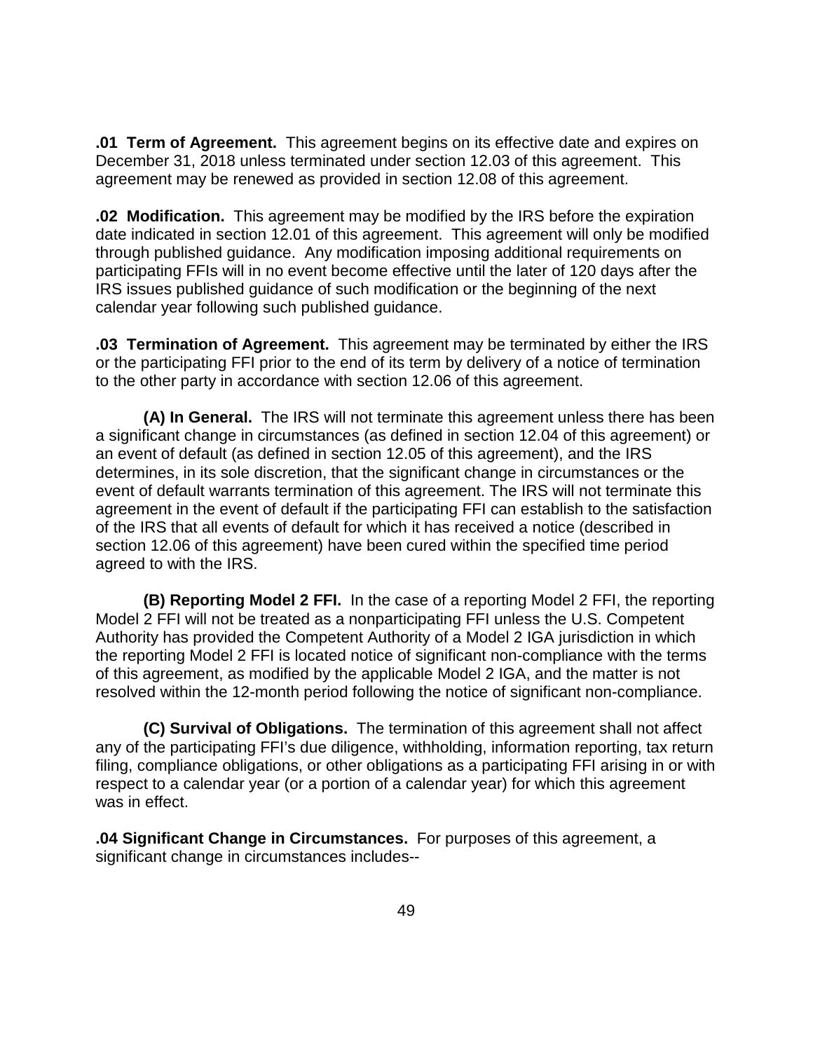**.01 Term of Agreement.** This agreement begins on its effective date and expires on December 31, 2018 unless terminated under section 12.03 of this agreement. This agreement may be renewed as provided in section 12.08 of this agreement.

**.02 Modification.** This agreement may be modified by the IRS before the expiration date indicated in section 12.01 of this agreement. This agreement will only be modified through published guidance. Any modification imposing additional requirements on participating FFIs will in no event become effective until the later of 120 days after the IRS issues published guidance of such modification or the beginning of the next calendar year following such published guidance.

**.03 Termination of Agreement.** This agreement may be terminated by either the IRS or the participating FFI prior to the end of its term by delivery of a notice of termination to the other party in accordance with section 12.06 of this agreement.

**(A) In General.** The IRS will not terminate this agreement unless there has been a significant change in circumstances (as defined in section 12.04 of this agreement) or an event of default (as defined in section 12.05 of this agreement), and the IRS determines, in its sole discretion, that the significant change in circumstances or the event of default warrants termination of this agreement. The IRS will not terminate this agreement in the event of default if the participating FFI can establish to the satisfaction of the IRS that all events of default for which it has received a notice (described in section 12.06 of this agreement) have been cured within the specified time period agreed to with the IRS.

**(B) Reporting Model 2 FFI.** In the case of a reporting Model 2 FFI, the reporting Model 2 FFI will not be treated as a nonparticipating FFI unless the U.S. Competent Authority has provided the Competent Authority of a Model 2 IGA jurisdiction in which the reporting Model 2 FFI is located notice of significant non-compliance with the terms of this agreement, as modified by the applicable Model 2 IGA, and the matter is not resolved within the 12-month period following the notice of significant non-compliance.

**(C) Survival of Obligations.** The termination of this agreement shall not affect any of the participating FFI's due diligence, withholding, information reporting, tax return filing, compliance obligations, or other obligations as a participating FFI arising in or with respect to a calendar year (or a portion of a calendar year) for which this agreement was in effect.

**.04 Significant Change in Circumstances.** For purposes of this agreement, a significant change in circumstances includes--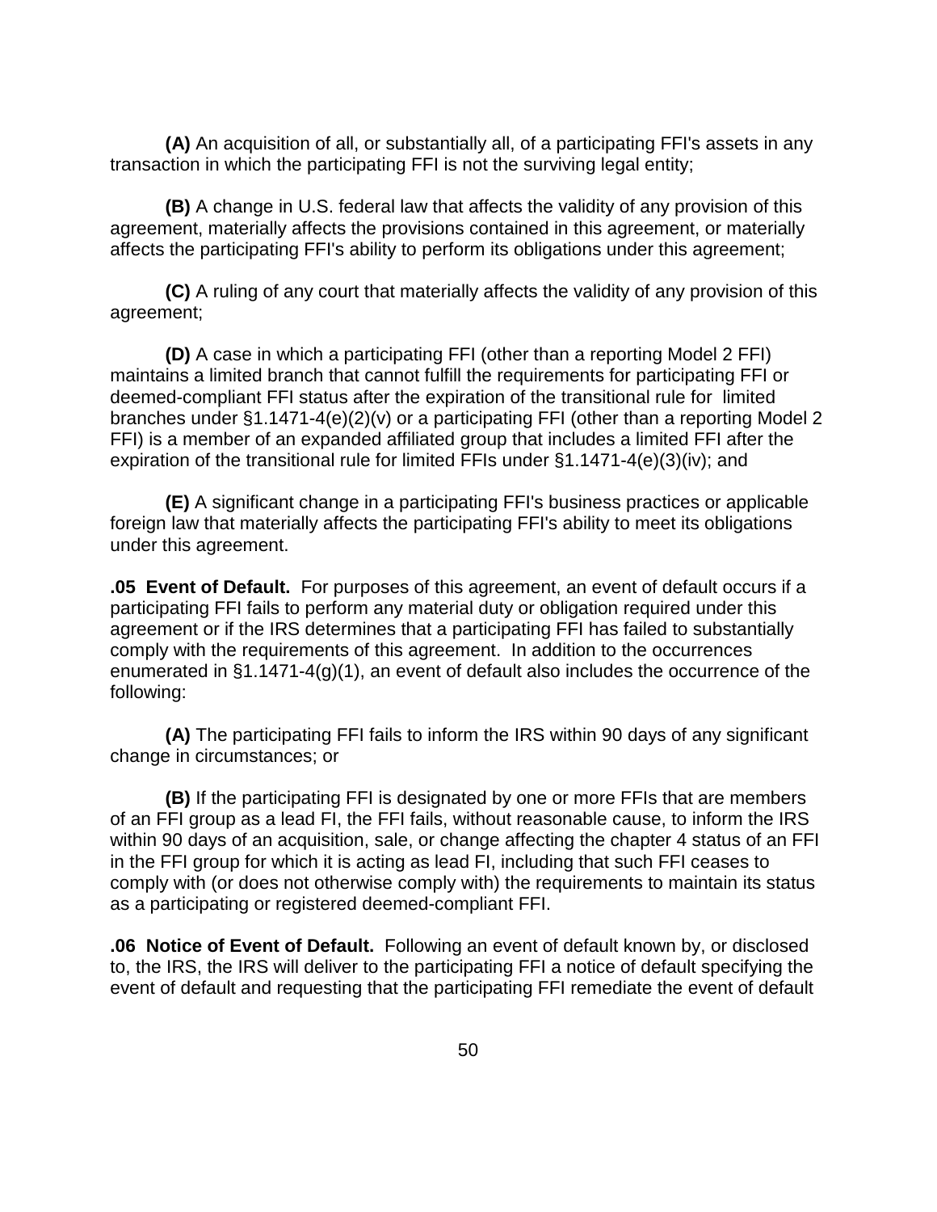**(A)** An acquisition of all, or substantially all, of a participating FFI's assets in any transaction in which the participating FFI is not the surviving legal entity;

**(B)** A change in U.S. federal law that affects the validity of any provision of this agreement, materially affects the provisions contained in this agreement, or materially affects the participating FFI's ability to perform its obligations under this agreement;

**(C)** A ruling of any court that materially affects the validity of any provision of this agreement;

**(D)** A case in which a participating FFI (other than a reporting Model 2 FFI) maintains a limited branch that cannot fulfill the requirements for participating FFI or deemed-compliant FFI status after the expiration of the transitional rule for limited branches under §1.1471-4(e)(2)(v) or a participating FFI (other than a reporting Model 2 FFI) is a member of an expanded affiliated group that includes a limited FFI after the expiration of the transitional rule for limited FFIs under §1.1471-4(e)(3)(iv); and

**(E)** A significant change in a participating FFI's business practices or applicable foreign law that materially affects the participating FFI's ability to meet its obligations under this agreement.

**.05 Event of Default.** For purposes of this agreement, an event of default occurs if a participating FFI fails to perform any material duty or obligation required under this agreement or if the IRS determines that a participating FFI has failed to substantially comply with the requirements of this agreement. In addition to the occurrences enumerated in §1.1471-4(g)(1), an event of default also includes the occurrence of the following:

**(A)** The participating FFI fails to inform the IRS within 90 days of any significant change in circumstances; or

**(B)** If the participating FFI is designated by one or more FFIs that are members of an FFI group as a lead FI, the FFI fails, without reasonable cause, to inform the IRS within 90 days of an acquisition, sale, or change affecting the chapter 4 status of an FFI in the FFI group for which it is acting as lead FI, including that such FFI ceases to comply with (or does not otherwise comply with) the requirements to maintain its status as a participating or registered deemed-compliant FFI.

**.06 Notice of Event of Default.** Following an event of default known by, or disclosed to, the IRS, the IRS will deliver to the participating FFI a notice of default specifying the event of default and requesting that the participating FFI remediate the event of default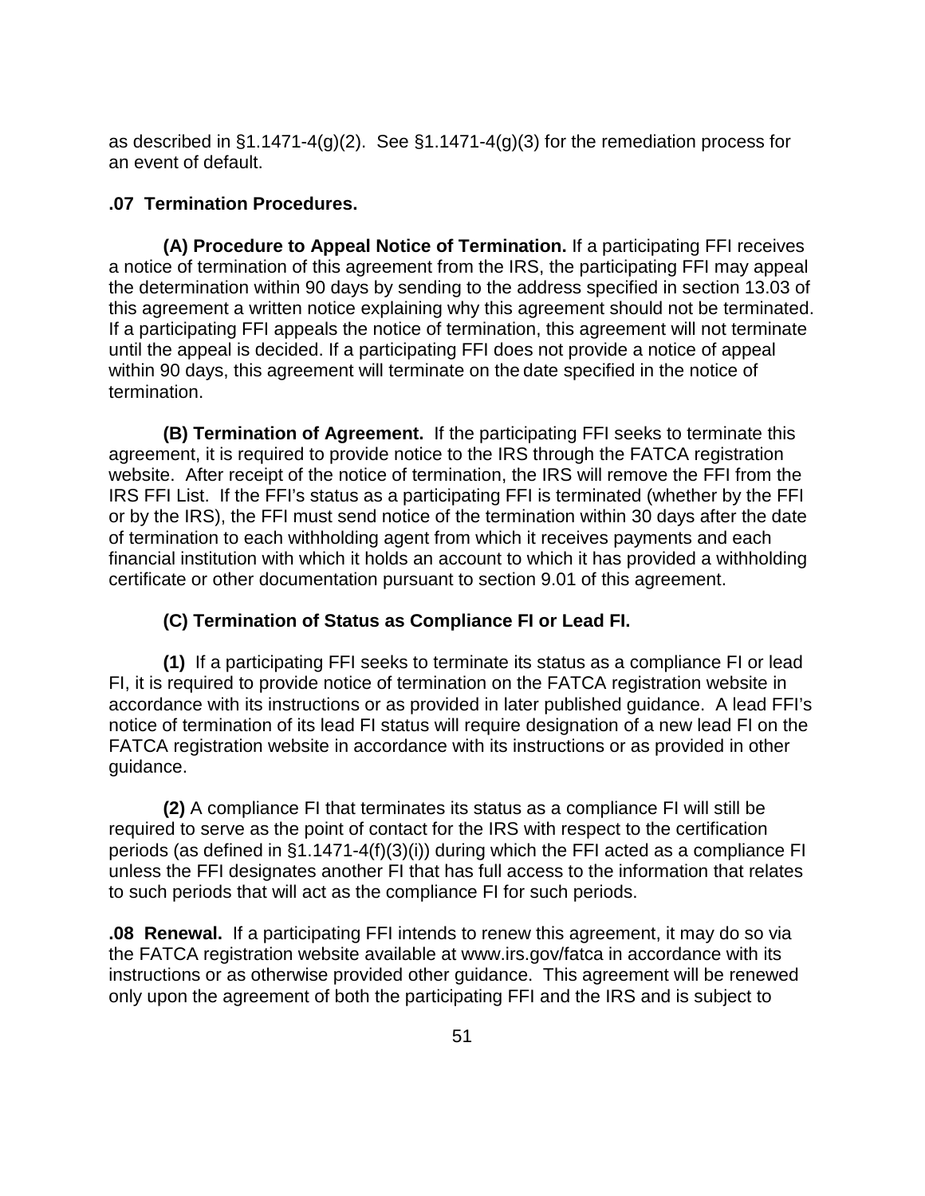as described in §1.1471-4(g)(2). See §1.1471-4(g)(3) for the remediation process for an event of default.

**.07 Termination Procedures.**

**(A) Procedure to Appeal Notice of Termination.** If a participating FFI receives a notice of termination of this agreement from the IRS, the participating FFI may appeal the determination within 90 days by sending to the address specified in section 13.03 of this agreement a written notice explaining why this agreement should not be terminated. If a participating FFI appeals the notice of termination, this agreement will not terminate until the appeal is decided. If a participating FFI does not provide a notice of appeal within 90 days, this agreement will terminate on the date specified in the notice of termination.

**(B) Termination of Agreement.** If the participating FFI seeks to terminate this agreement, it is required to provide notice to the IRS through the FATCA registration website. After receipt of the notice of termination, the IRS will remove the FFI from the IRS FFI List. If the FFI's status as a participating FFI is terminated (whether by the FFI or by the IRS), the FFI must send notice of the termination within 30 days after the date of termination to each withholding agent from which it receives payments and each financial institution with which it holds an account to which it has provided a withholding certificate or other documentation pursuant to section 9.01 of this agreement.

**(C) Termination of Status as Compliance FI or Lead FI.**

**(1)** If a participating FFI seeks to terminate its status as a compliance FI or lead FI, it is required to provide notice of termination on the FATCA registration website in accordance with its instructions or as provided in later published guidance. A lead FFI's notice of termination of its lead FI status will require designation of a new lead FI on the FATCA registration website in accordance with its instructions or as provided in other guidance.

**(2)** A compliance FI that terminates its status as a compliance FI will still be required to serve as the point of contact for the IRS with respect to the certification periods (as defined in §1.1471-4(f)(3)(i)) during which the FFI acted as a compliance FI unless the FFI designates another FI that has full access to the information that relates to such periods that will act as the compliance FI for such periods.

**.08 Renewal.** If a participating FFI intends to renew this agreement, it may do so via the FATCA registration website available at www.irs.gov/fatca in accordance with its instructions or as otherwise provided other guidance. This agreement will be renewed only upon the agreement of both the participating FFI and the IRS and is subject to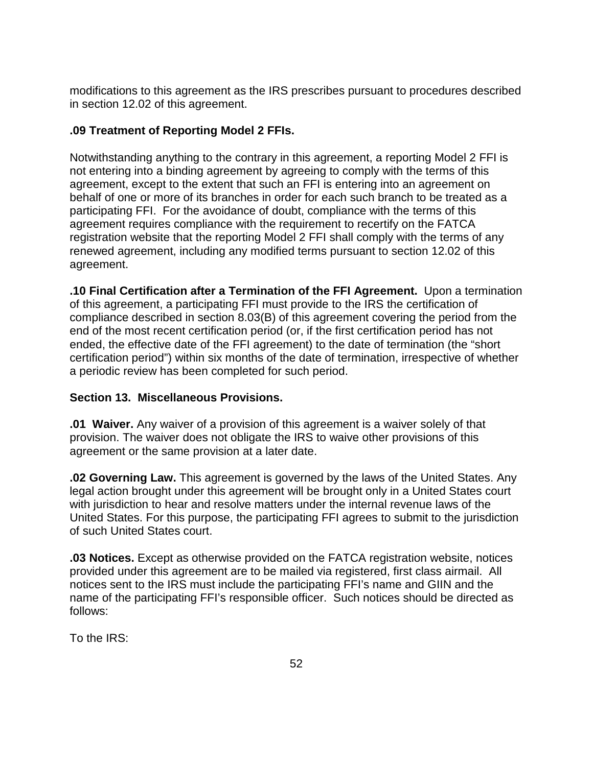modifications to this agreement as the IRS prescribes pursuant to procedures described in section 12.02 of this agreement.

**.09 Treatment of Reporting Model 2 FFIs.**

Notwithstanding anything to the contrary in this agreement, a reporting Model 2 FFI is not entering into a binding agreement by agreeing to comply with the terms of this agreement, except to the extent that such an FFI is entering into an agreement on behalf of one or more of its branches in order for each such branch to be treated as a participating FFI. For the avoidance of doubt, compliance with the terms of this agreement requires compliance with the requirement to recertify on the FATCA registration website that the reporting Model 2 FFI shall comply with the terms of any renewed agreement, including any modified terms pursuant to section 12.02 of this agreement.

**.10 Final Certification after a Termination of the FFI Agreement.** Upon a termination of this agreement, a participating FFI must provide to the IRS the certification of compliance described in section 8.03(B) of this agreement covering the period from the end of the most recent certification period (or, if the first certification period has not ended, the effective date of the FFI agreement) to the date of termination (the "short certification period") within six months of the date of termination, irrespective of whether a periodic review has been completed for such period.

## Section 13. Miscellaneous Provisions.

**.01 Waiver.** Any waiver of a provision of this agreement is a waiver solely of that provision. The waiver does not obligate the IRS to waive other provisions of this agreement or the same provision at a later date.

**.02 Governing Law.** This agreement is governed by the laws of the United States. Any legal action brought under this agreement will be brought only in a United States court with jurisdiction to hear and resolve matters under the internal revenue laws of the United States. For this purpose, the participating FFI agrees to submit to the jurisdiction of such United States court.

**.03 Notices.** Except as otherwise provided on the FATCA registration website, notices provided under this agreement are to be mailed via registered, first class airmail. All notices sent to the IRS must include the participating FFI's name and GIIN and the name of the participating FFI's responsible officer. Such notices should be directed as follows:

To the IRS: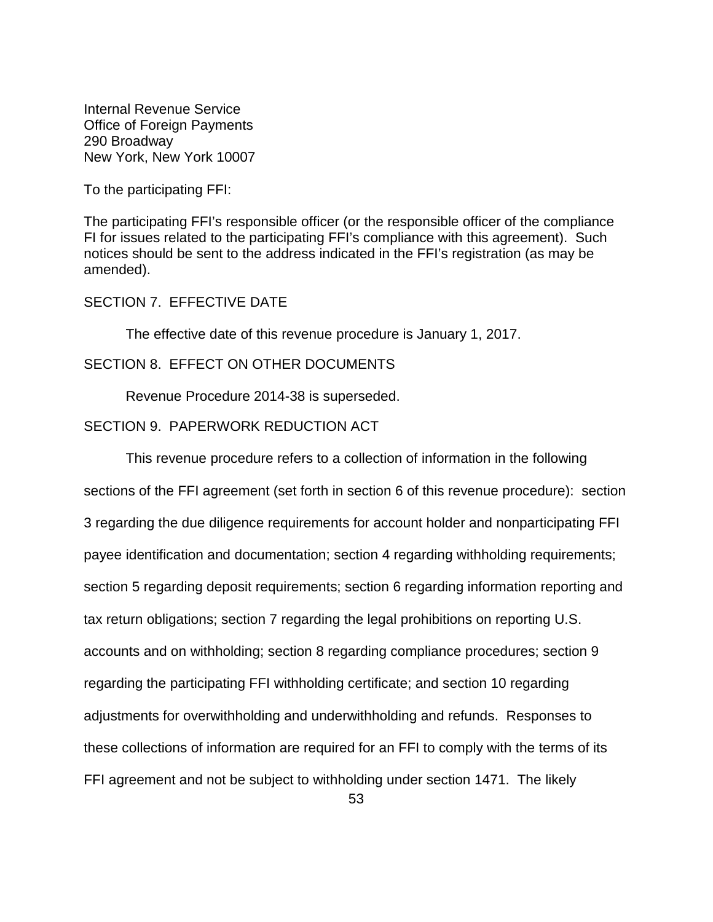Internal Revenue Service
Office of Foreign Payments
290 Broadway
New York, New York 10007

To the participating FFI:

The participating FFI's responsible officer (or the responsible officer of the compliance FI for issues related to the participating FFI's compliance with this agreement). Such notices should be sent to the address indicated in the FFI's registration (as may be amended).

SECTION 7. EFFECTIVE DATE

The effective date of this revenue procedure is January 1, 2017.

SECTION 8. EFFECT ON OTHER DOCUMENTS

Revenue Procedure 2014-38 is superseded.

SECTION 9. PAPERWORK REDUCTION ACT

This revenue procedure refers to a collection of information in the following sections of the FFI agreement (set forth in section 6 of this revenue procedure): section 3 regarding the due diligence requirements for account holder and nonparticipating FFI payee identification and documentation; section 4 regarding withholding requirements; section 5 regarding deposit requirements; section 6 regarding information reporting and tax return obligations; section 7 regarding the legal prohibitions on reporting U.S. accounts and on withholding; section 8 regarding compliance procedures; section 9 regarding the participating FFI withholding certificate; and section 10 regarding adjustments for overwithholding and underwithholding and refunds. Responses to these collections of information are required for an FFI to comply with the terms of its FFI agreement and not be subject to withholding under section 1471. The likely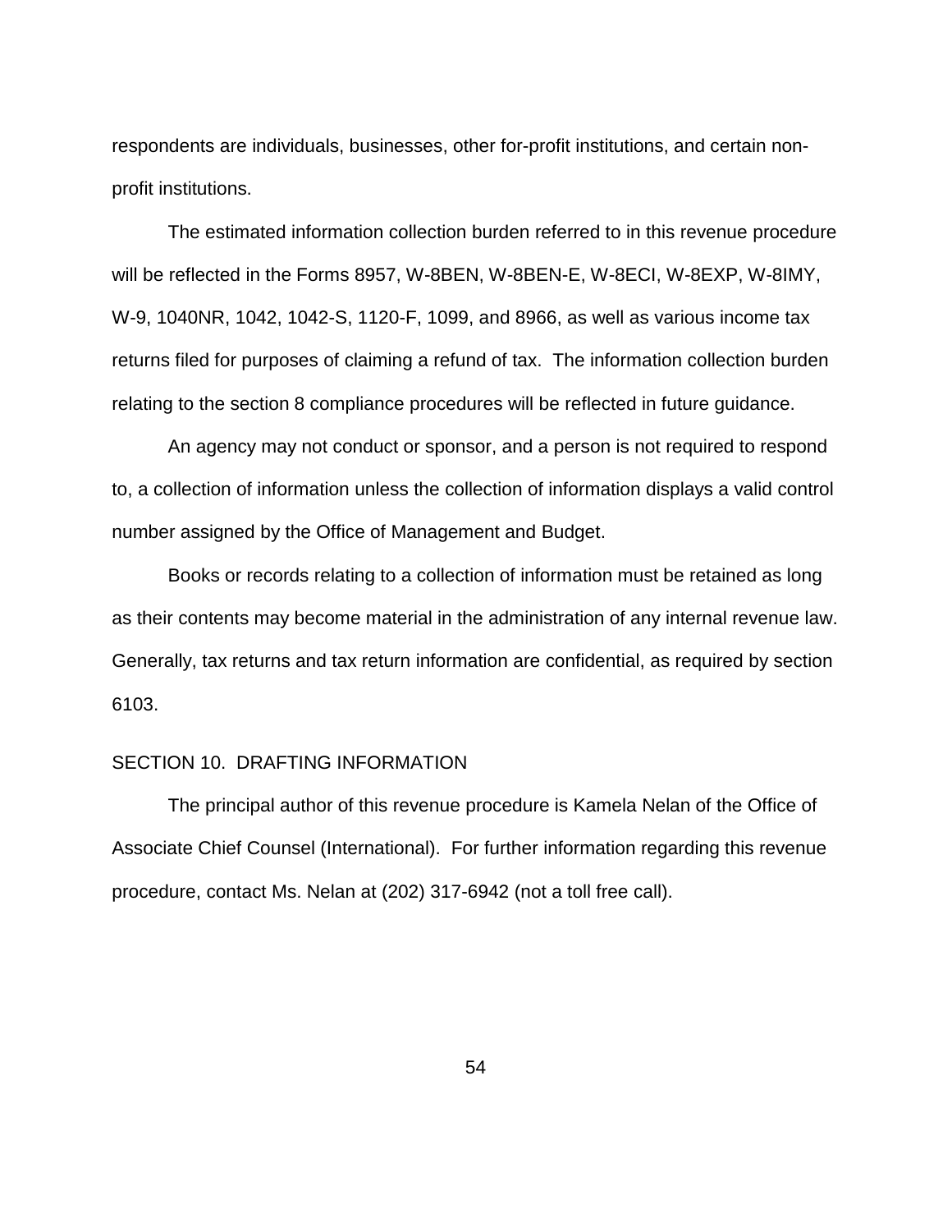respondents are individuals, businesses, other for-profit institutions, and certain non-profit institutions.

The estimated information collection burden referred to in this revenue procedure will be reflected in the Forms 8957, W-8BEN, W-8BEN-E, W-8ECI, W-8EXP, W-8IMY, W-9, 1040NR, 1042, 1042-S, 1120-F, 1099, and 8966, as well as various income tax returns filed for purposes of claiming a refund of tax. The information collection burden relating to the section 8 compliance procedures will be reflected in future guidance.

An agency may not conduct or sponsor, and a person is not required to respond to, a collection of information unless the collection of information displays a valid control number assigned by the Office of Management and Budget.

Books or records relating to a collection of information must be retained as long as their contents may become material in the administration of any internal revenue law. Generally, tax returns and tax return information are confidential, as required by section 6103.

## SECTION 10. DRAFTING INFORMATION

The principal author of this revenue procedure is Kamela Nelan of the Office of Associate Chief Counsel (International). For further information regarding this revenue procedure, contact Ms. Nelan at (202) 317-6942 (not a toll free call).